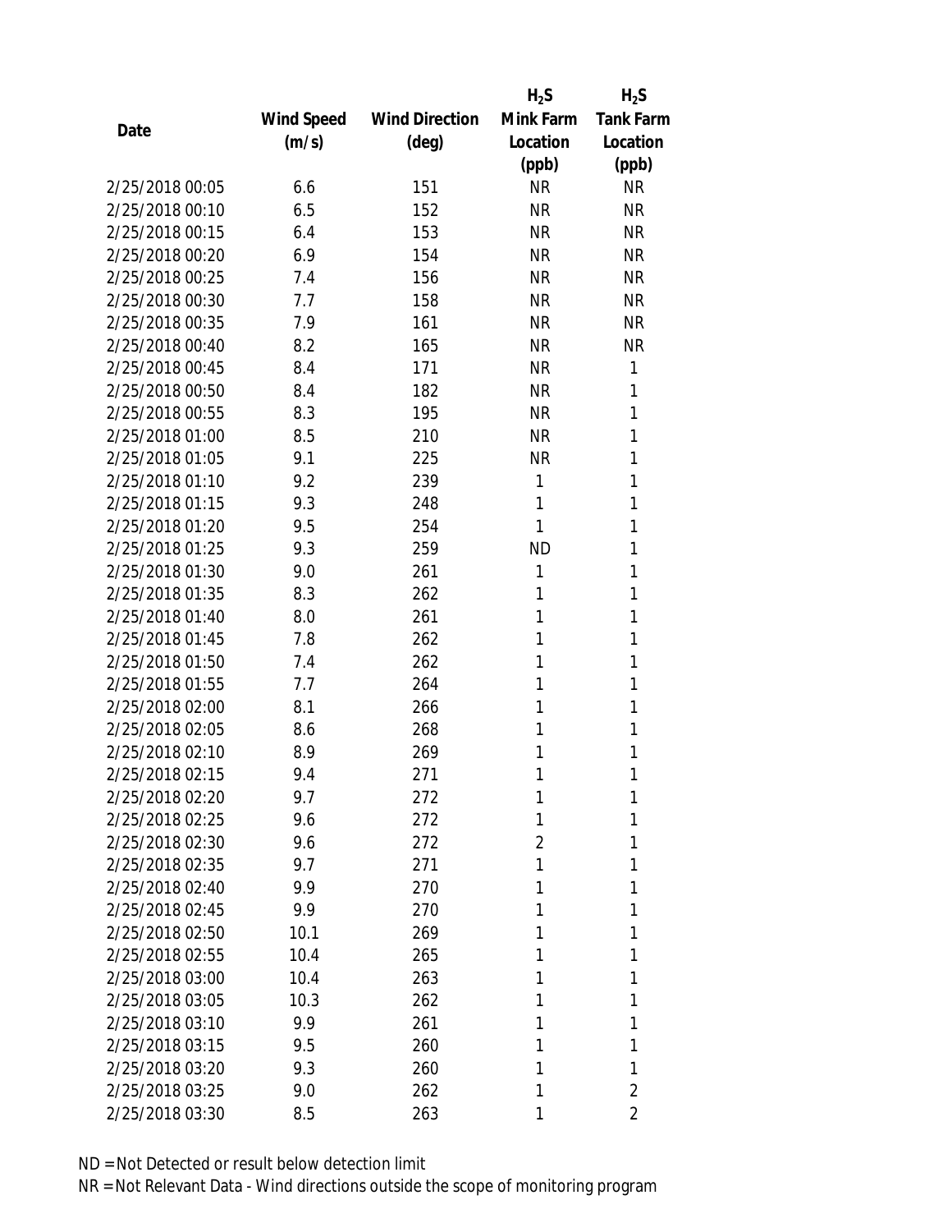| Date | Wind Speed (m/s) | Wind Direction (deg) | $H_2S$ Mink Farm Location (ppb) | $H_2S$ Tank Farm Location (ppb) |
|---|---|---|---|---|
| 2/25/2018 00:05 | 6.6 | 151 | NR | NR |
| 2/25/2018 00:10 | 6.5 | 152 | NR | NR |
| 2/25/2018 00:15 | 6.4 | 153 | NR | NR |
| 2/25/2018 00:20 | 6.9 | 154 | NR | NR |
| 2/25/2018 00:25 | 7.4 | 156 | NR | NR |
| 2/25/2018 00:30 | 7.7 | 158 | NR | NR |
| 2/25/2018 00:35 | 7.9 | 161 | NR | NR |
| 2/25/2018 00:40 | 8.2 | 165 | NR | NR |
| 2/25/2018 00:45 | 8.4 | 171 | NR | 1 |
| 2/25/2018 00:50 | 8.4 | 182 | NR | 1 |
| 2/25/2018 00:55 | 8.3 | 195 | NR | 1 |
| 2/25/2018 01:00 | 8.5 | 210 | NR | 1 |
| 2/25/2018 01:05 | 9.1 | 225 | NR | 1 |
| 2/25/2018 01:10 | 9.2 | 239 | 1 | 1 |
| 2/25/2018 01:15 | 9.3 | 248 | 1 | 1 |
| 2/25/2018 01:20 | 9.5 | 254 | 1 | 1 |
| 2/25/2018 01:25 | 9.3 | 259 | ND | 1 |
| 2/25/2018 01:30 | 9.0 | 261 | 1 | 1 |
| 2/25/2018 01:35 | 8.3 | 262 | 1 | 1 |
| 2/25/2018 01:40 | 8.0 | 261 | 1 | 1 |
| 2/25/2018 01:45 | 7.8 | 262 | 1 | 1 |
| 2/25/2018 01:50 | 7.4 | 262 | 1 | 1 |
| 2/25/2018 01:55 | 7.7 | 264 | 1 | 1 |
| 2/25/2018 02:00 | 8.1 | 266 | 1 | 1 |
| 2/25/2018 02:05 | 8.6 | 268 | 1 | 1 |
| 2/25/2018 02:10 | 8.9 | 269 | 1 | 1 |
| 2/25/2018 02:15 | 9.4 | 271 | 1 | 1 |
| 2/25/2018 02:20 | 9.7 | 272 | 1 | 1 |
| 2/25/2018 02:25 | 9.6 | 272 | 1 | 1 |
| 2/25/2018 02:30 | 9.6 | 272 | 2 | 1 |
| 2/25/2018 02:35 | 9.7 | 271 | 1 | 1 |
| 2/25/2018 02:40 | 9.9 | 270 | 1 | 1 |
| 2/25/2018 02:45 | 9.9 | 270 | 1 | 1 |
| 2/25/2018 02:50 | 10.1 | 269 | 1 | 1 |
| 2/25/2018 02:55 | 10.4 | 265 | 1 | 1 |
| 2/25/2018 03:00 | 10.4 | 263 | 1 | 1 |
| 2/25/2018 03:05 | 10.3 | 262 | 1 | 1 |
| 2/25/2018 03:10 | 9.9 | 261 | 1 | 1 |
| 2/25/2018 03:15 | 9.5 | 260 | 1 | 1 |
| 2/25/2018 03:20 | 9.3 | 260 | 1 | 1 |
| 2/25/2018 03:25 | 9.0 | 262 | 1 | 2 |
| 2/25/2018 03:30 | 8.5 | 263 | 1 | 2 |

ND = Not Detected or result below detection limit
NR = Not Relevant Data - Wind directions outside the scope of monitoring program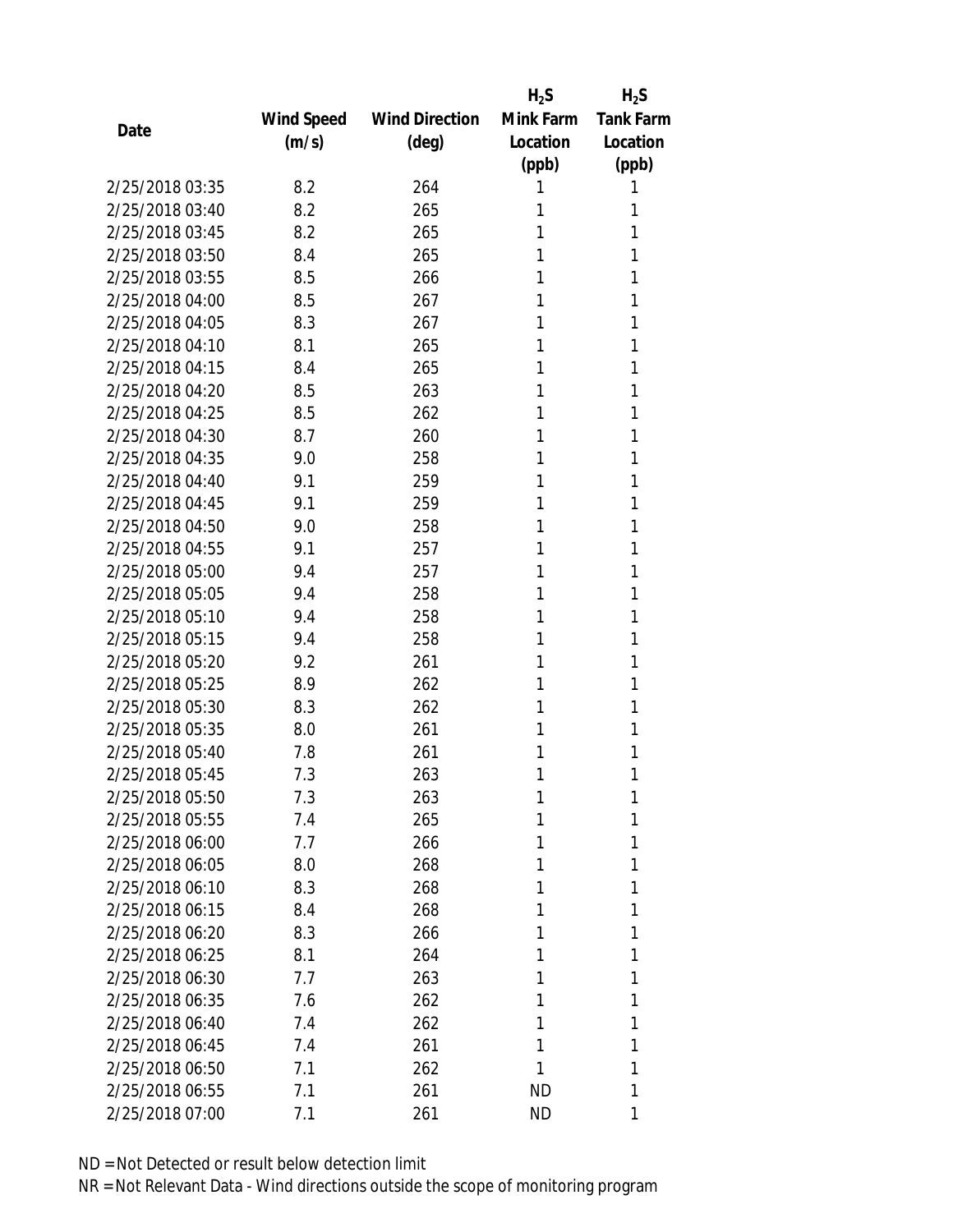| Date | Wind Speed (m/s) | Wind Direction (deg) | $H_2S$ Mink Farm Location (ppb) | $H_2S$ Tank Farm Location (ppb) |
|---|---|---|---|---|
| 2/25/2018 03:35 | 8.2 | 264 | 1 | 1 |
| 2/25/2018 03:40 | 8.2 | 265 | 1 | 1 |
| 2/25/2018 03:45 | 8.2 | 265 | 1 | 1 |
| 2/25/2018 03:50 | 8.4 | 265 | 1 | 1 |
| 2/25/2018 03:55 | 8.5 | 266 | 1 | 1 |
| 2/25/2018 04:00 | 8.5 | 267 | 1 | 1 |
| 2/25/2018 04:05 | 8.3 | 267 | 1 | 1 |
| 2/25/2018 04:10 | 8.1 | 265 | 1 | 1 |
| 2/25/2018 04:15 | 8.4 | 265 | 1 | 1 |
| 2/25/2018 04:20 | 8.5 | 263 | 1 | 1 |
| 2/25/2018 04:25 | 8.5 | 262 | 1 | 1 |
| 2/25/2018 04:30 | 8.7 | 260 | 1 | 1 |
| 2/25/2018 04:35 | 9.0 | 258 | 1 | 1 |
| 2/25/2018 04:40 | 9.1 | 259 | 1 | 1 |
| 2/25/2018 04:45 | 9.1 | 259 | 1 | 1 |
| 2/25/2018 04:50 | 9.0 | 258 | 1 | 1 |
| 2/25/2018 04:55 | 9.1 | 257 | 1 | 1 |
| 2/25/2018 05:00 | 9.4 | 257 | 1 | 1 |
| 2/25/2018 05:05 | 9.4 | 258 | 1 | 1 |
| 2/25/2018 05:10 | 9.4 | 258 | 1 | 1 |
| 2/25/2018 05:15 | 9.4 | 258 | 1 | 1 |
| 2/25/2018 05:20 | 9.2 | 261 | 1 | 1 |
| 2/25/2018 05:25 | 8.9 | 262 | 1 | 1 |
| 2/25/2018 05:30 | 8.3 | 262 | 1 | 1 |
| 2/25/2018 05:35 | 8.0 | 261 | 1 | 1 |
| 2/25/2018 05:40 | 7.8 | 261 | 1 | 1 |
| 2/25/2018 05:45 | 7.3 | 263 | 1 | 1 |
| 2/25/2018 05:50 | 7.3 | 263 | 1 | 1 |
| 2/25/2018 05:55 | 7.4 | 265 | 1 | 1 |
| 2/25/2018 06:00 | 7.7 | 266 | 1 | 1 |
| 2/25/2018 06:05 | 8.0 | 268 | 1 | 1 |
| 2/25/2018 06:10 | 8.3 | 268 | 1 | 1 |
| 2/25/2018 06:15 | 8.4 | 268 | 1 | 1 |
| 2/25/2018 06:20 | 8.3 | 266 | 1 | 1 |
| 2/25/2018 06:25 | 8.1 | 264 | 1 | 1 |
| 2/25/2018 06:30 | 7.7 | 263 | 1 | 1 |
| 2/25/2018 06:35 | 7.6 | 262 | 1 | 1 |
| 2/25/2018 06:40 | 7.4 | 262 | 1 | 1 |
| 2/25/2018 06:45 | 7.4 | 261 | 1 | 1 |
| 2/25/2018 06:50 | 7.1 | 262 | 1 | 1 |
| 2/25/2018 06:55 | 7.1 | 261 | ND | 1 |
| 2/25/2018 07:00 | 7.1 | 261 | ND | 1 |

ND = Not Detected or result below detection limit

NR = Not Relevant Data - Wind directions outside the scope of monitoring program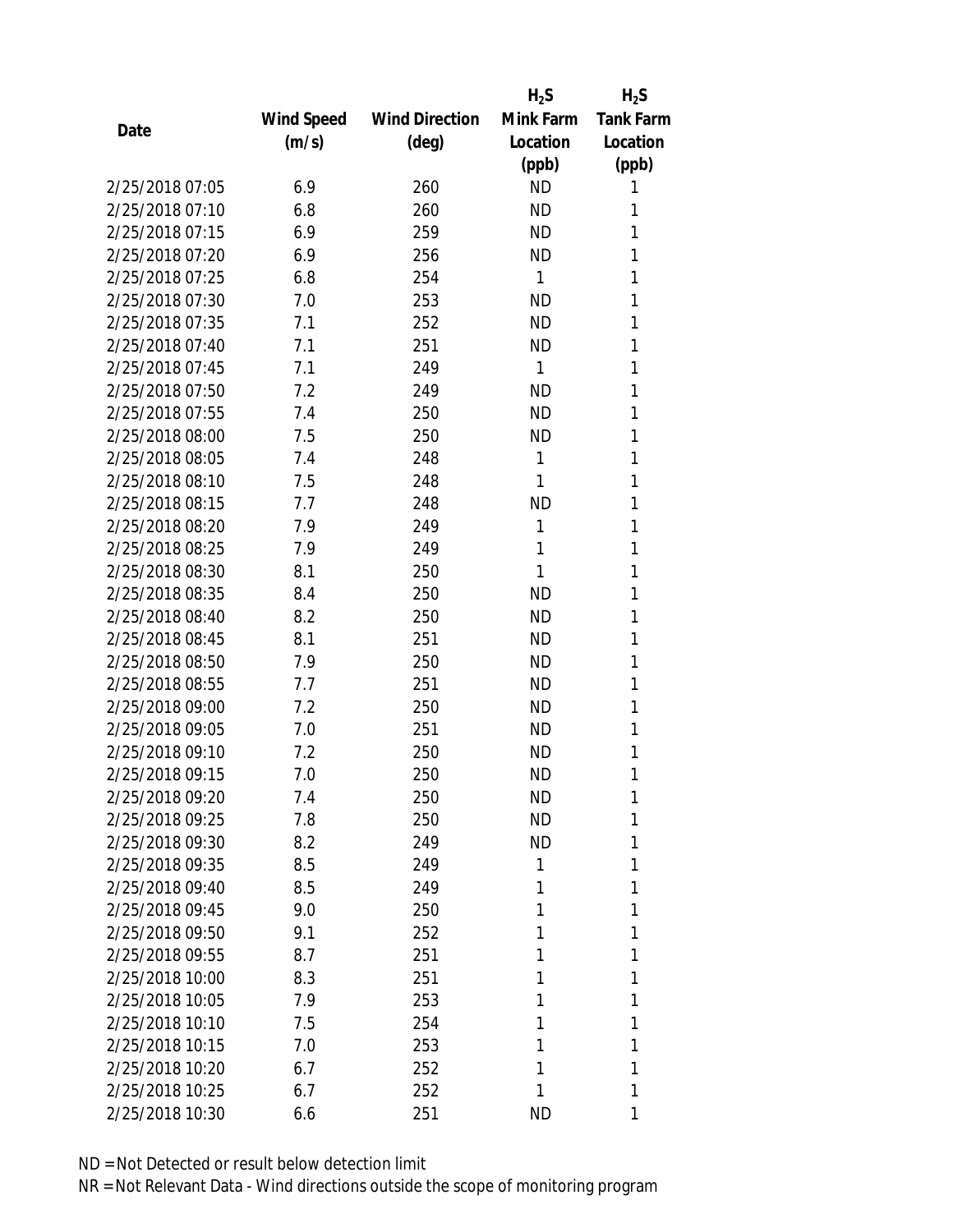| Date | Wind Speed (m/s) | Wind Direction (deg) | $H_2S$ Mink Farm Location (ppb) | $H_2S$ Tank Farm Location (ppb) |
|---|---|---|---|---|
| 2/25/2018 07:05 | 6.9 | 260 | ND | 1 |
| 2/25/2018 07:10 | 6.8 | 260 | ND | 1 |
| 2/25/2018 07:15 | 6.9 | 259 | ND | 1 |
| 2/25/2018 07:20 | 6.9 | 256 | ND | 1 |
| 2/25/2018 07:25 | 6.8 | 254 | 1 | 1 |
| 2/25/2018 07:30 | 7.0 | 253 | ND | 1 |
| 2/25/2018 07:35 | 7.1 | 252 | ND | 1 |
| 2/25/2018 07:40 | 7.1 | 251 | ND | 1 |
| 2/25/2018 07:45 | 7.1 | 249 | 1 | 1 |
| 2/25/2018 07:50 | 7.2 | 249 | ND | 1 |
| 2/25/2018 07:55 | 7.4 | 250 | ND | 1 |
| 2/25/2018 08:00 | 7.5 | 250 | ND | 1 |
| 2/25/2018 08:05 | 7.4 | 248 | 1 | 1 |
| 2/25/2018 08:10 | 7.5 | 248 | 1 | 1 |
| 2/25/2018 08:15 | 7.7 | 248 | ND | 1 |
| 2/25/2018 08:20 | 7.9 | 249 | 1 | 1 |
| 2/25/2018 08:25 | 7.9 | 249 | 1 | 1 |
| 2/25/2018 08:30 | 8.1 | 250 | 1 | 1 |
| 2/25/2018 08:35 | 8.4 | 250 | ND | 1 |
| 2/25/2018 08:40 | 8.2 | 250 | ND | 1 |
| 2/25/2018 08:45 | 8.1 | 251 | ND | 1 |
| 2/25/2018 08:50 | 7.9 | 250 | ND | 1 |
| 2/25/2018 08:55 | 7.7 | 251 | ND | 1 |
| 2/25/2018 09:00 | 7.2 | 250 | ND | 1 |
| 2/25/2018 09:05 | 7.0 | 251 | ND | 1 |
| 2/25/2018 09:10 | 7.2 | 250 | ND | 1 |
| 2/25/2018 09:15 | 7.0 | 250 | ND | 1 |
| 2/25/2018 09:20 | 7.4 | 250 | ND | 1 |
| 2/25/2018 09:25 | 7.8 | 250 | ND | 1 |
| 2/25/2018 09:30 | 8.2 | 249 | ND | 1 |
| 2/25/2018 09:35 | 8.5 | 249 | 1 | 1 |
| 2/25/2018 09:40 | 8.5 | 249 | 1 | 1 |
| 2/25/2018 09:45 | 9.0 | 250 | 1 | 1 |
| 2/25/2018 09:50 | 9.1 | 252 | 1 | 1 |
| 2/25/2018 09:55 | 8.7 | 251 | 1 | 1 |
| 2/25/2018 10:00 | 8.3 | 251 | 1 | 1 |
| 2/25/2018 10:05 | 7.9 | 253 | 1 | 1 |
| 2/25/2018 10:10 | 7.5 | 254 | 1 | 1 |
| 2/25/2018 10:15 | 7.0 | 253 | 1 | 1 |
| 2/25/2018 10:20 | 6.7 | 252 | 1 | 1 |
| 2/25/2018 10:25 | 6.7 | 252 | 1 | 1 |
| 2/25/2018 10:30 | 6.6 | 251 | ND | 1 |

ND = Not Detected or result below detection limit

NR = Not Relevant Data - Wind directions outside the scope of monitoring program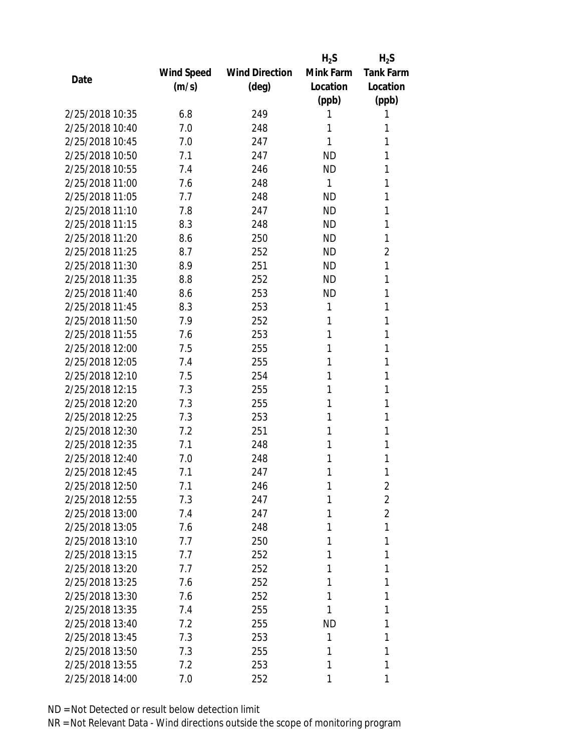| Date | Wind Speed (m/s) | Wind Direction (deg) | $H_2S$ Mink Farm Location (ppb) | $H_2S$ Tank Farm Location (ppb) |
|---|---|---|---|---|
| 2/25/2018 10:35 | 6.8 | 249 | 1 | 1 |
| 2/25/2018 10:40 | 7.0 | 248 | 1 | 1 |
| 2/25/2018 10:45 | 7.0 | 247 | 1 | 1 |
| 2/25/2018 10:50 | 7.1 | 247 | ND | 1 |
| 2/25/2018 10:55 | 7.4 | 246 | ND | 1 |
| 2/25/2018 11:00 | 7.6 | 248 | 1 | 1 |
| 2/25/2018 11:05 | 7.7 | 248 | ND | 1 |
| 2/25/2018 11:10 | 7.8 | 247 | ND | 1 |
| 2/25/2018 11:15 | 8.3 | 248 | ND | 1 |
| 2/25/2018 11:20 | 8.6 | 250 | ND | 1 |
| 2/25/2018 11:25 | 8.7 | 252 | ND | 2 |
| 2/25/2018 11:30 | 8.9 | 251 | ND | 1 |
| 2/25/2018 11:35 | 8.8 | 252 | ND | 1 |
| 2/25/2018 11:40 | 8.6 | 253 | ND | 1 |
| 2/25/2018 11:45 | 8.3 | 253 | 1 | 1 |
| 2/25/2018 11:50 | 7.9 | 252 | 1 | 1 |
| 2/25/2018 11:55 | 7.6 | 253 | 1 | 1 |
| 2/25/2018 12:00 | 7.5 | 255 | 1 | 1 |
| 2/25/2018 12:05 | 7.4 | 255 | 1 | 1 |
| 2/25/2018 12:10 | 7.5 | 254 | 1 | 1 |
| 2/25/2018 12:15 | 7.3 | 255 | 1 | 1 |
| 2/25/2018 12:20 | 7.3 | 255 | 1 | 1 |
| 2/25/2018 12:25 | 7.3 | 253 | 1 | 1 |
| 2/25/2018 12:30 | 7.2 | 251 | 1 | 1 |
| 2/25/2018 12:35 | 7.1 | 248 | 1 | 1 |
| 2/25/2018 12:40 | 7.0 | 248 | 1 | 1 |
| 2/25/2018 12:45 | 7.1 | 247 | 1 | 1 |
| 2/25/2018 12:50 | 7.1 | 246 | 1 | 2 |
| 2/25/2018 12:55 | 7.3 | 247 | 1 | 2 |
| 2/25/2018 13:00 | 7.4 | 247 | 1 | 2 |
| 2/25/2018 13:05 | 7.6 | 248 | 1 | 1 |
| 2/25/2018 13:10 | 7.7 | 250 | 1 | 1 |
| 2/25/2018 13:15 | 7.7 | 252 | 1 | 1 |
| 2/25/2018 13:20 | 7.7 | 252 | 1 | 1 |
| 2/25/2018 13:25 | 7.6 | 252 | 1 | 1 |
| 2/25/2018 13:30 | 7.6 | 252 | 1 | 1 |
| 2/25/2018 13:35 | 7.4 | 255 | 1 | 1 |
| 2/25/2018 13:40 | 7.2 | 255 | ND | 1 |
| 2/25/2018 13:45 | 7.3 | 253 | 1 | 1 |
| 2/25/2018 13:50 | 7.3 | 255 | 1 | 1 |
| 2/25/2018 13:55 | 7.2 | 253 | 1 | 1 |
| 2/25/2018 14:00 | 7.0 | 252 | 1 | 1 |

ND = Not Detected or result below detection limit

NR = Not Relevant Data - Wind directions outside the scope of monitoring program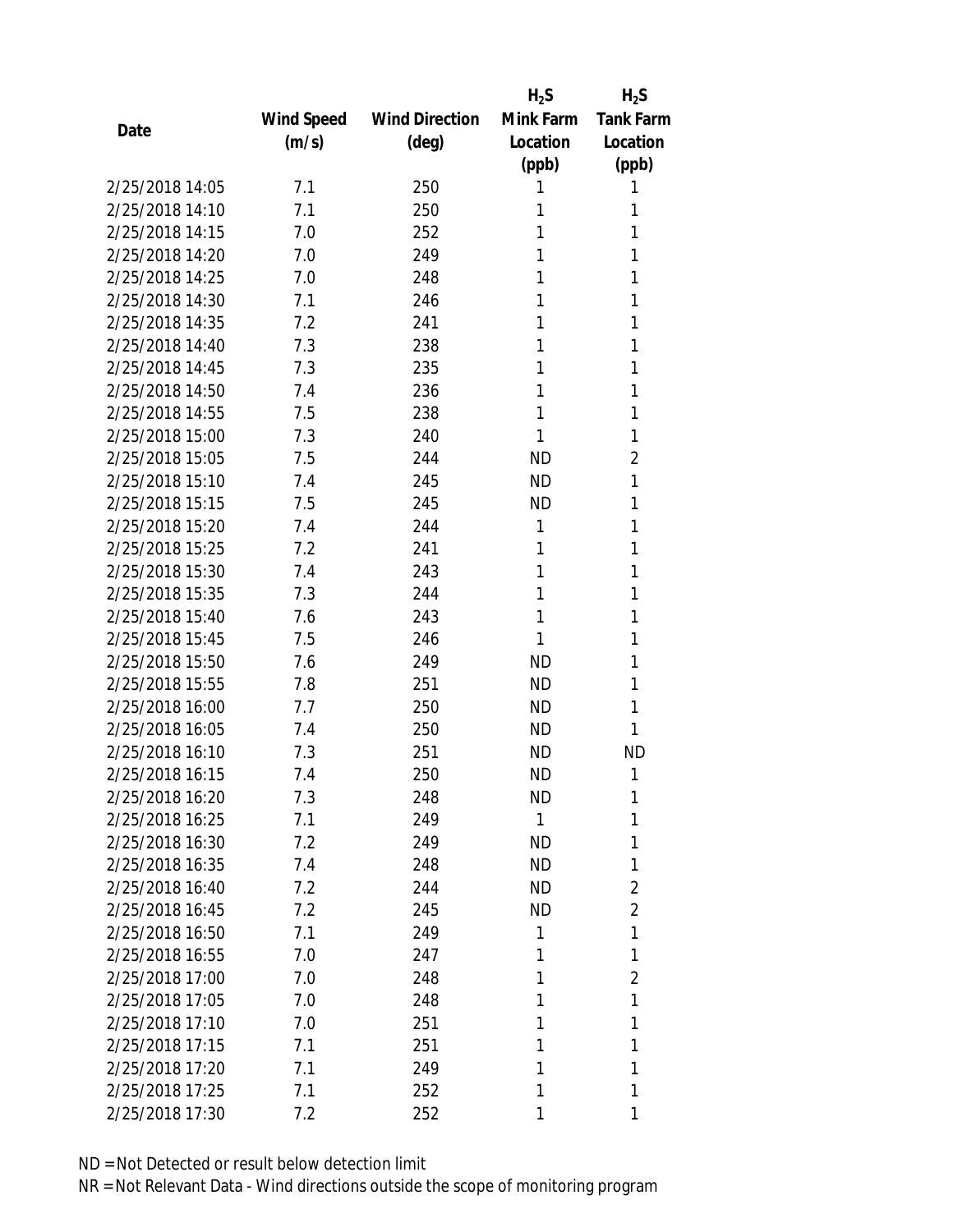| Date | Wind Speed (m/s) | Wind Direction (deg) | $H_2S$ Mink Farm Location (ppb) | $H_2S$ Tank Farm Location (ppb) |
|---|---|---|---|---|
| 2/25/2018 14:05 | 7.1 | 250 | 1 | 1 |
| 2/25/2018 14:10 | 7.1 | 250 | 1 | 1 |
| 2/25/2018 14:15 | 7.0 | 252 | 1 | 1 |
| 2/25/2018 14:20 | 7.0 | 249 | 1 | 1 |
| 2/25/2018 14:25 | 7.0 | 248 | 1 | 1 |
| 2/25/2018 14:30 | 7.1 | 246 | 1 | 1 |
| 2/25/2018 14:35 | 7.2 | 241 | 1 | 1 |
| 2/25/2018 14:40 | 7.3 | 238 | 1 | 1 |
| 2/25/2018 14:45 | 7.3 | 235 | 1 | 1 |
| 2/25/2018 14:50 | 7.4 | 236 | 1 | 1 |
| 2/25/2018 14:55 | 7.5 | 238 | 1 | 1 |
| 2/25/2018 15:00 | 7.3 | 240 | 1 | 1 |
| 2/25/2018 15:05 | 7.5 | 244 | ND | 2 |
| 2/25/2018 15:10 | 7.4 | 245 | ND | 1 |
| 2/25/2018 15:15 | 7.5 | 245 | ND | 1 |
| 2/25/2018 15:20 | 7.4 | 244 | 1 | 1 |
| 2/25/2018 15:25 | 7.2 | 241 | 1 | 1 |
| 2/25/2018 15:30 | 7.4 | 243 | 1 | 1 |
| 2/25/2018 15:35 | 7.3 | 244 | 1 | 1 |
| 2/25/2018 15:40 | 7.6 | 243 | 1 | 1 |
| 2/25/2018 15:45 | 7.5 | 246 | 1 | 1 |
| 2/25/2018 15:50 | 7.6 | 249 | ND | 1 |
| 2/25/2018 15:55 | 7.8 | 251 | ND | 1 |
| 2/25/2018 16:00 | 7.7 | 250 | ND | 1 |
| 2/25/2018 16:05 | 7.4 | 250 | ND | 1 |
| 2/25/2018 16:10 | 7.3 | 251 | ND | ND |
| 2/25/2018 16:15 | 7.4 | 250 | ND | 1 |
| 2/25/2018 16:20 | 7.3 | 248 | ND | 1 |
| 2/25/2018 16:25 | 7.1 | 249 | 1 | 1 |
| 2/25/2018 16:30 | 7.2 | 249 | ND | 1 |
| 2/25/2018 16:35 | 7.4 | 248 | ND | 1 |
| 2/25/2018 16:40 | 7.2 | 244 | ND | 2 |
| 2/25/2018 16:45 | 7.2 | 245 | ND | 2 |
| 2/25/2018 16:50 | 7.1 | 249 | 1 | 1 |
| 2/25/2018 16:55 | 7.0 | 247 | 1 | 1 |
| 2/25/2018 17:00 | 7.0 | 248 | 1 | 2 |
| 2/25/2018 17:05 | 7.0 | 248 | 1 | 1 |
| 2/25/2018 17:10 | 7.0 | 251 | 1 | 1 |
| 2/25/2018 17:15 | 7.1 | 251 | 1 | 1 |
| 2/25/2018 17:20 | 7.1 | 249 | 1 | 1 |
| 2/25/2018 17:25 | 7.1 | 252 | 1 | 1 |
| 2/25/2018 17:30 | 7.2 | 252 | 1 | 1 |

ND = Not Detected or result below detection limit

NR = Not Relevant Data - Wind directions outside the scope of monitoring program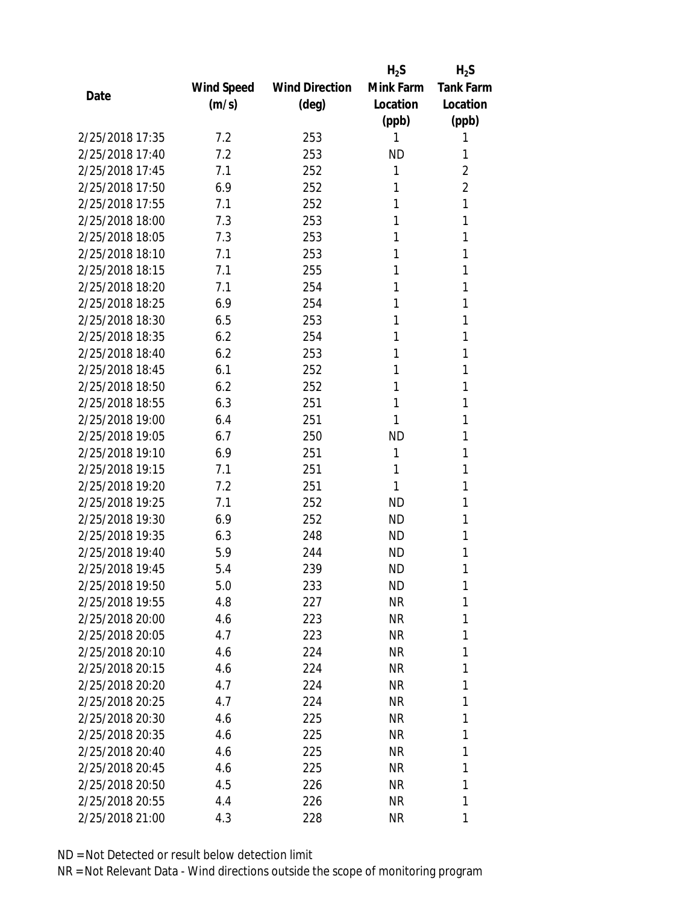| Date | Wind Speed (m/s) | Wind Direction (deg) | $H_2S$ Mink Farm Location (ppb) | $H_2S$ Tank Farm Location (ppb) |
|---|---|---|---|---|
| 2/25/2018 17:35 | 7.2 | 253 | 1 | 1 |
| 2/25/2018 17:40 | 7.2 | 253 | ND | 1 |
| 2/25/2018 17:45 | 7.1 | 252 | 1 | 2 |
| 2/25/2018 17:50 | 6.9 | 252 | 1 | 2 |
| 2/25/2018 17:55 | 7.1 | 252 | 1 | 1 |
| 2/25/2018 18:00 | 7.3 | 253 | 1 | 1 |
| 2/25/2018 18:05 | 7.3 | 253 | 1 | 1 |
| 2/25/2018 18:10 | 7.1 | 253 | 1 | 1 |
| 2/25/2018 18:15 | 7.1 | 255 | 1 | 1 |
| 2/25/2018 18:20 | 7.1 | 254 | 1 | 1 |
| 2/25/2018 18:25 | 6.9 | 254 | 1 | 1 |
| 2/25/2018 18:30 | 6.5 | 253 | 1 | 1 |
| 2/25/2018 18:35 | 6.2 | 254 | 1 | 1 |
| 2/25/2018 18:40 | 6.2 | 253 | 1 | 1 |
| 2/25/2018 18:45 | 6.1 | 252 | 1 | 1 |
| 2/25/2018 18:50 | 6.2 | 252 | 1 | 1 |
| 2/25/2018 18:55 | 6.3 | 251 | 1 | 1 |
| 2/25/2018 19:00 | 6.4 | 251 | 1 | 1 |
| 2/25/2018 19:05 | 6.7 | 250 | ND | 1 |
| 2/25/2018 19:10 | 6.9 | 251 | 1 | 1 |
| 2/25/2018 19:15 | 7.1 | 251 | 1 | 1 |
| 2/25/2018 19:20 | 7.2 | 251 | 1 | 1 |
| 2/25/2018 19:25 | 7.1 | 252 | ND | 1 |
| 2/25/2018 19:30 | 6.9 | 252 | ND | 1 |
| 2/25/2018 19:35 | 6.3 | 248 | ND | 1 |
| 2/25/2018 19:40 | 5.9 | 244 | ND | 1 |
| 2/25/2018 19:45 | 5.4 | 239 | ND | 1 |
| 2/25/2018 19:50 | 5.0 | 233 | ND | 1 |
| 2/25/2018 19:55 | 4.8 | 227 | NR | 1 |
| 2/25/2018 20:00 | 4.6 | 223 | NR | 1 |
| 2/25/2018 20:05 | 4.7 | 223 | NR | 1 |
| 2/25/2018 20:10 | 4.6 | 224 | NR | 1 |
| 2/25/2018 20:15 | 4.6 | 224 | NR | 1 |
| 2/25/2018 20:20 | 4.7 | 224 | NR | 1 |
| 2/25/2018 20:25 | 4.7 | 224 | NR | 1 |
| 2/25/2018 20:30 | 4.6 | 225 | NR | 1 |
| 2/25/2018 20:35 | 4.6 | 225 | NR | 1 |
| 2/25/2018 20:40 | 4.6 | 225 | NR | 1 |
| 2/25/2018 20:45 | 4.6 | 225 | NR | 1 |
| 2/25/2018 20:50 | 4.5 | 226 | NR | 1 |
| 2/25/2018 20:55 | 4.4 | 226 | NR | 1 |
| 2/25/2018 21:00 | 4.3 | 228 | NR | 1 |

ND = Not Detected or result below detection limit
NR = Not Relevant Data - Wind directions outside the scope of monitoring program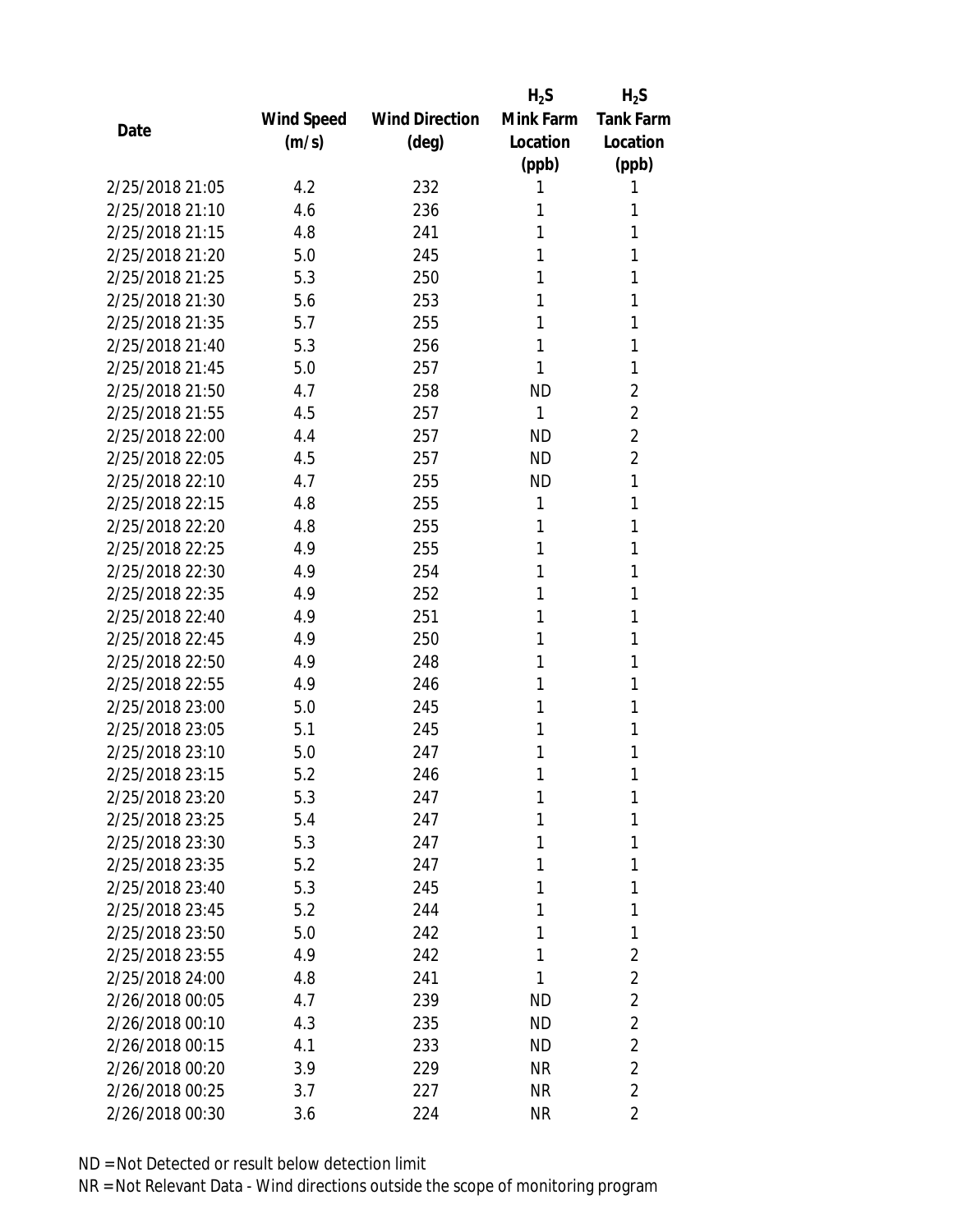| Date | Wind Speed (m/s) | Wind Direction (deg) | $H_2S$ Mink Farm Location (ppb) | $H_2S$ Tank Farm Location (ppb) |
|---|---|---|---|---|
| 2/25/2018 21:05 | 4.2 | 232 | 1 | 1 |
| 2/25/2018 21:10 | 4.6 | 236 | 1 | 1 |
| 2/25/2018 21:15 | 4.8 | 241 | 1 | 1 |
| 2/25/2018 21:20 | 5.0 | 245 | 1 | 1 |
| 2/25/2018 21:25 | 5.3 | 250 | 1 | 1 |
| 2/25/2018 21:30 | 5.6 | 253 | 1 | 1 |
| 2/25/2018 21:35 | 5.7 | 255 | 1 | 1 |
| 2/25/2018 21:40 | 5.3 | 256 | 1 | 1 |
| 2/25/2018 21:45 | 5.0 | 257 | 1 | 1 |
| 2/25/2018 21:50 | 4.7 | 258 | ND | 2 |
| 2/25/2018 21:55 | 4.5 | 257 | 1 | 2 |
| 2/25/2018 22:00 | 4.4 | 257 | ND | 2 |
| 2/25/2018 22:05 | 4.5 | 257 | ND | 2 |
| 2/25/2018 22:10 | 4.7 | 255 | ND | 1 |
| 2/25/2018 22:15 | 4.8 | 255 | 1 | 1 |
| 2/25/2018 22:20 | 4.8 | 255 | 1 | 1 |
| 2/25/2018 22:25 | 4.9 | 255 | 1 | 1 |
| 2/25/2018 22:30 | 4.9 | 254 | 1 | 1 |
| 2/25/2018 22:35 | 4.9 | 252 | 1 | 1 |
| 2/25/2018 22:40 | 4.9 | 251 | 1 | 1 |
| 2/25/2018 22:45 | 4.9 | 250 | 1 | 1 |
| 2/25/2018 22:50 | 4.9 | 248 | 1 | 1 |
| 2/25/2018 22:55 | 4.9 | 246 | 1 | 1 |
| 2/25/2018 23:00 | 5.0 | 245 | 1 | 1 |
| 2/25/2018 23:05 | 5.1 | 245 | 1 | 1 |
| 2/25/2018 23:10 | 5.0 | 247 | 1 | 1 |
| 2/25/2018 23:15 | 5.2 | 246 | 1 | 1 |
| 2/25/2018 23:20 | 5.3 | 247 | 1 | 1 |
| 2/25/2018 23:25 | 5.4 | 247 | 1 | 1 |
| 2/25/2018 23:30 | 5.3 | 247 | 1 | 1 |
| 2/25/2018 23:35 | 5.2 | 247 | 1 | 1 |
| 2/25/2018 23:40 | 5.3 | 245 | 1 | 1 |
| 2/25/2018 23:45 | 5.2 | 244 | 1 | 1 |
| 2/25/2018 23:50 | 5.0 | 242 | 1 | 1 |
| 2/25/2018 23:55 | 4.9 | 242 | 1 | 2 |
| 2/25/2018 24:00 | 4.8 | 241 | 1 | 2 |
| 2/26/2018 00:05 | 4.7 | 239 | ND | 2 |
| 2/26/2018 00:10 | 4.3 | 235 | ND | 2 |
| 2/26/2018 00:15 | 4.1 | 233 | ND | 2 |
| 2/26/2018 00:20 | 3.9 | 229 | NR | 2 |
| 2/26/2018 00:25 | 3.7 | 227 | NR | 2 |
| 2/26/2018 00:30 | 3.6 | 224 | NR | 2 |

ND = Not Detected or result below detection limit

NR = Not Relevant Data - Wind directions outside the scope of monitoring program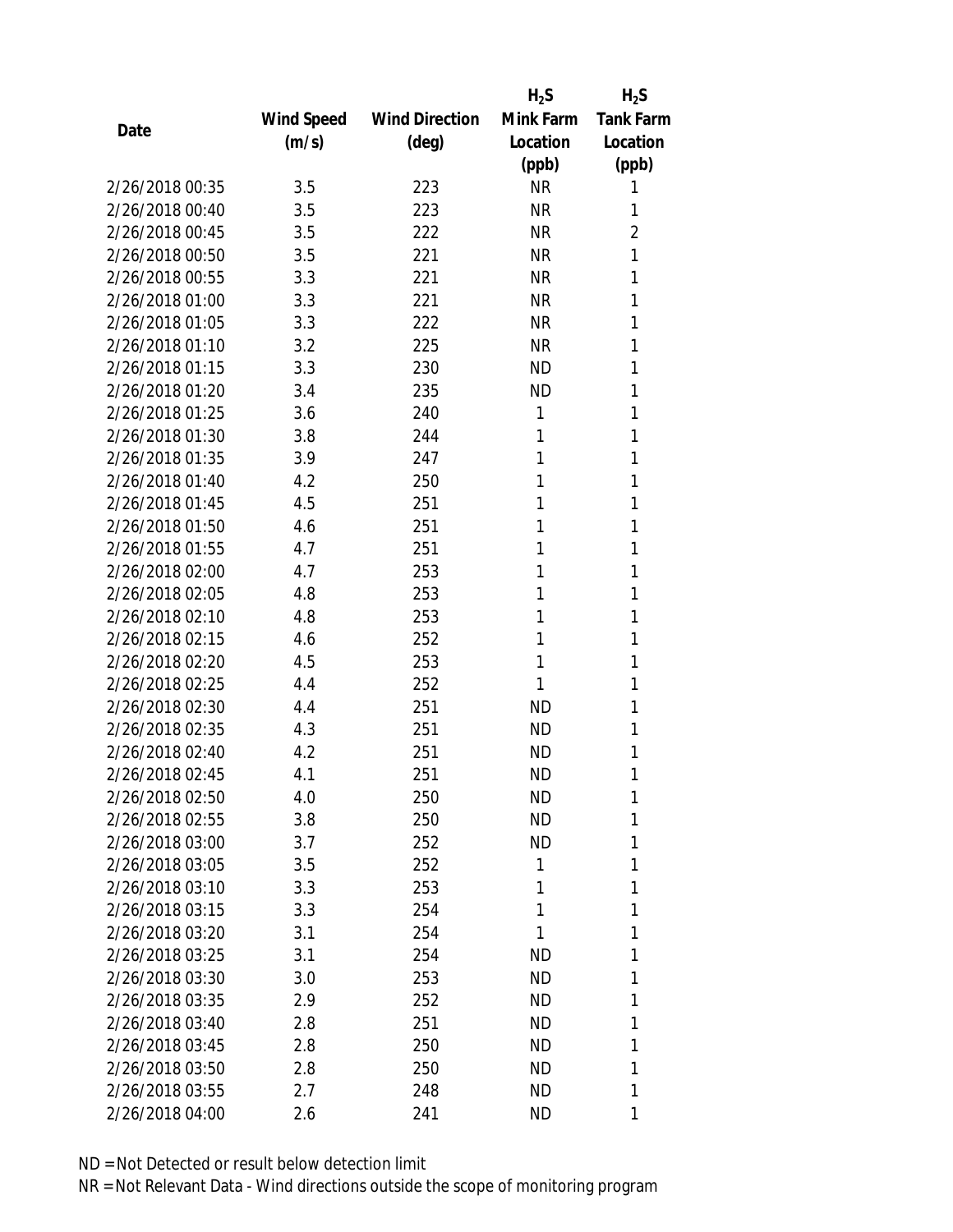| Date | Wind Speed (m/s) | Wind Direction (deg) | $H_2S$ Mink Farm Location (ppb) | $H_2S$ Tank Farm Location (ppb) |
|---|---|---|---|---|
| 2/26/2018 00:35 | 3.5 | 223 | NR | 1 |
| 2/26/2018 00:40 | 3.5 | 223 | NR | 1 |
| 2/26/2018 00:45 | 3.5 | 222 | NR | 2 |
| 2/26/2018 00:50 | 3.5 | 221 | NR | 1 |
| 2/26/2018 00:55 | 3.3 | 221 | NR | 1 |
| 2/26/2018 01:00 | 3.3 | 221 | NR | 1 |
| 2/26/2018 01:05 | 3.3 | 222 | NR | 1 |
| 2/26/2018 01:10 | 3.2 | 225 | NR | 1 |
| 2/26/2018 01:15 | 3.3 | 230 | ND | 1 |
| 2/26/2018 01:20 | 3.4 | 235 | ND | 1 |
| 2/26/2018 01:25 | 3.6 | 240 | 1 | 1 |
| 2/26/2018 01:30 | 3.8 | 244 | 1 | 1 |
| 2/26/2018 01:35 | 3.9 | 247 | 1 | 1 |
| 2/26/2018 01:40 | 4.2 | 250 | 1 | 1 |
| 2/26/2018 01:45 | 4.5 | 251 | 1 | 1 |
| 2/26/2018 01:50 | 4.6 | 251 | 1 | 1 |
| 2/26/2018 01:55 | 4.7 | 251 | 1 | 1 |
| 2/26/2018 02:00 | 4.7 | 253 | 1 | 1 |
| 2/26/2018 02:05 | 4.8 | 253 | 1 | 1 |
| 2/26/2018 02:10 | 4.8 | 253 | 1 | 1 |
| 2/26/2018 02:15 | 4.6 | 252 | 1 | 1 |
| 2/26/2018 02:20 | 4.5 | 253 | 1 | 1 |
| 2/26/2018 02:25 | 4.4 | 252 | 1 | 1 |
| 2/26/2018 02:30 | 4.4 | 251 | ND | 1 |
| 2/26/2018 02:35 | 4.3 | 251 | ND | 1 |
| 2/26/2018 02:40 | 4.2 | 251 | ND | 1 |
| 2/26/2018 02:45 | 4.1 | 251 | ND | 1 |
| 2/26/2018 02:50 | 4.0 | 250 | ND | 1 |
| 2/26/2018 02:55 | 3.8 | 250 | ND | 1 |
| 2/26/2018 03:00 | 3.7 | 252 | ND | 1 |
| 2/26/2018 03:05 | 3.5 | 252 | 1 | 1 |
| 2/26/2018 03:10 | 3.3 | 253 | 1 | 1 |
| 2/26/2018 03:15 | 3.3 | 254 | 1 | 1 |
| 2/26/2018 03:20 | 3.1 | 254 | 1 | 1 |
| 2/26/2018 03:25 | 3.1 | 254 | ND | 1 |
| 2/26/2018 03:30 | 3.0 | 253 | ND | 1 |
| 2/26/2018 03:35 | 2.9 | 252 | ND | 1 |
| 2/26/2018 03:40 | 2.8 | 251 | ND | 1 |
| 2/26/2018 03:45 | 2.8 | 250 | ND | 1 |
| 2/26/2018 03:50 | 2.8 | 250 | ND | 1 |
| 2/26/2018 03:55 | 2.7 | 248 | ND | 1 |
| 2/26/2018 04:00 | 2.6 | 241 | ND | 1 |

ND = Not Detected or result below detection limit
NR = Not Relevant Data - Wind directions outside the scope of monitoring program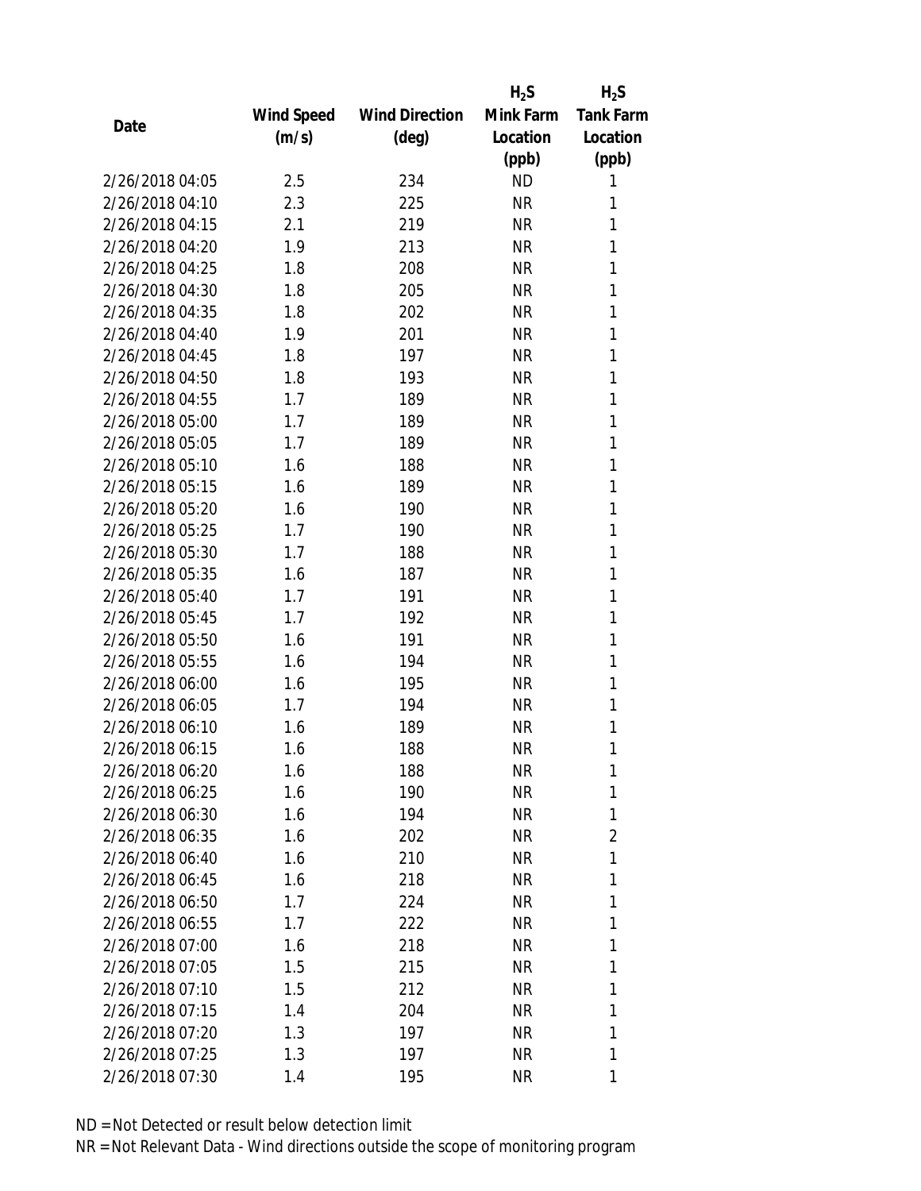| Date | Wind Speed (m/s) | Wind Direction (deg) | $H_2S$ Mink Farm Location (ppb) | $H_2S$ Tank Farm Location (ppb) |
|---|---|---|---|---|
| 2/26/2018 04:05 | 2.5 | 234 | ND | 1 |
| 2/26/2018 04:10 | 2.3 | 225 | NR | 1 |
| 2/26/2018 04:15 | 2.1 | 219 | NR | 1 |
| 2/26/2018 04:20 | 1.9 | 213 | NR | 1 |
| 2/26/2018 04:25 | 1.8 | 208 | NR | 1 |
| 2/26/2018 04:30 | 1.8 | 205 | NR | 1 |
| 2/26/2018 04:35 | 1.8 | 202 | NR | 1 |
| 2/26/2018 04:40 | 1.9 | 201 | NR | 1 |
| 2/26/2018 04:45 | 1.8 | 197 | NR | 1 |
| 2/26/2018 04:50 | 1.8 | 193 | NR | 1 |
| 2/26/2018 04:55 | 1.7 | 189 | NR | 1 |
| 2/26/2018 05:00 | 1.7 | 189 | NR | 1 |
| 2/26/2018 05:05 | 1.7 | 189 | NR | 1 |
| 2/26/2018 05:10 | 1.6 | 188 | NR | 1 |
| 2/26/2018 05:15 | 1.6 | 189 | NR | 1 |
| 2/26/2018 05:20 | 1.6 | 190 | NR | 1 |
| 2/26/2018 05:25 | 1.7 | 190 | NR | 1 |
| 2/26/2018 05:30 | 1.7 | 188 | NR | 1 |
| 2/26/2018 05:35 | 1.6 | 187 | NR | 1 |
| 2/26/2018 05:40 | 1.7 | 191 | NR | 1 |
| 2/26/2018 05:45 | 1.7 | 192 | NR | 1 |
| 2/26/2018 05:50 | 1.6 | 191 | NR | 1 |
| 2/26/2018 05:55 | 1.6 | 194 | NR | 1 |
| 2/26/2018 06:00 | 1.6 | 195 | NR | 1 |
| 2/26/2018 06:05 | 1.7 | 194 | NR | 1 |
| 2/26/2018 06:10 | 1.6 | 189 | NR | 1 |
| 2/26/2018 06:15 | 1.6 | 188 | NR | 1 |
| 2/26/2018 06:20 | 1.6 | 188 | NR | 1 |
| 2/26/2018 06:25 | 1.6 | 190 | NR | 1 |
| 2/26/2018 06:30 | 1.6 | 194 | NR | 1 |
| 2/26/2018 06:35 | 1.6 | 202 | NR | 2 |
| 2/26/2018 06:40 | 1.6 | 210 | NR | 1 |
| 2/26/2018 06:45 | 1.6 | 218 | NR | 1 |
| 2/26/2018 06:50 | 1.7 | 224 | NR | 1 |
| 2/26/2018 06:55 | 1.7 | 222 | NR | 1 |
| 2/26/2018 07:00 | 1.6 | 218 | NR | 1 |
| 2/26/2018 07:05 | 1.5 | 215 | NR | 1 |
| 2/26/2018 07:10 | 1.5 | 212 | NR | 1 |
| 2/26/2018 07:15 | 1.4 | 204 | NR | 1 |
| 2/26/2018 07:20 | 1.3 | 197 | NR | 1 |
| 2/26/2018 07:25 | 1.3 | 197 | NR | 1 |
| 2/26/2018 07:30 | 1.4 | 195 | NR | 1 |

ND = Not Detected or result below detection limit

NR = Not Relevant Data - Wind directions outside the scope of monitoring program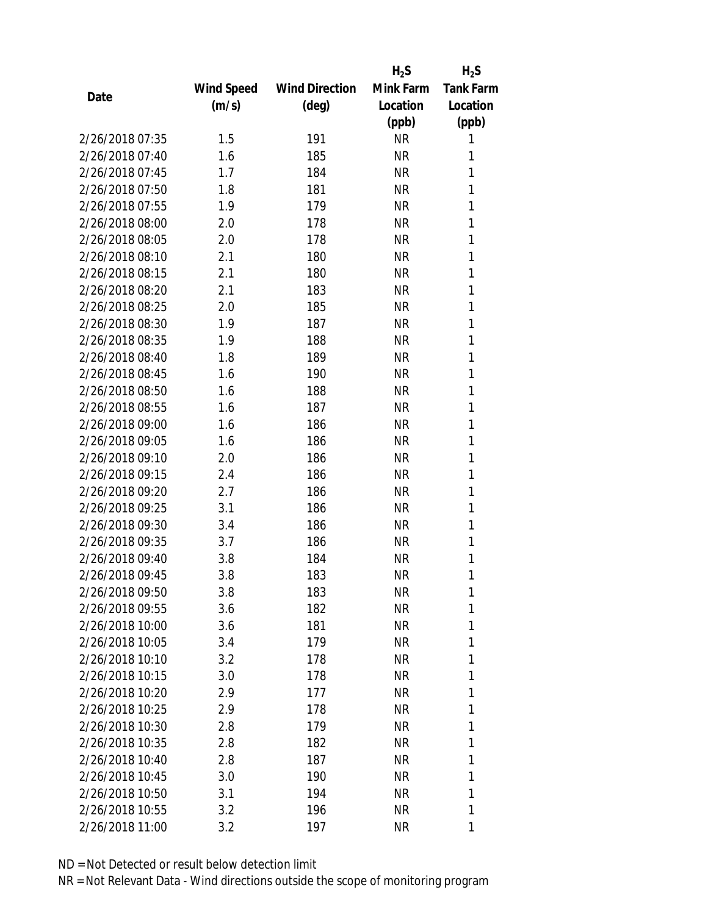| Date | Wind Speed (m/s) | Wind Direction (deg) | $H_2S$ Mink Farm Location (ppb) | $H_2S$ Tank Farm Location (ppb) |
|---|---|---|---|---|
| 2/26/2018 07:35 | 1.5 | 191 | NR | 1 |
| 2/26/2018 07:40 | 1.6 | 185 | NR | 1 |
| 2/26/2018 07:45 | 1.7 | 184 | NR | 1 |
| 2/26/2018 07:50 | 1.8 | 181 | NR | 1 |
| 2/26/2018 07:55 | 1.9 | 179 | NR | 1 |
| 2/26/2018 08:00 | 2.0 | 178 | NR | 1 |
| 2/26/2018 08:05 | 2.0 | 178 | NR | 1 |
| 2/26/2018 08:10 | 2.1 | 180 | NR | 1 |
| 2/26/2018 08:15 | 2.1 | 180 | NR | 1 |
| 2/26/2018 08:20 | 2.1 | 183 | NR | 1 |
| 2/26/2018 08:25 | 2.0 | 185 | NR | 1 |
| 2/26/2018 08:30 | 1.9 | 187 | NR | 1 |
| 2/26/2018 08:35 | 1.9 | 188 | NR | 1 |
| 2/26/2018 08:40 | 1.8 | 189 | NR | 1 |
| 2/26/2018 08:45 | 1.6 | 190 | NR | 1 |
| 2/26/2018 08:50 | 1.6 | 188 | NR | 1 |
| 2/26/2018 08:55 | 1.6 | 187 | NR | 1 |
| 2/26/2018 09:00 | 1.6 | 186 | NR | 1 |
| 2/26/2018 09:05 | 1.6 | 186 | NR | 1 |
| 2/26/2018 09:10 | 2.0 | 186 | NR | 1 |
| 2/26/2018 09:15 | 2.4 | 186 | NR | 1 |
| 2/26/2018 09:20 | 2.7 | 186 | NR | 1 |
| 2/26/2018 09:25 | 3.1 | 186 | NR | 1 |
| 2/26/2018 09:30 | 3.4 | 186 | NR | 1 |
| 2/26/2018 09:35 | 3.7 | 186 | NR | 1 |
| 2/26/2018 09:40 | 3.8 | 184 | NR | 1 |
| 2/26/2018 09:45 | 3.8 | 183 | NR | 1 |
| 2/26/2018 09:50 | 3.8 | 183 | NR | 1 |
| 2/26/2018 09:55 | 3.6 | 182 | NR | 1 |
| 2/26/2018 10:00 | 3.6 | 181 | NR | 1 |
| 2/26/2018 10:05 | 3.4 | 179 | NR | 1 |
| 2/26/2018 10:10 | 3.2 | 178 | NR | 1 |
| 2/26/2018 10:15 | 3.0 | 178 | NR | 1 |
| 2/26/2018 10:20 | 2.9 | 177 | NR | 1 |
| 2/26/2018 10:25 | 2.9 | 178 | NR | 1 |
| 2/26/2018 10:30 | 2.8 | 179 | NR | 1 |
| 2/26/2018 10:35 | 2.8 | 182 | NR | 1 |
| 2/26/2018 10:40 | 2.8 | 187 | NR | 1 |
| 2/26/2018 10:45 | 3.0 | 190 | NR | 1 |
| 2/26/2018 10:50 | 3.1 | 194 | NR | 1 |
| 2/26/2018 10:55 | 3.2 | 196 | NR | 1 |
| 2/26/2018 11:00 | 3.2 | 197 | NR | 1 |

ND = Not Detected or result below detection limit

NR = Not Relevant Data - Wind directions outside the scope of monitoring program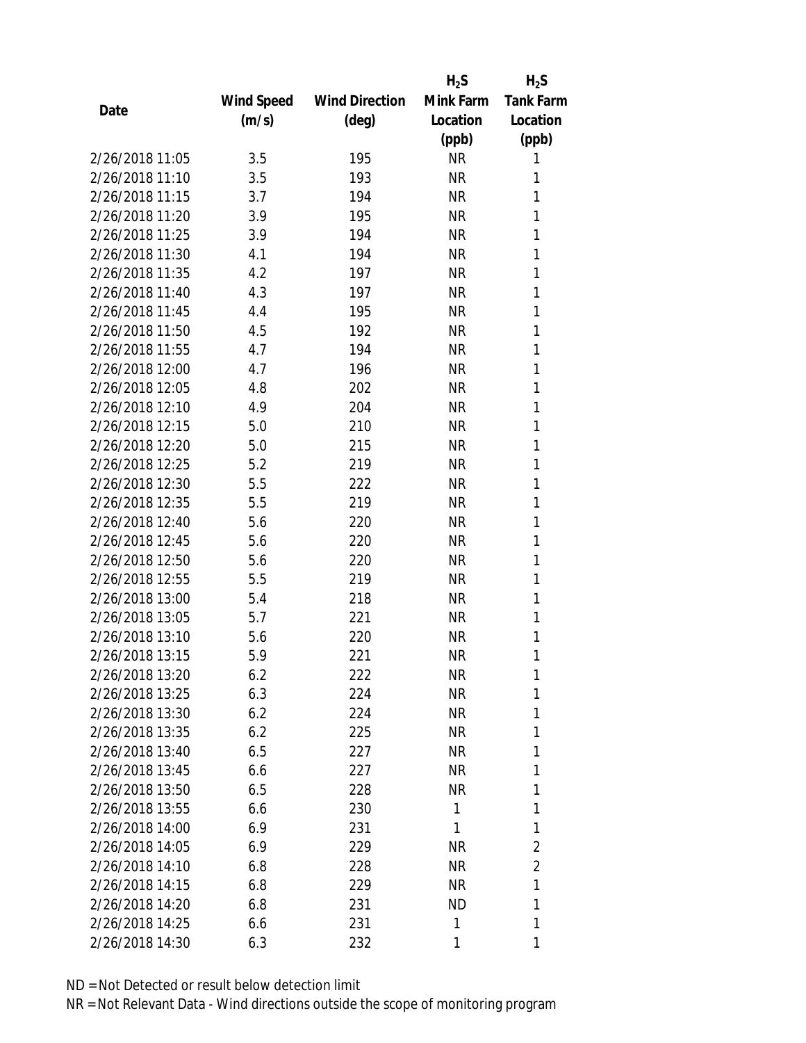| Date | Wind Speed (m/s) | Wind Direction (deg) | $H_2S$ Mink Farm Location (ppb) | $H_2S$ Tank Farm Location (ppb) |
|---|---|---|---|---|
| 2/26/2018 11:05 | 3.5 | 195 | NR | 1 |
| 2/26/2018 11:10 | 3.5 | 193 | NR | 1 |
| 2/26/2018 11:15 | 3.7 | 194 | NR | 1 |
| 2/26/2018 11:20 | 3.9 | 195 | NR | 1 |
| 2/26/2018 11:25 | 3.9 | 194 | NR | 1 |
| 2/26/2018 11:30 | 4.1 | 194 | NR | 1 |
| 2/26/2018 11:35 | 4.2 | 197 | NR | 1 |
| 2/26/2018 11:40 | 4.3 | 197 | NR | 1 |
| 2/26/2018 11:45 | 4.4 | 195 | NR | 1 |
| 2/26/2018 11:50 | 4.5 | 192 | NR | 1 |
| 2/26/2018 11:55 | 4.7 | 194 | NR | 1 |
| 2/26/2018 12:00 | 4.7 | 196 | NR | 1 |
| 2/26/2018 12:05 | 4.8 | 202 | NR | 1 |
| 2/26/2018 12:10 | 4.9 | 204 | NR | 1 |
| 2/26/2018 12:15 | 5.0 | 210 | NR | 1 |
| 2/26/2018 12:20 | 5.0 | 215 | NR | 1 |
| 2/26/2018 12:25 | 5.2 | 219 | NR | 1 |
| 2/26/2018 12:30 | 5.5 | 222 | NR | 1 |
| 2/26/2018 12:35 | 5.5 | 219 | NR | 1 |
| 2/26/2018 12:40 | 5.6 | 220 | NR | 1 |
| 2/26/2018 12:45 | 5.6 | 220 | NR | 1 |
| 2/26/2018 12:50 | 5.6 | 220 | NR | 1 |
| 2/26/2018 12:55 | 5.5 | 219 | NR | 1 |
| 2/26/2018 13:00 | 5.4 | 218 | NR | 1 |
| 2/26/2018 13:05 | 5.7 | 221 | NR | 1 |
| 2/26/2018 13:10 | 5.6 | 220 | NR | 1 |
| 2/26/2018 13:15 | 5.9 | 221 | NR | 1 |
| 2/26/2018 13:20 | 6.2 | 222 | NR | 1 |
| 2/26/2018 13:25 | 6.3 | 224 | NR | 1 |
| 2/26/2018 13:30 | 6.2 | 224 | NR | 1 |
| 2/26/2018 13:35 | 6.2 | 225 | NR | 1 |
| 2/26/2018 13:40 | 6.5 | 227 | NR | 1 |
| 2/26/2018 13:45 | 6.6 | 227 | NR | 1 |
| 2/26/2018 13:50 | 6.5 | 228 | NR | 1 |
| 2/26/2018 13:55 | 6.6 | 230 | 1 | 1 |
| 2/26/2018 14:00 | 6.9 | 231 | 1 | 1 |
| 2/26/2018 14:05 | 6.9 | 229 | NR | 2 |
| 2/26/2018 14:10 | 6.8 | 228 | NR | 2 |
| 2/26/2018 14:15 | 6.8 | 229 | NR | 1 |
| 2/26/2018 14:20 | 6.8 | 231 | ND | 1 |
| 2/26/2018 14:25 | 6.6 | 231 | 1 | 1 |
| 2/26/2018 14:30 | 6.3 | 232 | 1 | 1 |

ND = Not Detected or result below detection limit

NR = Not Relevant Data - Wind directions outside the scope of monitoring program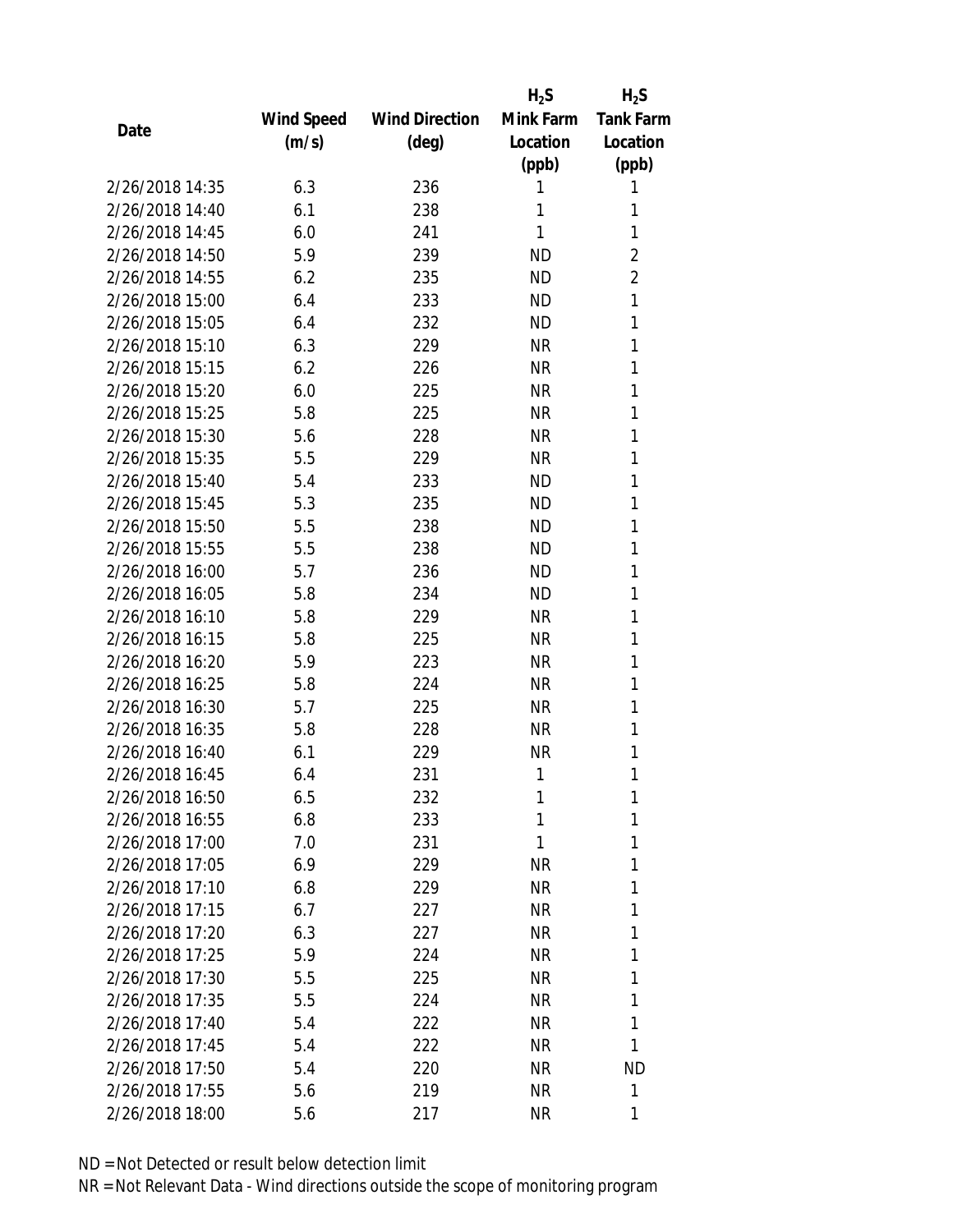| Date | Wind Speed (m/s) | Wind Direction (deg) | $H_2S$ Mink Farm Location (ppb) | $H_2S$ Tank Farm Location (ppb) |
|---|---|---|---|---|
| 2/26/2018 14:35 | 6.3 | 236 | 1 | 1 |
| 2/26/2018 14:40 | 6.1 | 238 | 1 | 1 |
| 2/26/2018 14:45 | 6.0 | 241 | 1 | 1 |
| 2/26/2018 14:50 | 5.9 | 239 | ND | 2 |
| 2/26/2018 14:55 | 6.2 | 235 | ND | 2 |
| 2/26/2018 15:00 | 6.4 | 233 | ND | 1 |
| 2/26/2018 15:05 | 6.4 | 232 | ND | 1 |
| 2/26/2018 15:10 | 6.3 | 229 | NR | 1 |
| 2/26/2018 15:15 | 6.2 | 226 | NR | 1 |
| 2/26/2018 15:20 | 6.0 | 225 | NR | 1 |
| 2/26/2018 15:25 | 5.8 | 225 | NR | 1 |
| 2/26/2018 15:30 | 5.6 | 228 | NR | 1 |
| 2/26/2018 15:35 | 5.5 | 229 | NR | 1 |
| 2/26/2018 15:40 | 5.4 | 233 | ND | 1 |
| 2/26/2018 15:45 | 5.3 | 235 | ND | 1 |
| 2/26/2018 15:50 | 5.5 | 238 | ND | 1 |
| 2/26/2018 15:55 | 5.5 | 238 | ND | 1 |
| 2/26/2018 16:00 | 5.7 | 236 | ND | 1 |
| 2/26/2018 16:05 | 5.8 | 234 | ND | 1 |
| 2/26/2018 16:10 | 5.8 | 229 | NR | 1 |
| 2/26/2018 16:15 | 5.8 | 225 | NR | 1 |
| 2/26/2018 16:20 | 5.9 | 223 | NR | 1 |
| 2/26/2018 16:25 | 5.8 | 224 | NR | 1 |
| 2/26/2018 16:30 | 5.7 | 225 | NR | 1 |
| 2/26/2018 16:35 | 5.8 | 228 | NR | 1 |
| 2/26/2018 16:40 | 6.1 | 229 | NR | 1 |
| 2/26/2018 16:45 | 6.4 | 231 | 1 | 1 |
| 2/26/2018 16:50 | 6.5 | 232 | 1 | 1 |
| 2/26/2018 16:55 | 6.8 | 233 | 1 | 1 |
| 2/26/2018 17:00 | 7.0 | 231 | 1 | 1 |
| 2/26/2018 17:05 | 6.9 | 229 | NR | 1 |
| 2/26/2018 17:10 | 6.8 | 229 | NR | 1 |
| 2/26/2018 17:15 | 6.7 | 227 | NR | 1 |
| 2/26/2018 17:20 | 6.3 | 227 | NR | 1 |
| 2/26/2018 17:25 | 5.9 | 224 | NR | 1 |
| 2/26/2018 17:30 | 5.5 | 225 | NR | 1 |
| 2/26/2018 17:35 | 5.5 | 224 | NR | 1 |
| 2/26/2018 17:40 | 5.4 | 222 | NR | 1 |
| 2/26/2018 17:45 | 5.4 | 222 | NR | 1 |
| 2/26/2018 17:50 | 5.4 | 220 | NR | ND |
| 2/26/2018 17:55 | 5.6 | 219 | NR | 1 |
| 2/26/2018 18:00 | 5.6 | 217 | NR | 1 |

ND = Not Detected or result below detection limit

NR = Not Relevant Data - Wind directions outside the scope of monitoring program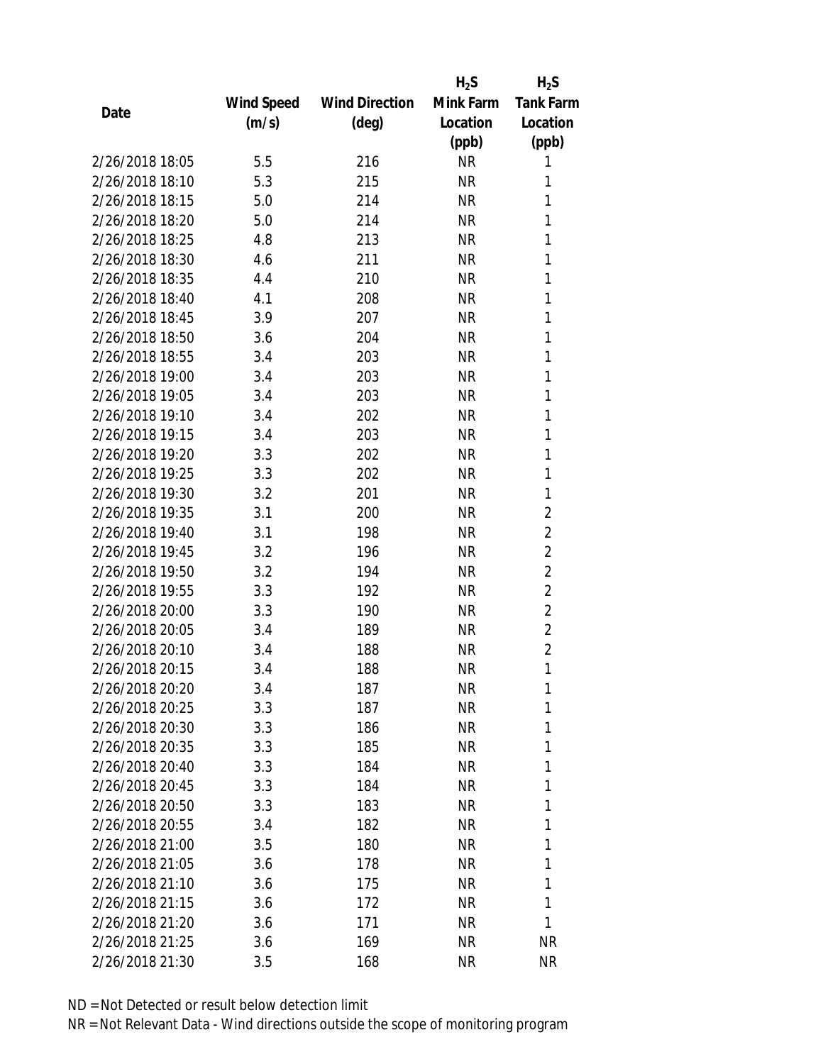| Date | Wind Speed (m/s) | Wind Direction (deg) | $H_2S$ Mink Farm Location (ppb) | $H_2S$ Tank Farm Location (ppb) |
|---|---|---|---|---|
| 2/26/2018 18:05 | 5.5 | 216 | NR | 1 |
| 2/26/2018 18:10 | 5.3 | 215 | NR | 1 |
| 2/26/2018 18:15 | 5.0 | 214 | NR | 1 |
| 2/26/2018 18:20 | 5.0 | 214 | NR | 1 |
| 2/26/2018 18:25 | 4.8 | 213 | NR | 1 |
| 2/26/2018 18:30 | 4.6 | 211 | NR | 1 |
| 2/26/2018 18:35 | 4.4 | 210 | NR | 1 |
| 2/26/2018 18:40 | 4.1 | 208 | NR | 1 |
| 2/26/2018 18:45 | 3.9 | 207 | NR | 1 |
| 2/26/2018 18:50 | 3.6 | 204 | NR | 1 |
| 2/26/2018 18:55 | 3.4 | 203 | NR | 1 |
| 2/26/2018 19:00 | 3.4 | 203 | NR | 1 |
| 2/26/2018 19:05 | 3.4 | 203 | NR | 1 |
| 2/26/2018 19:10 | 3.4 | 202 | NR | 1 |
| 2/26/2018 19:15 | 3.4 | 203 | NR | 1 |
| 2/26/2018 19:20 | 3.3 | 202 | NR | 1 |
| 2/26/2018 19:25 | 3.3 | 202 | NR | 1 |
| 2/26/2018 19:30 | 3.2 | 201 | NR | 1 |
| 2/26/2018 19:35 | 3.1 | 200 | NR | 2 |
| 2/26/2018 19:40 | 3.1 | 198 | NR | 2 |
| 2/26/2018 19:45 | 3.2 | 196 | NR | 2 |
| 2/26/2018 19:50 | 3.2 | 194 | NR | 2 |
| 2/26/2018 19:55 | 3.3 | 192 | NR | 2 |
| 2/26/2018 20:00 | 3.3 | 190 | NR | 2 |
| 2/26/2018 20:05 | 3.4 | 189 | NR | 2 |
| 2/26/2018 20:10 | 3.4 | 188 | NR | 2 |
| 2/26/2018 20:15 | 3.4 | 188 | NR | 1 |
| 2/26/2018 20:20 | 3.4 | 187 | NR | 1 |
| 2/26/2018 20:25 | 3.3 | 187 | NR | 1 |
| 2/26/2018 20:30 | 3.3 | 186 | NR | 1 |
| 2/26/2018 20:35 | 3.3 | 185 | NR | 1 |
| 2/26/2018 20:40 | 3.3 | 184 | NR | 1 |
| 2/26/2018 20:45 | 3.3 | 184 | NR | 1 |
| 2/26/2018 20:50 | 3.3 | 183 | NR | 1 |
| 2/26/2018 20:55 | 3.4 | 182 | NR | 1 |
| 2/26/2018 21:00 | 3.5 | 180 | NR | 1 |
| 2/26/2018 21:05 | 3.6 | 178 | NR | 1 |
| 2/26/2018 21:10 | 3.6 | 175 | NR | 1 |
| 2/26/2018 21:15 | 3.6 | 172 | NR | 1 |
| 2/26/2018 21:20 | 3.6 | 171 | NR | 1 |
| 2/26/2018 21:25 | 3.6 | 169 | NR | NR |
| 2/26/2018 21:30 | 3.5 | 168 | NR | NR |

ND = Not Detected or result below detection limit

NR = Not Relevant Data - Wind directions outside the scope of monitoring program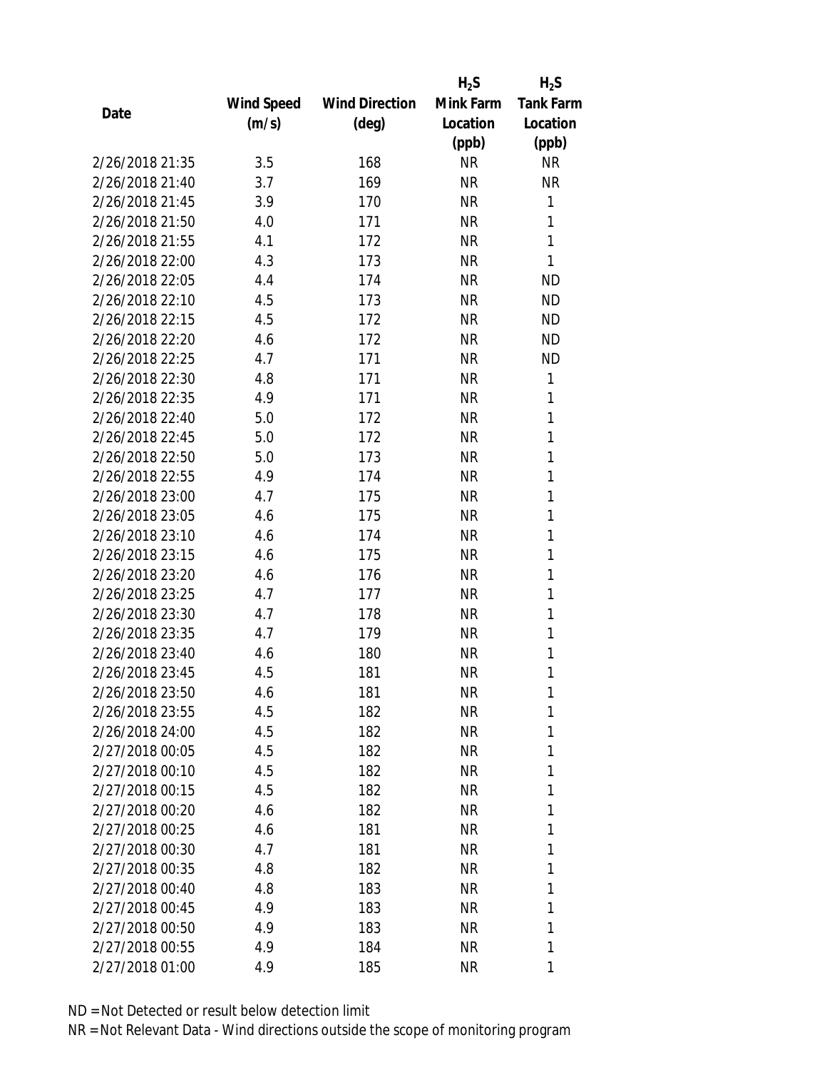| Date | Wind Speed (m/s) | Wind Direction (deg) | $H_2S$ Mink Farm Location (ppb) | $H_2S$ Tank Farm Location (ppb) |
| --- | --- | --- | --- | --- |
| 2/26/2018 21:35 | 3.5 | 168 | NR | NR |
| 2/26/2018 21:40 | 3.7 | 169 | NR | NR |
| 2/26/2018 21:45 | 3.9 | 170 | NR | 1 |
| 2/26/2018 21:50 | 4.0 | 171 | NR | 1 |
| 2/26/2018 21:55 | 4.1 | 172 | NR | 1 |
| 2/26/2018 22:00 | 4.3 | 173 | NR | 1 |
| 2/26/2018 22:05 | 4.4 | 174 | NR | ND |
| 2/26/2018 22:10 | 4.5 | 173 | NR | ND |
| 2/26/2018 22:15 | 4.5 | 172 | NR | ND |
| 2/26/2018 22:20 | 4.6 | 172 | NR | ND |
| 2/26/2018 22:25 | 4.7 | 171 | NR | ND |
| 2/26/2018 22:30 | 4.8 | 171 | NR | 1 |
| 2/26/2018 22:35 | 4.9 | 171 | NR | 1 |
| 2/26/2018 22:40 | 5.0 | 172 | NR | 1 |
| 2/26/2018 22:45 | 5.0 | 172 | NR | 1 |
| 2/26/2018 22:50 | 5.0 | 173 | NR | 1 |
| 2/26/2018 22:55 | 4.9 | 174 | NR | 1 |
| 2/26/2018 23:00 | 4.7 | 175 | NR | 1 |
| 2/26/2018 23:05 | 4.6 | 175 | NR | 1 |
| 2/26/2018 23:10 | 4.6 | 174 | NR | 1 |
| 2/26/2018 23:15 | 4.6 | 175 | NR | 1 |
| 2/26/2018 23:20 | 4.6 | 176 | NR | 1 |
| 2/26/2018 23:25 | 4.7 | 177 | NR | 1 |
| 2/26/2018 23:30 | 4.7 | 178 | NR | 1 |
| 2/26/2018 23:35 | 4.7 | 179 | NR | 1 |
| 2/26/2018 23:40 | 4.6 | 180 | NR | 1 |
| 2/26/2018 23:45 | 4.5 | 181 | NR | 1 |
| 2/26/2018 23:50 | 4.6 | 181 | NR | 1 |
| 2/26/2018 23:55 | 4.5 | 182 | NR | 1 |
| 2/26/2018 24:00 | 4.5 | 182 | NR | 1 |
| 2/27/2018 00:05 | 4.5 | 182 | NR | 1 |
| 2/27/2018 00:10 | 4.5 | 182 | NR | 1 |
| 2/27/2018 00:15 | 4.5 | 182 | NR | 1 |
| 2/27/2018 00:20 | 4.6 | 182 | NR | 1 |
| 2/27/2018 00:25 | 4.6 | 181 | NR | 1 |
| 2/27/2018 00:30 | 4.7 | 181 | NR | 1 |
| 2/27/2018 00:35 | 4.8 | 182 | NR | 1 |
| 2/27/2018 00:40 | 4.8 | 183 | NR | 1 |
| 2/27/2018 00:45 | 4.9 | 183 | NR | 1 |
| 2/27/2018 00:50 | 4.9 | 183 | NR | 1 |
| 2/27/2018 00:55 | 4.9 | 184 | NR | 1 |
| 2/27/2018 01:00 | 4.9 | 185 | NR | 1 |

ND = Not Detected or result below detection limit

NR = Not Relevant Data - Wind directions outside the scope of monitoring program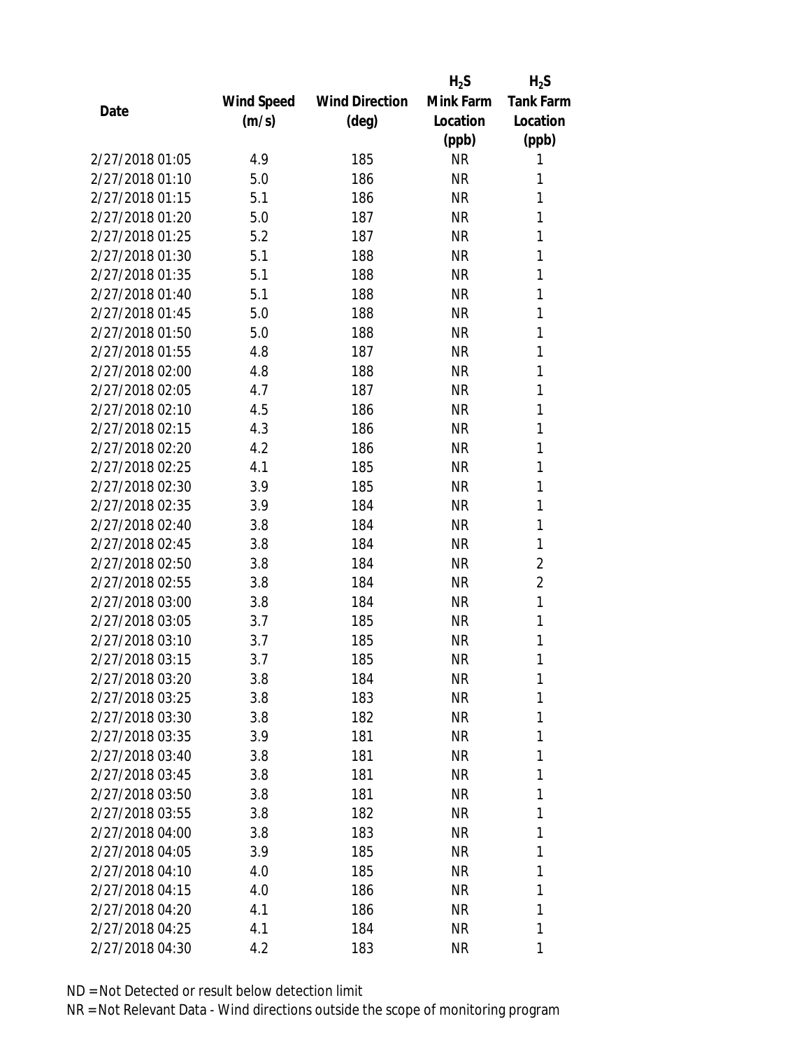| Date | Wind Speed (m/s) | Wind Direction (deg) | $H_2S$ Mink Farm Location (ppb) | $H_2S$ Tank Farm Location (ppb) |
|---|---|---|---|---|
| 2/27/2018 01:05 | 4.9 | 185 | NR | 1 |
| 2/27/2018 01:10 | 5.0 | 186 | NR | 1 |
| 2/27/2018 01:15 | 5.1 | 186 | NR | 1 |
| 2/27/2018 01:20 | 5.0 | 187 | NR | 1 |
| 2/27/2018 01:25 | 5.2 | 187 | NR | 1 |
| 2/27/2018 01:30 | 5.1 | 188 | NR | 1 |
| 2/27/2018 01:35 | 5.1 | 188 | NR | 1 |
| 2/27/2018 01:40 | 5.1 | 188 | NR | 1 |
| 2/27/2018 01:45 | 5.0 | 188 | NR | 1 |
| 2/27/2018 01:50 | 5.0 | 188 | NR | 1 |
| 2/27/2018 01:55 | 4.8 | 187 | NR | 1 |
| 2/27/2018 02:00 | 4.8 | 188 | NR | 1 |
| 2/27/2018 02:05 | 4.7 | 187 | NR | 1 |
| 2/27/2018 02:10 | 4.5 | 186 | NR | 1 |
| 2/27/2018 02:15 | 4.3 | 186 | NR | 1 |
| 2/27/2018 02:20 | 4.2 | 186 | NR | 1 |
| 2/27/2018 02:25 | 4.1 | 185 | NR | 1 |
| 2/27/2018 02:30 | 3.9 | 185 | NR | 1 |
| 2/27/2018 02:35 | 3.9 | 184 | NR | 1 |
| 2/27/2018 02:40 | 3.8 | 184 | NR | 1 |
| 2/27/2018 02:45 | 3.8 | 184 | NR | 1 |
| 2/27/2018 02:50 | 3.8 | 184 | NR | 2 |
| 2/27/2018 02:55 | 3.8 | 184 | NR | 2 |
| 2/27/2018 03:00 | 3.8 | 184 | NR | 1 |
| 2/27/2018 03:05 | 3.7 | 185 | NR | 1 |
| 2/27/2018 03:10 | 3.7 | 185 | NR | 1 |
| 2/27/2018 03:15 | 3.7 | 185 | NR | 1 |
| 2/27/2018 03:20 | 3.8 | 184 | NR | 1 |
| 2/27/2018 03:25 | 3.8 | 183 | NR | 1 |
| 2/27/2018 03:30 | 3.8 | 182 | NR | 1 |
| 2/27/2018 03:35 | 3.9 | 181 | NR | 1 |
| 2/27/2018 03:40 | 3.8 | 181 | NR | 1 |
| 2/27/2018 03:45 | 3.8 | 181 | NR | 1 |
| 2/27/2018 03:50 | 3.8 | 181 | NR | 1 |
| 2/27/2018 03:55 | 3.8 | 182 | NR | 1 |
| 2/27/2018 04:00 | 3.8 | 183 | NR | 1 |
| 2/27/2018 04:05 | 3.9 | 185 | NR | 1 |
| 2/27/2018 04:10 | 4.0 | 185 | NR | 1 |
| 2/27/2018 04:15 | 4.0 | 186 | NR | 1 |
| 2/27/2018 04:20 | 4.1 | 186 | NR | 1 |
| 2/27/2018 04:25 | 4.1 | 184 | NR | 1 |
| 2/27/2018 04:30 | 4.2 | 183 | NR | 1 |

ND = Not Detected or result below detection limit

NR = Not Relevant Data - Wind directions outside the scope of monitoring program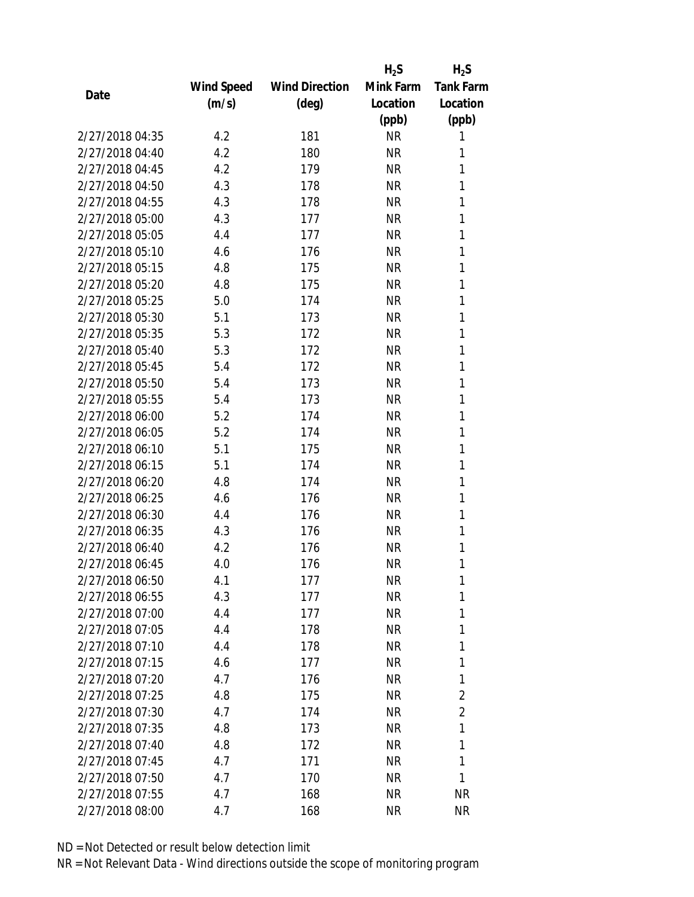| Date | Wind Speed (m/s) | Wind Direction (deg) | $H_2S$ Mink Farm Location (ppb) | $H_2S$ Tank Farm Location (ppb) |
|---|---|---|---|---|
| 2/27/2018 04:35 | 4.2 | 181 | NR | 1 |
| 2/27/2018 04:40 | 4.2 | 180 | NR | 1 |
| 2/27/2018 04:45 | 4.2 | 179 | NR | 1 |
| 2/27/2018 04:50 | 4.3 | 178 | NR | 1 |
| 2/27/2018 04:55 | 4.3 | 178 | NR | 1 |
| 2/27/2018 05:00 | 4.3 | 177 | NR | 1 |
| 2/27/2018 05:05 | 4.4 | 177 | NR | 1 |
| 2/27/2018 05:10 | 4.6 | 176 | NR | 1 |
| 2/27/2018 05:15 | 4.8 | 175 | NR | 1 |
| 2/27/2018 05:20 | 4.8 | 175 | NR | 1 |
| 2/27/2018 05:25 | 5.0 | 174 | NR | 1 |
| 2/27/2018 05:30 | 5.1 | 173 | NR | 1 |
| 2/27/2018 05:35 | 5.3 | 172 | NR | 1 |
| 2/27/2018 05:40 | 5.3 | 172 | NR | 1 |
| 2/27/2018 05:45 | 5.4 | 172 | NR | 1 |
| 2/27/2018 05:50 | 5.4 | 173 | NR | 1 |
| 2/27/2018 05:55 | 5.4 | 173 | NR | 1 |
| 2/27/2018 06:00 | 5.2 | 174 | NR | 1 |
| 2/27/2018 06:05 | 5.2 | 174 | NR | 1 |
| 2/27/2018 06:10 | 5.1 | 175 | NR | 1 |
| 2/27/2018 06:15 | 5.1 | 174 | NR | 1 |
| 2/27/2018 06:20 | 4.8 | 174 | NR | 1 |
| 2/27/2018 06:25 | 4.6 | 176 | NR | 1 |
| 2/27/2018 06:30 | 4.4 | 176 | NR | 1 |
| 2/27/2018 06:35 | 4.3 | 176 | NR | 1 |
| 2/27/2018 06:40 | 4.2 | 176 | NR | 1 |
| 2/27/2018 06:45 | 4.0 | 176 | NR | 1 |
| 2/27/2018 06:50 | 4.1 | 177 | NR | 1 |
| 2/27/2018 06:55 | 4.3 | 177 | NR | 1 |
| 2/27/2018 07:00 | 4.4 | 177 | NR | 1 |
| 2/27/2018 07:05 | 4.4 | 178 | NR | 1 |
| 2/27/2018 07:10 | 4.4 | 178 | NR | 1 |
| 2/27/2018 07:15 | 4.6 | 177 | NR | 1 |
| 2/27/2018 07:20 | 4.7 | 176 | NR | 1 |
| 2/27/2018 07:25 | 4.8 | 175 | NR | 2 |
| 2/27/2018 07:30 | 4.7 | 174 | NR | 2 |
| 2/27/2018 07:35 | 4.8 | 173 | NR | 1 |
| 2/27/2018 07:40 | 4.8 | 172 | NR | 1 |
| 2/27/2018 07:45 | 4.7 | 171 | NR | 1 |
| 2/27/2018 07:50 | 4.7 | 170 | NR | 1 |
| 2/27/2018 07:55 | 4.7 | 168 | NR | NR |
| 2/27/2018 08:00 | 4.7 | 168 | NR | NR |

ND = Not Detected or result below detection limit

NR = Not Relevant Data - Wind directions outside the scope of monitoring program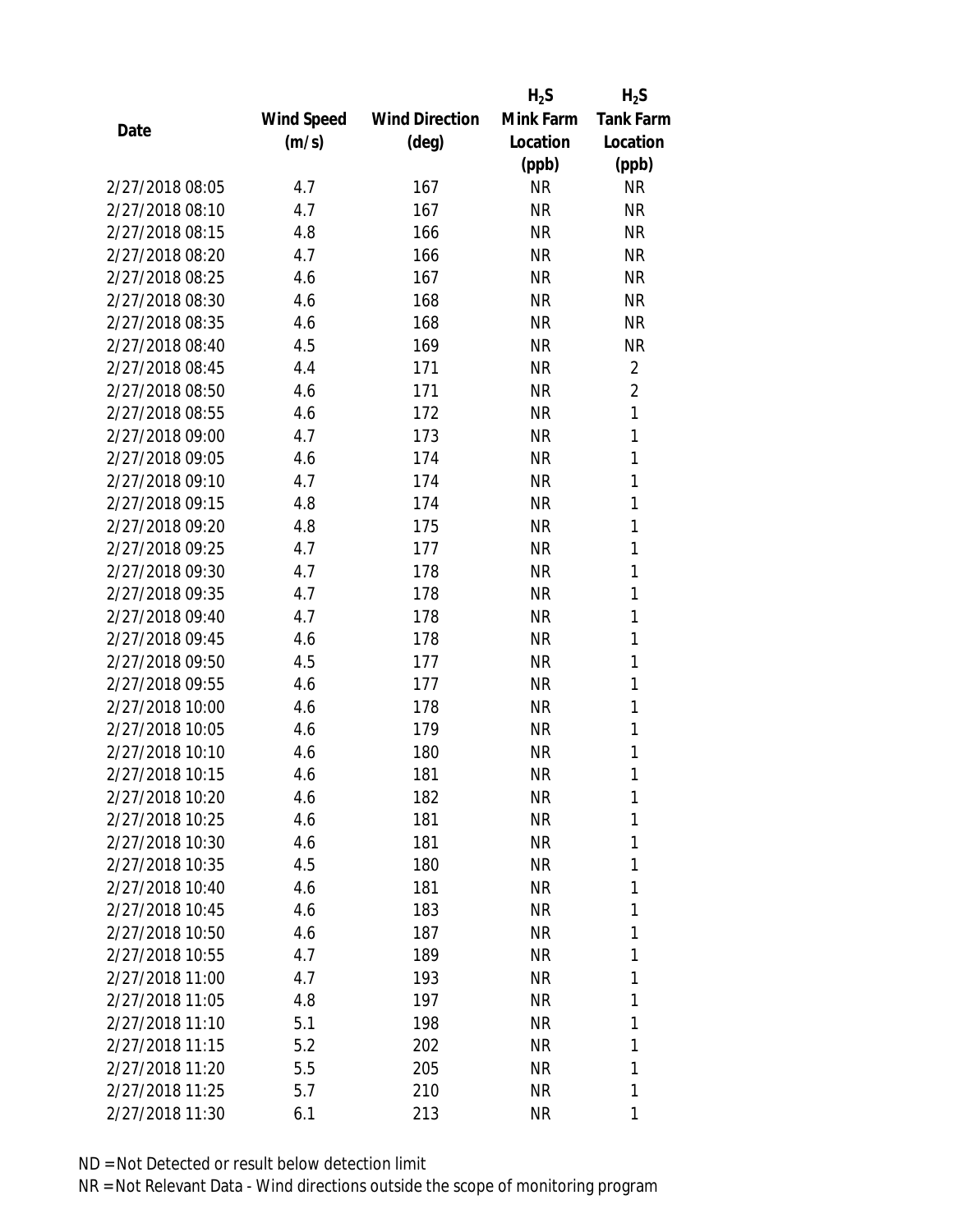| Date | Wind Speed (m/s) | Wind Direction (deg) | $H_2S$ Mink Farm Location (ppb) | $H_2S$ Tank Farm Location (ppb) |
|---|---|---|---|---|
| 2/27/2018 08:05 | 4.7 | 167 | NR | NR |
| 2/27/2018 08:10 | 4.7 | 167 | NR | NR |
| 2/27/2018 08:15 | 4.8 | 166 | NR | NR |
| 2/27/2018 08:20 | 4.7 | 166 | NR | NR |
| 2/27/2018 08:25 | 4.6 | 167 | NR | NR |
| 2/27/2018 08:30 | 4.6 | 168 | NR | NR |
| 2/27/2018 08:35 | 4.6 | 168 | NR | NR |
| 2/27/2018 08:40 | 4.5 | 169 | NR | NR |
| 2/27/2018 08:45 | 4.4 | 171 | NR | 2 |
| 2/27/2018 08:50 | 4.6 | 171 | NR | 2 |
| 2/27/2018 08:55 | 4.6 | 172 | NR | 1 |
| 2/27/2018 09:00 | 4.7 | 173 | NR | 1 |
| 2/27/2018 09:05 | 4.6 | 174 | NR | 1 |
| 2/27/2018 09:10 | 4.7 | 174 | NR | 1 |
| 2/27/2018 09:15 | 4.8 | 174 | NR | 1 |
| 2/27/2018 09:20 | 4.8 | 175 | NR | 1 |
| 2/27/2018 09:25 | 4.7 | 177 | NR | 1 |
| 2/27/2018 09:30 | 4.7 | 178 | NR | 1 |
| 2/27/2018 09:35 | 4.7 | 178 | NR | 1 |
| 2/27/2018 09:40 | 4.7 | 178 | NR | 1 |
| 2/27/2018 09:45 | 4.6 | 178 | NR | 1 |
| 2/27/2018 09:50 | 4.5 | 177 | NR | 1 |
| 2/27/2018 09:55 | 4.6 | 177 | NR | 1 |
| 2/27/2018 10:00 | 4.6 | 178 | NR | 1 |
| 2/27/2018 10:05 | 4.6 | 179 | NR | 1 |
| 2/27/2018 10:10 | 4.6 | 180 | NR | 1 |
| 2/27/2018 10:15 | 4.6 | 181 | NR | 1 |
| 2/27/2018 10:20 | 4.6 | 182 | NR | 1 |
| 2/27/2018 10:25 | 4.6 | 181 | NR | 1 |
| 2/27/2018 10:30 | 4.6 | 181 | NR | 1 |
| 2/27/2018 10:35 | 4.5 | 180 | NR | 1 |
| 2/27/2018 10:40 | 4.6 | 181 | NR | 1 |
| 2/27/2018 10:45 | 4.6 | 183 | NR | 1 |
| 2/27/2018 10:50 | 4.6 | 187 | NR | 1 |
| 2/27/2018 10:55 | 4.7 | 189 | NR | 1 |
| 2/27/2018 11:00 | 4.7 | 193 | NR | 1 |
| 2/27/2018 11:05 | 4.8 | 197 | NR | 1 |
| 2/27/2018 11:10 | 5.1 | 198 | NR | 1 |
| 2/27/2018 11:15 | 5.2 | 202 | NR | 1 |
| 2/27/2018 11:20 | 5.5 | 205 | NR | 1 |
| 2/27/2018 11:25 | 5.7 | 210 | NR | 1 |
| 2/27/2018 11:30 | 6.1 | 213 | NR | 1 |

ND = Not Detected or result below detection limit

NR = Not Relevant Data - Wind directions outside the scope of monitoring program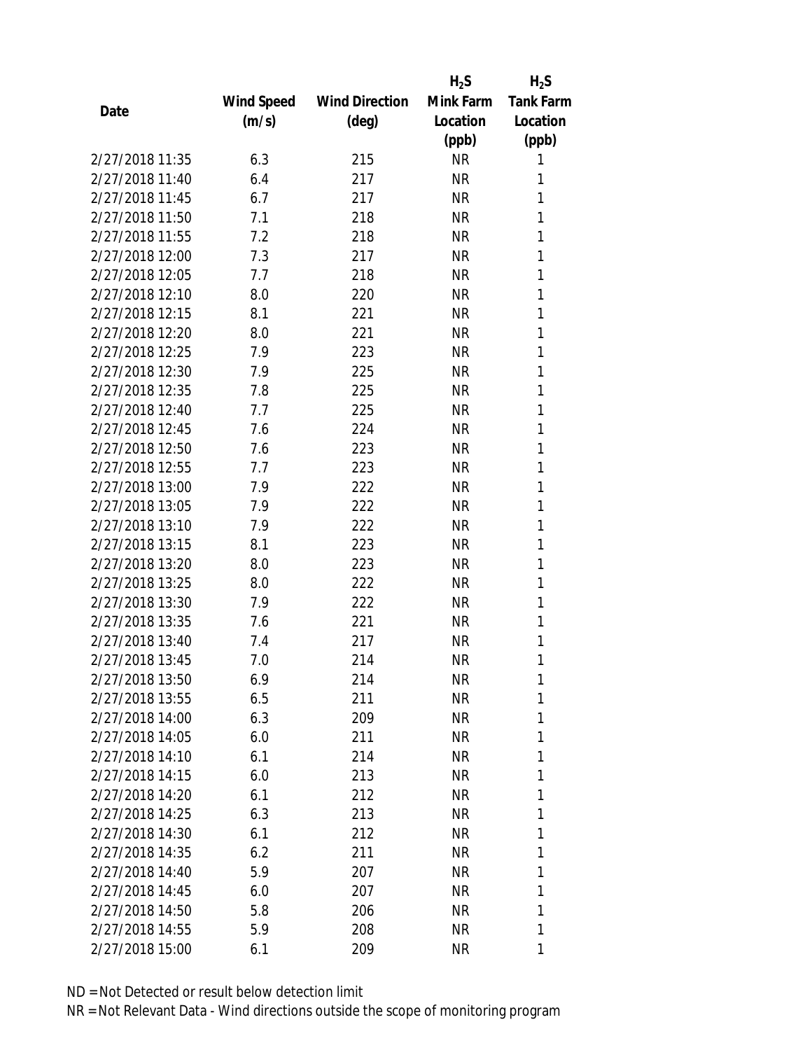| Date | Wind Speed (m/s) | Wind Direction (deg) | $H_2S$ Mink Farm Location (ppb) | $H_2S$ Tank Farm Location (ppb) |
|---|---|---|---|---|
| 2/27/2018 11:35 | 6.3 | 215 | NR | 1 |
| 2/27/2018 11:40 | 6.4 | 217 | NR | 1 |
| 2/27/2018 11:45 | 6.7 | 217 | NR | 1 |
| 2/27/2018 11:50 | 7.1 | 218 | NR | 1 |
| 2/27/2018 11:55 | 7.2 | 218 | NR | 1 |
| 2/27/2018 12:00 | 7.3 | 217 | NR | 1 |
| 2/27/2018 12:05 | 7.7 | 218 | NR | 1 |
| 2/27/2018 12:10 | 8.0 | 220 | NR | 1 |
| 2/27/2018 12:15 | 8.1 | 221 | NR | 1 |
| 2/27/2018 12:20 | 8.0 | 221 | NR | 1 |
| 2/27/2018 12:25 | 7.9 | 223 | NR | 1 |
| 2/27/2018 12:30 | 7.9 | 225 | NR | 1 |
| 2/27/2018 12:35 | 7.8 | 225 | NR | 1 |
| 2/27/2018 12:40 | 7.7 | 225 | NR | 1 |
| 2/27/2018 12:45 | 7.6 | 224 | NR | 1 |
| 2/27/2018 12:50 | 7.6 | 223 | NR | 1 |
| 2/27/2018 12:55 | 7.7 | 223 | NR | 1 |
| 2/27/2018 13:00 | 7.9 | 222 | NR | 1 |
| 2/27/2018 13:05 | 7.9 | 222 | NR | 1 |
| 2/27/2018 13:10 | 7.9 | 222 | NR | 1 |
| 2/27/2018 13:15 | 8.1 | 223 | NR | 1 |
| 2/27/2018 13:20 | 8.0 | 223 | NR | 1 |
| 2/27/2018 13:25 | 8.0 | 222 | NR | 1 |
| 2/27/2018 13:30 | 7.9 | 222 | NR | 1 |
| 2/27/2018 13:35 | 7.6 | 221 | NR | 1 |
| 2/27/2018 13:40 | 7.4 | 217 | NR | 1 |
| 2/27/2018 13:45 | 7.0 | 214 | NR | 1 |
| 2/27/2018 13:50 | 6.9 | 214 | NR | 1 |
| 2/27/2018 13:55 | 6.5 | 211 | NR | 1 |
| 2/27/2018 14:00 | 6.3 | 209 | NR | 1 |
| 2/27/2018 14:05 | 6.0 | 211 | NR | 1 |
| 2/27/2018 14:10 | 6.1 | 214 | NR | 1 |
| 2/27/2018 14:15 | 6.0 | 213 | NR | 1 |
| 2/27/2018 14:20 | 6.1 | 212 | NR | 1 |
| 2/27/2018 14:25 | 6.3 | 213 | NR | 1 |
| 2/27/2018 14:30 | 6.1 | 212 | NR | 1 |
| 2/27/2018 14:35 | 6.2 | 211 | NR | 1 |
| 2/27/2018 14:40 | 5.9 | 207 | NR | 1 |
| 2/27/2018 14:45 | 6.0 | 207 | NR | 1 |
| 2/27/2018 14:50 | 5.8 | 206 | NR | 1 |
| 2/27/2018 14:55 | 5.9 | 208 | NR | 1 |
| 2/27/2018 15:00 | 6.1 | 209 | NR | 1 |

ND = Not Detected or result below detection limit

NR = Not Relevant Data - Wind directions outside the scope of monitoring program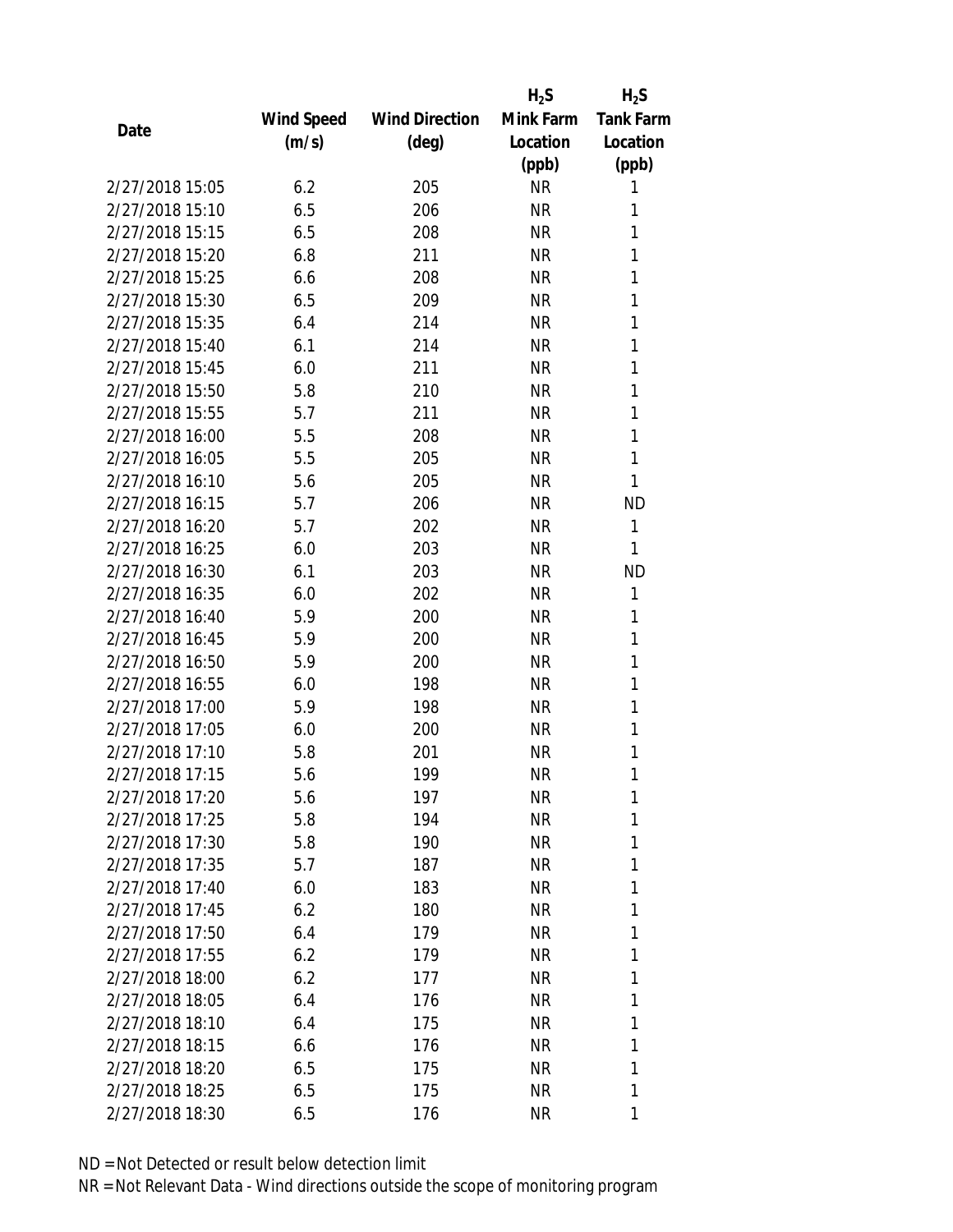| Date | Wind Speed (m/s) | Wind Direction (deg) | $H_2S$ Mink Farm Location (ppb) | $H_2S$ Tank Farm Location (ppb) |
|---|---|---|---|---|
| 2/27/2018 15:05 | 6.2 | 205 | NR | 1 |
| 2/27/2018 15:10 | 6.5 | 206 | NR | 1 |
| 2/27/2018 15:15 | 6.5 | 208 | NR | 1 |
| 2/27/2018 15:20 | 6.8 | 211 | NR | 1 |
| 2/27/2018 15:25 | 6.6 | 208 | NR | 1 |
| 2/27/2018 15:30 | 6.5 | 209 | NR | 1 |
| 2/27/2018 15:35 | 6.4 | 214 | NR | 1 |
| 2/27/2018 15:40 | 6.1 | 214 | NR | 1 |
| 2/27/2018 15:45 | 6.0 | 211 | NR | 1 |
| 2/27/2018 15:50 | 5.8 | 210 | NR | 1 |
| 2/27/2018 15:55 | 5.7 | 211 | NR | 1 |
| 2/27/2018 16:00 | 5.5 | 208 | NR | 1 |
| 2/27/2018 16:05 | 5.5 | 205 | NR | 1 |
| 2/27/2018 16:10 | 5.6 | 205 | NR | 1 |
| 2/27/2018 16:15 | 5.7 | 206 | NR | ND |
| 2/27/2018 16:20 | 5.7 | 202 | NR | 1 |
| 2/27/2018 16:25 | 6.0 | 203 | NR | 1 |
| 2/27/2018 16:30 | 6.1 | 203 | NR | ND |
| 2/27/2018 16:35 | 6.0 | 202 | NR | 1 |
| 2/27/2018 16:40 | 5.9 | 200 | NR | 1 |
| 2/27/2018 16:45 | 5.9 | 200 | NR | 1 |
| 2/27/2018 16:50 | 5.9 | 200 | NR | 1 |
| 2/27/2018 16:55 | 6.0 | 198 | NR | 1 |
| 2/27/2018 17:00 | 5.9 | 198 | NR | 1 |
| 2/27/2018 17:05 | 6.0 | 200 | NR | 1 |
| 2/27/2018 17:10 | 5.8 | 201 | NR | 1 |
| 2/27/2018 17:15 | 5.6 | 199 | NR | 1 |
| 2/27/2018 17:20 | 5.6 | 197 | NR | 1 |
| 2/27/2018 17:25 | 5.8 | 194 | NR | 1 |
| 2/27/2018 17:30 | 5.8 | 190 | NR | 1 |
| 2/27/2018 17:35 | 5.7 | 187 | NR | 1 |
| 2/27/2018 17:40 | 6.0 | 183 | NR | 1 |
| 2/27/2018 17:45 | 6.2 | 180 | NR | 1 |
| 2/27/2018 17:50 | 6.4 | 179 | NR | 1 |
| 2/27/2018 17:55 | 6.2 | 179 | NR | 1 |
| 2/27/2018 18:00 | 6.2 | 177 | NR | 1 |
| 2/27/2018 18:05 | 6.4 | 176 | NR | 1 |
| 2/27/2018 18:10 | 6.4 | 175 | NR | 1 |
| 2/27/2018 18:15 | 6.6 | 176 | NR | 1 |
| 2/27/2018 18:20 | 6.5 | 175 | NR | 1 |
| 2/27/2018 18:25 | 6.5 | 175 | NR | 1 |
| 2/27/2018 18:30 | 6.5 | 176 | NR | 1 |

ND = Not Detected or result below detection limit

NR = Not Relevant Data - Wind directions outside the scope of monitoring program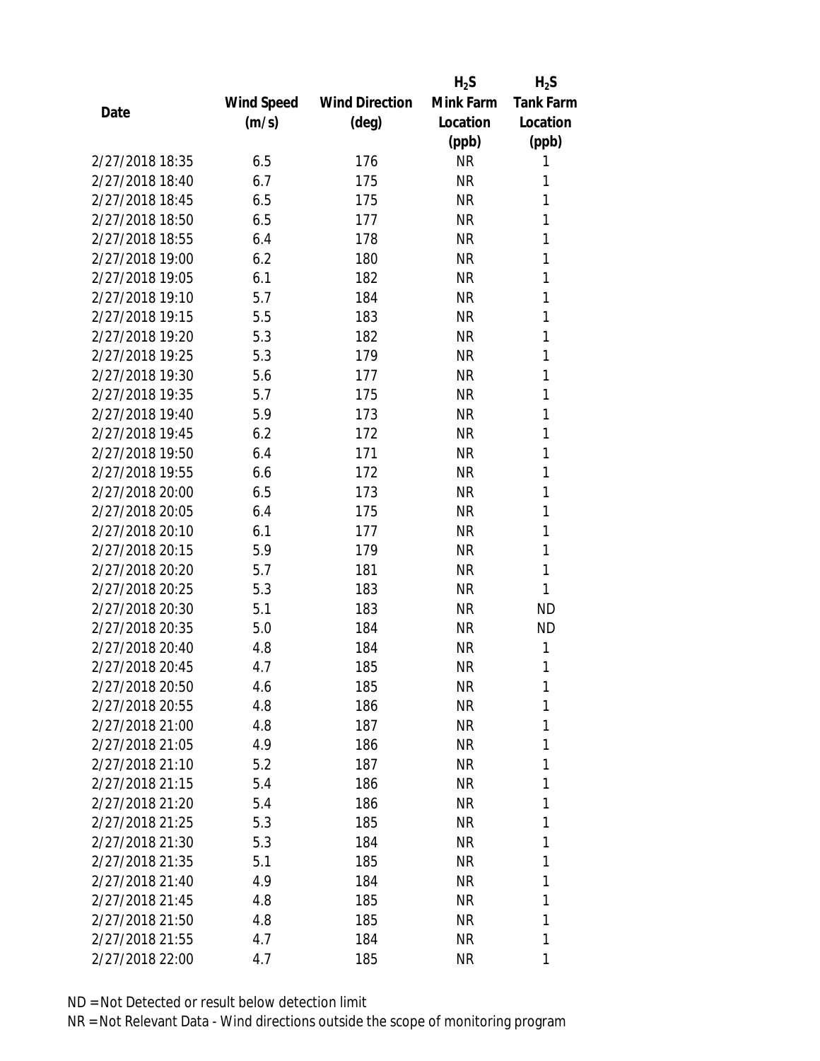| Date | Wind Speed (m/s) | Wind Direction (deg) | $H_2S$ Mink Farm Location (ppb) | $H_2S$ Tank Farm Location (ppb) |
|---|---|---|---|---|
| 2/27/2018 18:35 | 6.5 | 176 | NR | 1 |
| 2/27/2018 18:40 | 6.7 | 175 | NR | 1 |
| 2/27/2018 18:45 | 6.5 | 175 | NR | 1 |
| 2/27/2018 18:50 | 6.5 | 177 | NR | 1 |
| 2/27/2018 18:55 | 6.4 | 178 | NR | 1 |
| 2/27/2018 19:00 | 6.2 | 180 | NR | 1 |
| 2/27/2018 19:05 | 6.1 | 182 | NR | 1 |
| 2/27/2018 19:10 | 5.7 | 184 | NR | 1 |
| 2/27/2018 19:15 | 5.5 | 183 | NR | 1 |
| 2/27/2018 19:20 | 5.3 | 182 | NR | 1 |
| 2/27/2018 19:25 | 5.3 | 179 | NR | 1 |
| 2/27/2018 19:30 | 5.6 | 177 | NR | 1 |
| 2/27/2018 19:35 | 5.7 | 175 | NR | 1 |
| 2/27/2018 19:40 | 5.9 | 173 | NR | 1 |
| 2/27/2018 19:45 | 6.2 | 172 | NR | 1 |
| 2/27/2018 19:50 | 6.4 | 171 | NR | 1 |
| 2/27/2018 19:55 | 6.6 | 172 | NR | 1 |
| 2/27/2018 20:00 | 6.5 | 173 | NR | 1 |
| 2/27/2018 20:05 | 6.4 | 175 | NR | 1 |
| 2/27/2018 20:10 | 6.1 | 177 | NR | 1 |
| 2/27/2018 20:15 | 5.9 | 179 | NR | 1 |
| 2/27/2018 20:20 | 5.7 | 181 | NR | 1 |
| 2/27/2018 20:25 | 5.3 | 183 | NR | 1 |
| 2/27/2018 20:30 | 5.1 | 183 | NR | ND |
| 2/27/2018 20:35 | 5.0 | 184 | NR | ND |
| 2/27/2018 20:40 | 4.8 | 184 | NR | 1 |
| 2/27/2018 20:45 | 4.7 | 185 | NR | 1 |
| 2/27/2018 20:50 | 4.6 | 185 | NR | 1 |
| 2/27/2018 20:55 | 4.8 | 186 | NR | 1 |
| 2/27/2018 21:00 | 4.8 | 187 | NR | 1 |
| 2/27/2018 21:05 | 4.9 | 186 | NR | 1 |
| 2/27/2018 21:10 | 5.2 | 187 | NR | 1 |
| 2/27/2018 21:15 | 5.4 | 186 | NR | 1 |
| 2/27/2018 21:20 | 5.4 | 186 | NR | 1 |
| 2/27/2018 21:25 | 5.3 | 185 | NR | 1 |
| 2/27/2018 21:30 | 5.3 | 184 | NR | 1 |
| 2/27/2018 21:35 | 5.1 | 185 | NR | 1 |
| 2/27/2018 21:40 | 4.9 | 184 | NR | 1 |
| 2/27/2018 21:45 | 4.8 | 185 | NR | 1 |
| 2/27/2018 21:50 | 4.8 | 185 | NR | 1 |
| 2/27/2018 21:55 | 4.7 | 184 | NR | 1 |
| 2/27/2018 22:00 | 4.7 | 185 | NR | 1 |

ND = Not Detected or result below detection limit

NR = Not Relevant Data - Wind directions outside the scope of monitoring program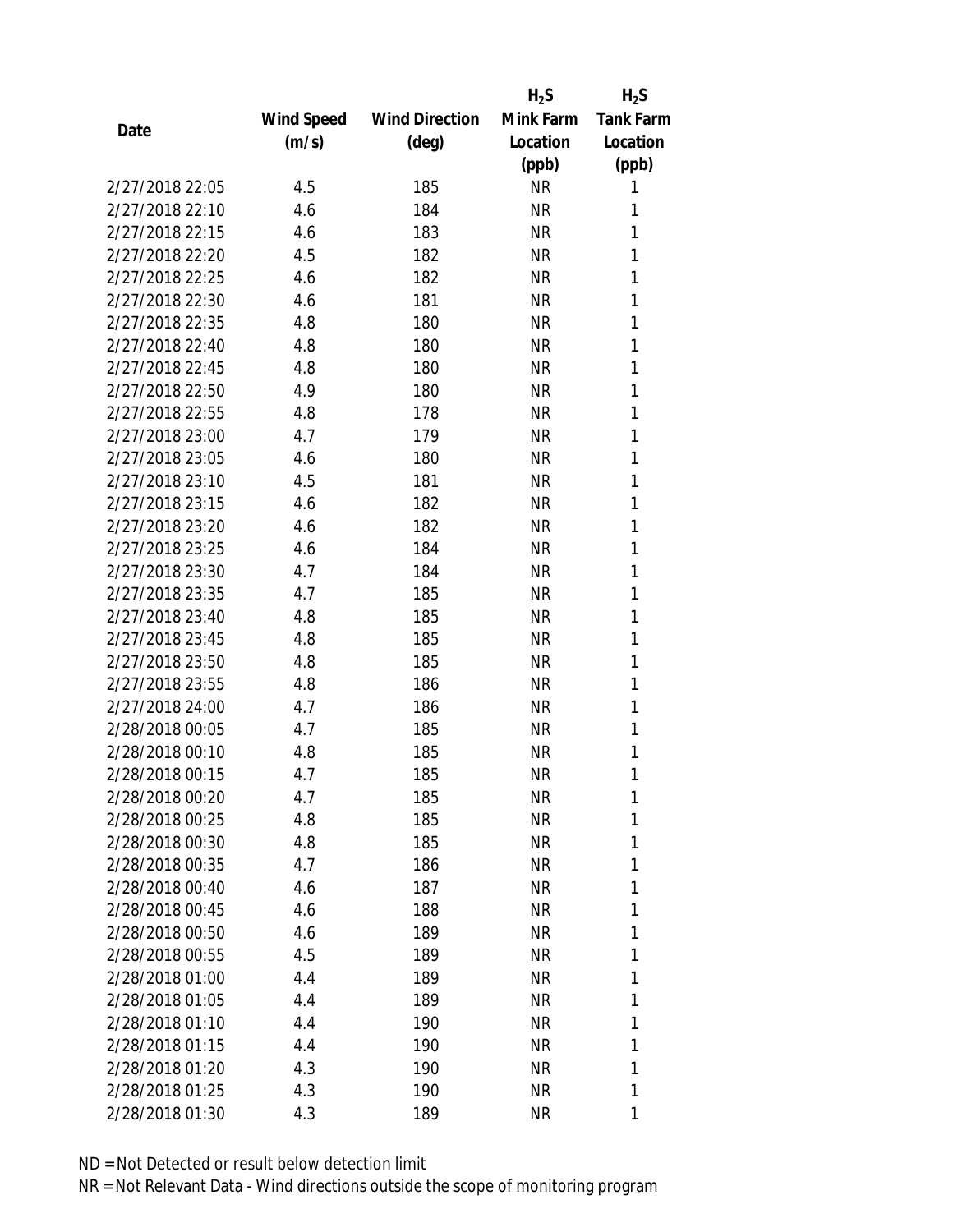| Date | Wind Speed (m/s) | Wind Direction (deg) | $H_2S$ Mink Farm Location (ppb) | $H_2S$ Tank Farm Location (ppb) |
|---|---|---|---|---|
| 2/27/2018 22:05 | 4.5 | 185 | NR | 1 |
| 2/27/2018 22:10 | 4.6 | 184 | NR | 1 |
| 2/27/2018 22:15 | 4.6 | 183 | NR | 1 |
| 2/27/2018 22:20 | 4.5 | 182 | NR | 1 |
| 2/27/2018 22:25 | 4.6 | 182 | NR | 1 |
| 2/27/2018 22:30 | 4.6 | 181 | NR | 1 |
| 2/27/2018 22:35 | 4.8 | 180 | NR | 1 |
| 2/27/2018 22:40 | 4.8 | 180 | NR | 1 |
| 2/27/2018 22:45 | 4.8 | 180 | NR | 1 |
| 2/27/2018 22:50 | 4.9 | 180 | NR | 1 |
| 2/27/2018 22:55 | 4.8 | 178 | NR | 1 |
| 2/27/2018 23:00 | 4.7 | 179 | NR | 1 |
| 2/27/2018 23:05 | 4.6 | 180 | NR | 1 |
| 2/27/2018 23:10 | 4.5 | 181 | NR | 1 |
| 2/27/2018 23:15 | 4.6 | 182 | NR | 1 |
| 2/27/2018 23:20 | 4.6 | 182 | NR | 1 |
| 2/27/2018 23:25 | 4.6 | 184 | NR | 1 |
| 2/27/2018 23:30 | 4.7 | 184 | NR | 1 |
| 2/27/2018 23:35 | 4.7 | 185 | NR | 1 |
| 2/27/2018 23:40 | 4.8 | 185 | NR | 1 |
| 2/27/2018 23:45 | 4.8 | 185 | NR | 1 |
| 2/27/2018 23:50 | 4.8 | 185 | NR | 1 |
| 2/27/2018 23:55 | 4.8 | 186 | NR | 1 |
| 2/27/2018 24:00 | 4.7 | 186 | NR | 1 |
| 2/28/2018 00:05 | 4.7 | 185 | NR | 1 |
| 2/28/2018 00:10 | 4.8 | 185 | NR | 1 |
| 2/28/2018 00:15 | 4.7 | 185 | NR | 1 |
| 2/28/2018 00:20 | 4.7 | 185 | NR | 1 |
| 2/28/2018 00:25 | 4.8 | 185 | NR | 1 |
| 2/28/2018 00:30 | 4.8 | 185 | NR | 1 |
| 2/28/2018 00:35 | 4.7 | 186 | NR | 1 |
| 2/28/2018 00:40 | 4.6 | 187 | NR | 1 |
| 2/28/2018 00:45 | 4.6 | 188 | NR | 1 |
| 2/28/2018 00:50 | 4.6 | 189 | NR | 1 |
| 2/28/2018 00:55 | 4.5 | 189 | NR | 1 |
| 2/28/2018 01:00 | 4.4 | 189 | NR | 1 |
| 2/28/2018 01:05 | 4.4 | 189 | NR | 1 |
| 2/28/2018 01:10 | 4.4 | 190 | NR | 1 |
| 2/28/2018 01:15 | 4.4 | 190 | NR | 1 |
| 2/28/2018 01:20 | 4.3 | 190 | NR | 1 |
| 2/28/2018 01:25 | 4.3 | 190 | NR | 1 |
| 2/28/2018 01:30 | 4.3 | 189 | NR | 1 |

ND = Not Detected or result below detection limit

NR = Not Relevant Data - Wind directions outside the scope of monitoring program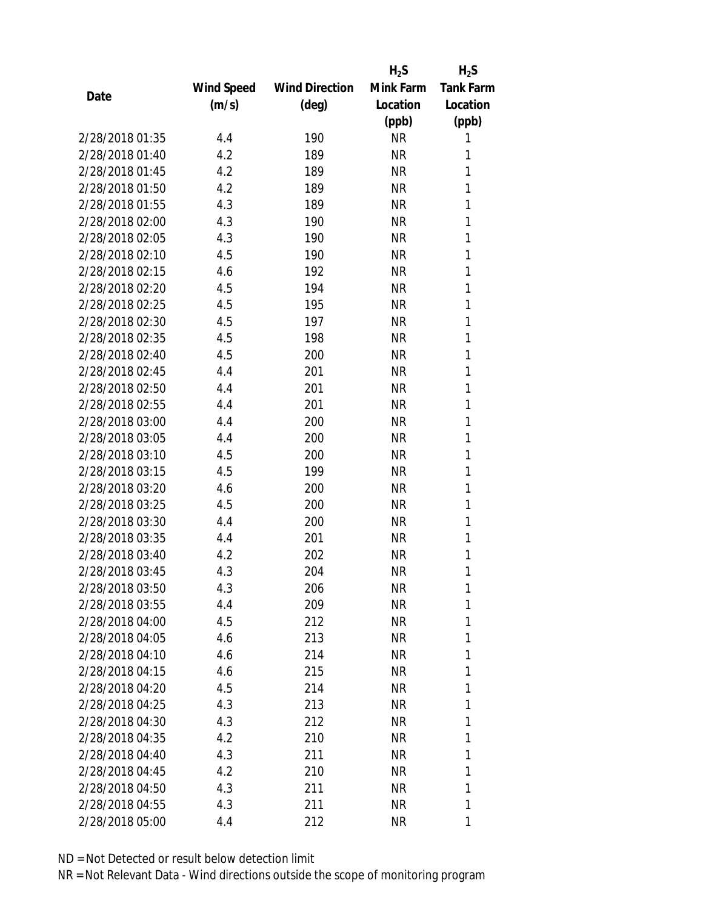| Date | Wind Speed (m/s) | Wind Direction (deg) | $H_2S$ Mink Farm Location (ppb) | $H_2S$ Tank Farm Location (ppb) |
|---|---|---|---|---|
| 2/28/2018 01:35 | 4.4 | 190 | NR | 1 |
| 2/28/2018 01:40 | 4.2 | 189 | NR | 1 |
| 2/28/2018 01:45 | 4.2 | 189 | NR | 1 |
| 2/28/2018 01:50 | 4.2 | 189 | NR | 1 |
| 2/28/2018 01:55 | 4.3 | 189 | NR | 1 |
| 2/28/2018 02:00 | 4.3 | 190 | NR | 1 |
| 2/28/2018 02:05 | 4.3 | 190 | NR | 1 |
| 2/28/2018 02:10 | 4.5 | 190 | NR | 1 |
| 2/28/2018 02:15 | 4.6 | 192 | NR | 1 |
| 2/28/2018 02:20 | 4.5 | 194 | NR | 1 |
| 2/28/2018 02:25 | 4.5 | 195 | NR | 1 |
| 2/28/2018 02:30 | 4.5 | 197 | NR | 1 |
| 2/28/2018 02:35 | 4.5 | 198 | NR | 1 |
| 2/28/2018 02:40 | 4.5 | 200 | NR | 1 |
| 2/28/2018 02:45 | 4.4 | 201 | NR | 1 |
| 2/28/2018 02:50 | 4.4 | 201 | NR | 1 |
| 2/28/2018 02:55 | 4.4 | 201 | NR | 1 |
| 2/28/2018 03:00 | 4.4 | 200 | NR | 1 |
| 2/28/2018 03:05 | 4.4 | 200 | NR | 1 |
| 2/28/2018 03:10 | 4.5 | 200 | NR | 1 |
| 2/28/2018 03:15 | 4.5 | 199 | NR | 1 |
| 2/28/2018 03:20 | 4.6 | 200 | NR | 1 |
| 2/28/2018 03:25 | 4.5 | 200 | NR | 1 |
| 2/28/2018 03:30 | 4.4 | 200 | NR | 1 |
| 2/28/2018 03:35 | 4.4 | 201 | NR | 1 |
| 2/28/2018 03:40 | 4.2 | 202 | NR | 1 |
| 2/28/2018 03:45 | 4.3 | 204 | NR | 1 |
| 2/28/2018 03:50 | 4.3 | 206 | NR | 1 |
| 2/28/2018 03:55 | 4.4 | 209 | NR | 1 |
| 2/28/2018 04:00 | 4.5 | 212 | NR | 1 |
| 2/28/2018 04:05 | 4.6 | 213 | NR | 1 |
| 2/28/2018 04:10 | 4.6 | 214 | NR | 1 |
| 2/28/2018 04:15 | 4.6 | 215 | NR | 1 |
| 2/28/2018 04:20 | 4.5 | 214 | NR | 1 |
| 2/28/2018 04:25 | 4.3 | 213 | NR | 1 |
| 2/28/2018 04:30 | 4.3 | 212 | NR | 1 |
| 2/28/2018 04:35 | 4.2 | 210 | NR | 1 |
| 2/28/2018 04:40 | 4.3 | 211 | NR | 1 |
| 2/28/2018 04:45 | 4.2 | 210 | NR | 1 |
| 2/28/2018 04:50 | 4.3 | 211 | NR | 1 |
| 2/28/2018 04:55 | 4.3 | 211 | NR | 1 |
| 2/28/2018 05:00 | 4.4 | 212 | NR | 1 |

ND = Not Detected or result below detection limit

NR = Not Relevant Data - Wind directions outside the scope of monitoring program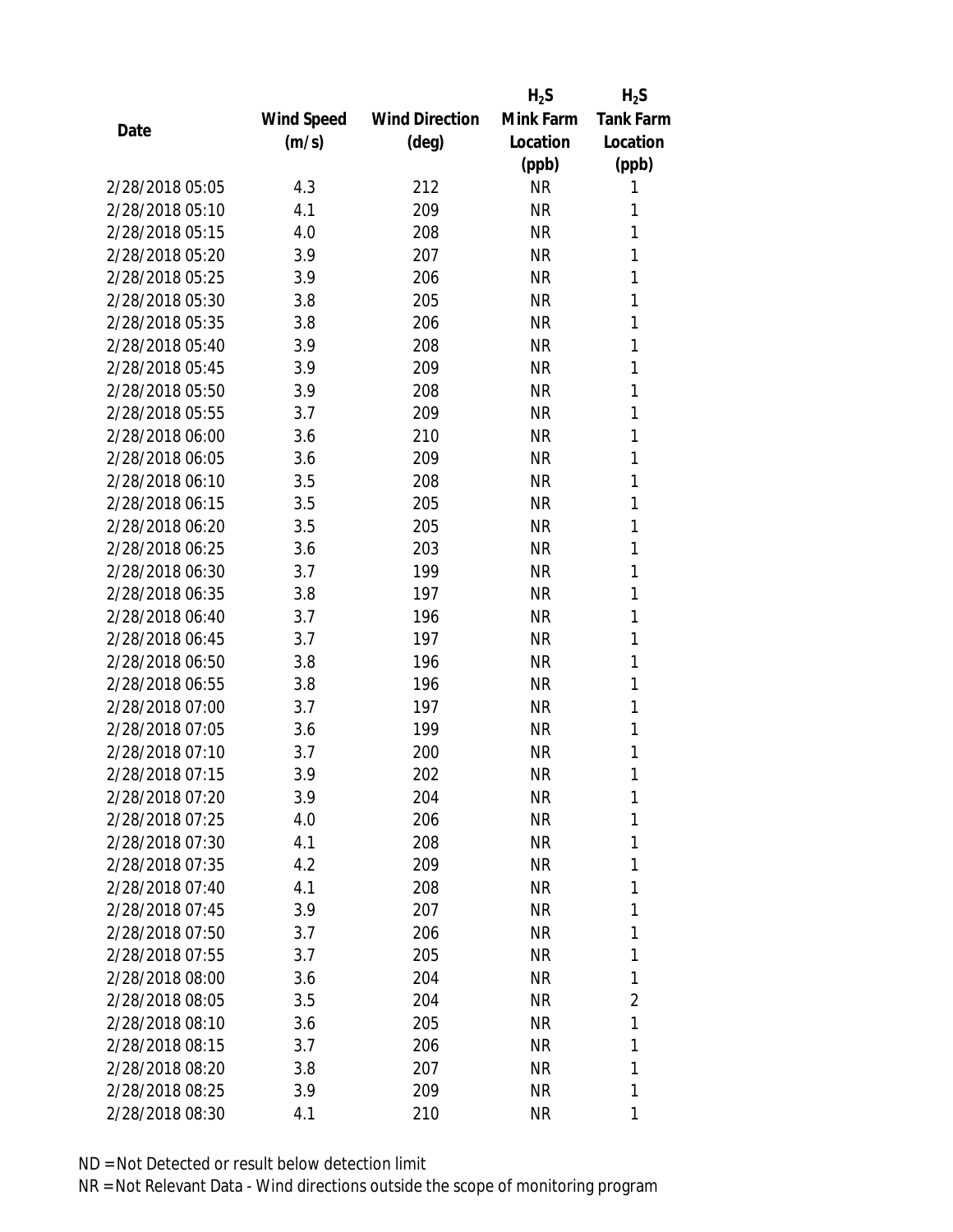| Date | Wind Speed (m/s) | Wind Direction (deg) | $H_2S$ Mink Farm Location (ppb) | $H_2S$ Tank Farm Location (ppb) |
|---|---|---|---|---|
| 2/28/2018 05:05 | 4.3 | 212 | NR | 1 |
| 2/28/2018 05:10 | 4.1 | 209 | NR | 1 |
| 2/28/2018 05:15 | 4.0 | 208 | NR | 1 |
| 2/28/2018 05:20 | 3.9 | 207 | NR | 1 |
| 2/28/2018 05:25 | 3.9 | 206 | NR | 1 |
| 2/28/2018 05:30 | 3.8 | 205 | NR | 1 |
| 2/28/2018 05:35 | 3.8 | 206 | NR | 1 |
| 2/28/2018 05:40 | 3.9 | 208 | NR | 1 |
| 2/28/2018 05:45 | 3.9 | 209 | NR | 1 |
| 2/28/2018 05:50 | 3.9 | 208 | NR | 1 |
| 2/28/2018 05:55 | 3.7 | 209 | NR | 1 |
| 2/28/2018 06:00 | 3.6 | 210 | NR | 1 |
| 2/28/2018 06:05 | 3.6 | 209 | NR | 1 |
| 2/28/2018 06:10 | 3.5 | 208 | NR | 1 |
| 2/28/2018 06:15 | 3.5 | 205 | NR | 1 |
| 2/28/2018 06:20 | 3.5 | 205 | NR | 1 |
| 2/28/2018 06:25 | 3.6 | 203 | NR | 1 |
| 2/28/2018 06:30 | 3.7 | 199 | NR | 1 |
| 2/28/2018 06:35 | 3.8 | 197 | NR | 1 |
| 2/28/2018 06:40 | 3.7 | 196 | NR | 1 |
| 2/28/2018 06:45 | 3.7 | 197 | NR | 1 |
| 2/28/2018 06:50 | 3.8 | 196 | NR | 1 |
| 2/28/2018 06:55 | 3.8 | 196 | NR | 1 |
| 2/28/2018 07:00 | 3.7 | 197 | NR | 1 |
| 2/28/2018 07:05 | 3.6 | 199 | NR | 1 |
| 2/28/2018 07:10 | 3.7 | 200 | NR | 1 |
| 2/28/2018 07:15 | 3.9 | 202 | NR | 1 |
| 2/28/2018 07:20 | 3.9 | 204 | NR | 1 |
| 2/28/2018 07:25 | 4.0 | 206 | NR | 1 |
| 2/28/2018 07:30 | 4.1 | 208 | NR | 1 |
| 2/28/2018 07:35 | 4.2 | 209 | NR | 1 |
| 2/28/2018 07:40 | 4.1 | 208 | NR | 1 |
| 2/28/2018 07:45 | 3.9 | 207 | NR | 1 |
| 2/28/2018 07:50 | 3.7 | 206 | NR | 1 |
| 2/28/2018 07:55 | 3.7 | 205 | NR | 1 |
| 2/28/2018 08:00 | 3.6 | 204 | NR | 1 |
| 2/28/2018 08:05 | 3.5 | 204 | NR | 2 |
| 2/28/2018 08:10 | 3.6 | 205 | NR | 1 |
| 2/28/2018 08:15 | 3.7 | 206 | NR | 1 |
| 2/28/2018 08:20 | 3.8 | 207 | NR | 1 |
| 2/28/2018 08:25 | 3.9 | 209 | NR | 1 |
| 2/28/2018 08:30 | 4.1 | 210 | NR | 1 |

ND = Not Detected or result below detection limit

NR = Not Relevant Data - Wind directions outside the scope of monitoring program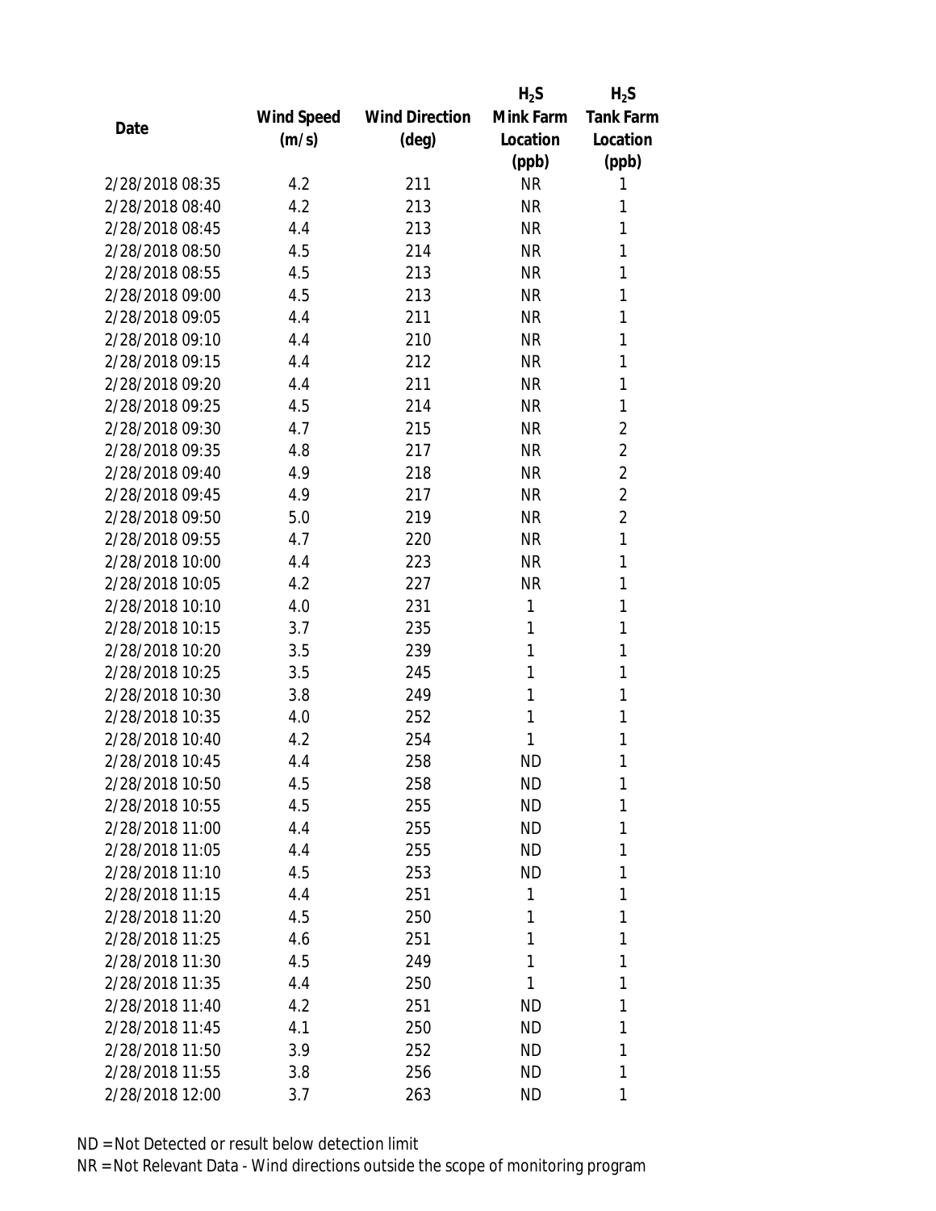| Date | Wind Speed (m/s) | Wind Direction (deg) | $H_2S$ Mink Farm Location (ppb) | $H_2S$ Tank Farm Location (ppb) |
|---|---|---|---|---|
| 2/28/2018 08:35 | 4.2 | 211 | NR | 1 |
| 2/28/2018 08:40 | 4.2 | 213 | NR | 1 |
| 2/28/2018 08:45 | 4.4 | 213 | NR | 1 |
| 2/28/2018 08:50 | 4.5 | 214 | NR | 1 |
| 2/28/2018 08:55 | 4.5 | 213 | NR | 1 |
| 2/28/2018 09:00 | 4.5 | 213 | NR | 1 |
| 2/28/2018 09:05 | 4.4 | 211 | NR | 1 |
| 2/28/2018 09:10 | 4.4 | 210 | NR | 1 |
| 2/28/2018 09:15 | 4.4 | 212 | NR | 1 |
| 2/28/2018 09:20 | 4.4 | 211 | NR | 1 |
| 2/28/2018 09:25 | 4.5 | 214 | NR | 1 |
| 2/28/2018 09:30 | 4.7 | 215 | NR | 2 |
| 2/28/2018 09:35 | 4.8 | 217 | NR | 2 |
| 2/28/2018 09:40 | 4.9 | 218 | NR | 2 |
| 2/28/2018 09:45 | 4.9 | 217 | NR | 2 |
| 2/28/2018 09:50 | 5.0 | 219 | NR | 2 |
| 2/28/2018 09:55 | 4.7 | 220 | NR | 1 |
| 2/28/2018 10:00 | 4.4 | 223 | NR | 1 |
| 2/28/2018 10:05 | 4.2 | 227 | NR | 1 |
| 2/28/2018 10:10 | 4.0 | 231 | 1 | 1 |
| 2/28/2018 10:15 | 3.7 | 235 | 1 | 1 |
| 2/28/2018 10:20 | 3.5 | 239 | 1 | 1 |
| 2/28/2018 10:25 | 3.5 | 245 | 1 | 1 |
| 2/28/2018 10:30 | 3.8 | 249 | 1 | 1 |
| 2/28/2018 10:35 | 4.0 | 252 | 1 | 1 |
| 2/28/2018 10:40 | 4.2 | 254 | 1 | 1 |
| 2/28/2018 10:45 | 4.4 | 258 | ND | 1 |
| 2/28/2018 10:50 | 4.5 | 258 | ND | 1 |
| 2/28/2018 10:55 | 4.5 | 255 | ND | 1 |
| 2/28/2018 11:00 | 4.4 | 255 | ND | 1 |
| 2/28/2018 11:05 | 4.4 | 255 | ND | 1 |
| 2/28/2018 11:10 | 4.5 | 253 | ND | 1 |
| 2/28/2018 11:15 | 4.4 | 251 | 1 | 1 |
| 2/28/2018 11:20 | 4.5 | 250 | 1 | 1 |
| 2/28/2018 11:25 | 4.6 | 251 | 1 | 1 |
| 2/28/2018 11:30 | 4.5 | 249 | 1 | 1 |
| 2/28/2018 11:35 | 4.4 | 250 | 1 | 1 |
| 2/28/2018 11:40 | 4.2 | 251 | ND | 1 |
| 2/28/2018 11:45 | 4.1 | 250 | ND | 1 |
| 2/28/2018 11:50 | 3.9 | 252 | ND | 1 |
| 2/28/2018 11:55 | 3.8 | 256 | ND | 1 |
| 2/28/2018 12:00 | 3.7 | 263 | ND | 1 |

ND = Not Detected or result below detection limit

NR = Not Relevant Data - Wind directions outside the scope of monitoring program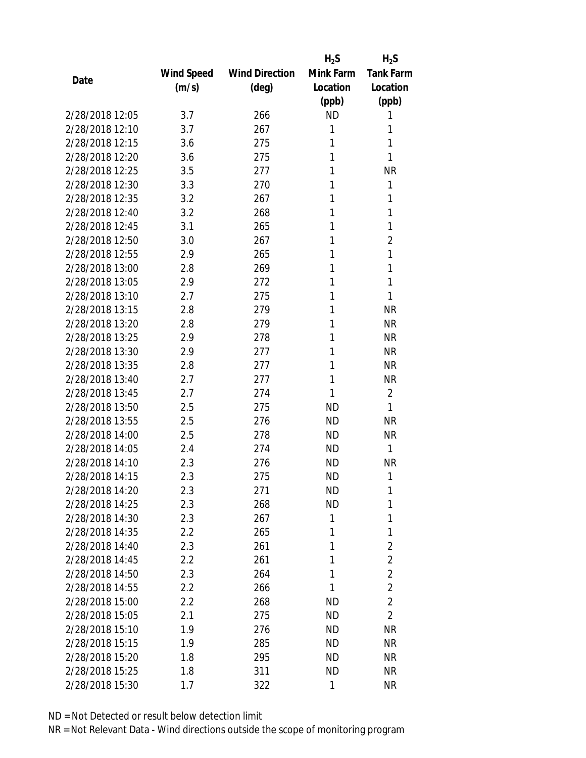| Date | Wind Speed (m/s) | Wind Direction (deg) | $H_2S$ Mink Farm Location (ppb) | $H_2S$ Tank Farm Location (ppb) |
|---|---|---|---|---|
| 2/28/2018 12:05 | 3.7 | 266 | ND | 1 |
| 2/28/2018 12:10 | 3.7 | 267 | 1 | 1 |
| 2/28/2018 12:15 | 3.6 | 275 | 1 | 1 |
| 2/28/2018 12:20 | 3.6 | 275 | 1 | 1 |
| 2/28/2018 12:25 | 3.5 | 277 | 1 | NR |
| 2/28/2018 12:30 | 3.3 | 270 | 1 | 1 |
| 2/28/2018 12:35 | 3.2 | 267 | 1 | 1 |
| 2/28/2018 12:40 | 3.2 | 268 | 1 | 1 |
| 2/28/2018 12:45 | 3.1 | 265 | 1 | 1 |
| 2/28/2018 12:50 | 3.0 | 267 | 1 | 2 |
| 2/28/2018 12:55 | 2.9 | 265 | 1 | 1 |
| 2/28/2018 13:00 | 2.8 | 269 | 1 | 1 |
| 2/28/2018 13:05 | 2.9 | 272 | 1 | 1 |
| 2/28/2018 13:10 | 2.7 | 275 | 1 | 1 |
| 2/28/2018 13:15 | 2.8 | 279 | 1 | NR |
| 2/28/2018 13:20 | 2.8 | 279 | 1 | NR |
| 2/28/2018 13:25 | 2.9 | 278 | 1 | NR |
| 2/28/2018 13:30 | 2.9 | 277 | 1 | NR |
| 2/28/2018 13:35 | 2.8 | 277 | 1 | NR |
| 2/28/2018 13:40 | 2.7 | 277 | 1 | NR |
| 2/28/2018 13:45 | 2.7 | 274 | 1 | 2 |
| 2/28/2018 13:50 | 2.5 | 275 | ND | 1 |
| 2/28/2018 13:55 | 2.5 | 276 | ND | NR |
| 2/28/2018 14:00 | 2.5 | 278 | ND | NR |
| 2/28/2018 14:05 | 2.4 | 274 | ND | 1 |
| 2/28/2018 14:10 | 2.3 | 276 | ND | NR |
| 2/28/2018 14:15 | 2.3 | 275 | ND | 1 |
| 2/28/2018 14:20 | 2.3 | 271 | ND | 1 |
| 2/28/2018 14:25 | 2.3 | 268 | ND | 1 |
| 2/28/2018 14:30 | 2.3 | 267 | 1 | 1 |
| 2/28/2018 14:35 | 2.2 | 265 | 1 | 1 |
| 2/28/2018 14:40 | 2.3 | 261 | 1 | 2 |
| 2/28/2018 14:45 | 2.2 | 261 | 1 | 2 |
| 2/28/2018 14:50 | 2.3 | 264 | 1 | 2 |
| 2/28/2018 14:55 | 2.2 | 266 | 1 | 2 |
| 2/28/2018 15:00 | 2.2 | 268 | ND | 2 |
| 2/28/2018 15:05 | 2.1 | 275 | ND | 2 |
| 2/28/2018 15:10 | 1.9 | 276 | ND | NR |
| 2/28/2018 15:15 | 1.9 | 285 | ND | NR |
| 2/28/2018 15:20 | 1.8 | 295 | ND | NR |
| 2/28/2018 15:25 | 1.8 | 311 | ND | NR |
| 2/28/2018 15:30 | 1.7 | 322 | 1 | NR |

ND = Not Detected or result below detection limit

NR = Not Relevant Data - Wind directions outside the scope of monitoring program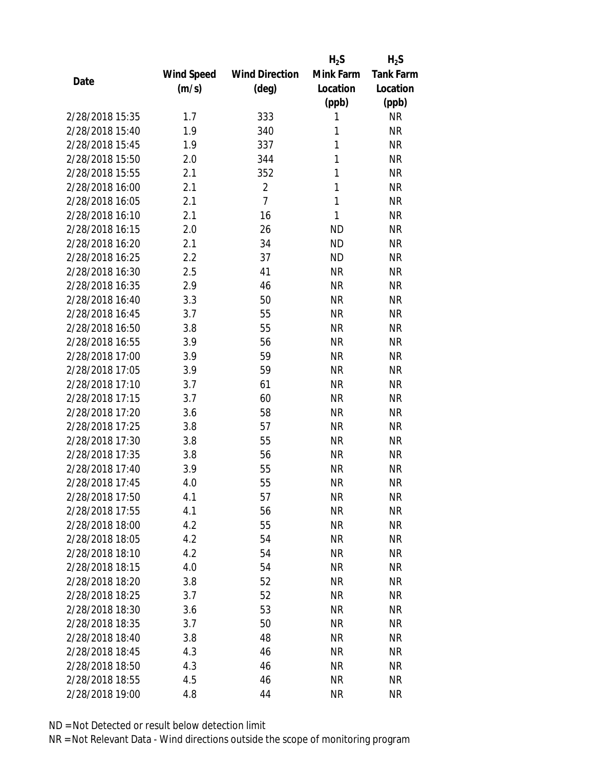| Date | Wind Speed (m/s) | Wind Direction (deg) | $H_2S$ Mink Farm Location (ppb) | $H_2S$ Tank Farm Location (ppb) |
|---|---|---|---|---|
| 2/28/2018 15:35 | 1.7 | 333 | 1 | NR |
| 2/28/2018 15:40 | 1.9 | 340 | 1 | NR |
| 2/28/2018 15:45 | 1.9 | 337 | 1 | NR |
| 2/28/2018 15:50 | 2.0 | 344 | 1 | NR |
| 2/28/2018 15:55 | 2.1 | 352 | 1 | NR |
| 2/28/2018 16:00 | 2.1 | 2 | 1 | NR |
| 2/28/2018 16:05 | 2.1 | 7 | 1 | NR |
| 2/28/2018 16:10 | 2.1 | 16 | 1 | NR |
| 2/28/2018 16:15 | 2.0 | 26 | ND | NR |
| 2/28/2018 16:20 | 2.1 | 34 | ND | NR |
| 2/28/2018 16:25 | 2.2 | 37 | ND | NR |
| 2/28/2018 16:30 | 2.5 | 41 | NR | NR |
| 2/28/2018 16:35 | 2.9 | 46 | NR | NR |
| 2/28/2018 16:40 | 3.3 | 50 | NR | NR |
| 2/28/2018 16:45 | 3.7 | 55 | NR | NR |
| 2/28/2018 16:50 | 3.8 | 55 | NR | NR |
| 2/28/2018 16:55 | 3.9 | 56 | NR | NR |
| 2/28/2018 17:00 | 3.9 | 59 | NR | NR |
| 2/28/2018 17:05 | 3.9 | 59 | NR | NR |
| 2/28/2018 17:10 | 3.7 | 61 | NR | NR |
| 2/28/2018 17:15 | 3.7 | 60 | NR | NR |
| 2/28/2018 17:20 | 3.6 | 58 | NR | NR |
| 2/28/2018 17:25 | 3.8 | 57 | NR | NR |
| 2/28/2018 17:30 | 3.8 | 55 | NR | NR |
| 2/28/2018 17:35 | 3.8 | 56 | NR | NR |
| 2/28/2018 17:40 | 3.9 | 55 | NR | NR |
| 2/28/2018 17:45 | 4.0 | 55 | NR | NR |
| 2/28/2018 17:50 | 4.1 | 57 | NR | NR |
| 2/28/2018 17:55 | 4.1 | 56 | NR | NR |
| 2/28/2018 18:00 | 4.2 | 55 | NR | NR |
| 2/28/2018 18:05 | 4.2 | 54 | NR | NR |
| 2/28/2018 18:10 | 4.2 | 54 | NR | NR |
| 2/28/2018 18:15 | 4.0 | 54 | NR | NR |
| 2/28/2018 18:20 | 3.8 | 52 | NR | NR |
| 2/28/2018 18:25 | 3.7 | 52 | NR | NR |
| 2/28/2018 18:30 | 3.6 | 53 | NR | NR |
| 2/28/2018 18:35 | 3.7 | 50 | NR | NR |
| 2/28/2018 18:40 | 3.8 | 48 | NR | NR |
| 2/28/2018 18:45 | 4.3 | 46 | NR | NR |
| 2/28/2018 18:50 | 4.3 | 46 | NR | NR |
| 2/28/2018 18:55 | 4.5 | 46 | NR | NR |
| 2/28/2018 19:00 | 4.8 | 44 | NR | NR |

ND = Not Detected or result below detection limit
NR = Not Relevant Data - Wind directions outside the scope of monitoring program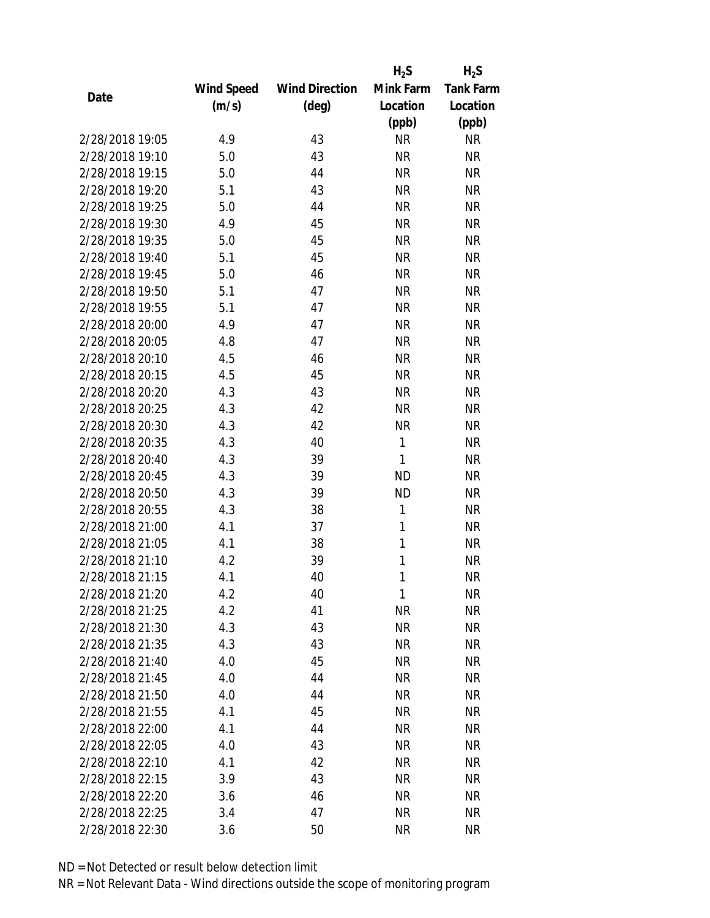| Date | Wind Speed (m/s) | Wind Direction (deg) | $H_2S$ Mink Farm Location (ppb) | $H_2S$ Tank Farm Location (ppb) |
|---|---|---|---|---|
| 2/28/2018 19:05 | 4.9 | 43 | NR | NR |
| 2/28/2018 19:10 | 5.0 | 43 | NR | NR |
| 2/28/2018 19:15 | 5.0 | 44 | NR | NR |
| 2/28/2018 19:20 | 5.1 | 43 | NR | NR |
| 2/28/2018 19:25 | 5.0 | 44 | NR | NR |
| 2/28/2018 19:30 | 4.9 | 45 | NR | NR |
| 2/28/2018 19:35 | 5.0 | 45 | NR | NR |
| 2/28/2018 19:40 | 5.1 | 45 | NR | NR |
| 2/28/2018 19:45 | 5.0 | 46 | NR | NR |
| 2/28/2018 19:50 | 5.1 | 47 | NR | NR |
| 2/28/2018 19:55 | 5.1 | 47 | NR | NR |
| 2/28/2018 20:00 | 4.9 | 47 | NR | NR |
| 2/28/2018 20:05 | 4.8 | 47 | NR | NR |
| 2/28/2018 20:10 | 4.5 | 46 | NR | NR |
| 2/28/2018 20:15 | 4.5 | 45 | NR | NR |
| 2/28/2018 20:20 | 4.3 | 43 | NR | NR |
| 2/28/2018 20:25 | 4.3 | 42 | NR | NR |
| 2/28/2018 20:30 | 4.3 | 42 | NR | NR |
| 2/28/2018 20:35 | 4.3 | 40 | 1 | NR |
| 2/28/2018 20:40 | 4.3 | 39 | 1 | NR |
| 2/28/2018 20:45 | 4.3 | 39 | ND | NR |
| 2/28/2018 20:50 | 4.3 | 39 | ND | NR |
| 2/28/2018 20:55 | 4.3 | 38 | 1 | NR |
| 2/28/2018 21:00 | 4.1 | 37 | 1 | NR |
| 2/28/2018 21:05 | 4.1 | 38 | 1 | NR |
| 2/28/2018 21:10 | 4.2 | 39 | 1 | NR |
| 2/28/2018 21:15 | 4.1 | 40 | 1 | NR |
| 2/28/2018 21:20 | 4.2 | 40 | 1 | NR |
| 2/28/2018 21:25 | 4.2 | 41 | NR | NR |
| 2/28/2018 21:30 | 4.3 | 43 | NR | NR |
| 2/28/2018 21:35 | 4.3 | 43 | NR | NR |
| 2/28/2018 21:40 | 4.0 | 45 | NR | NR |
| 2/28/2018 21:45 | 4.0 | 44 | NR | NR |
| 2/28/2018 21:50 | 4.0 | 44 | NR | NR |
| 2/28/2018 21:55 | 4.1 | 45 | NR | NR |
| 2/28/2018 22:00 | 4.1 | 44 | NR | NR |
| 2/28/2018 22:05 | 4.0 | 43 | NR | NR |
| 2/28/2018 22:10 | 4.1 | 42 | NR | NR |
| 2/28/2018 22:15 | 3.9 | 43 | NR | NR |
| 2/28/2018 22:20 | 3.6 | 46 | NR | NR |
| 2/28/2018 22:25 | 3.4 | 47 | NR | NR |
| 2/28/2018 22:30 | 3.6 | 50 | NR | NR |

ND = Not Detected or result below detection limit
NR = Not Relevant Data - Wind directions outside the scope of monitoring program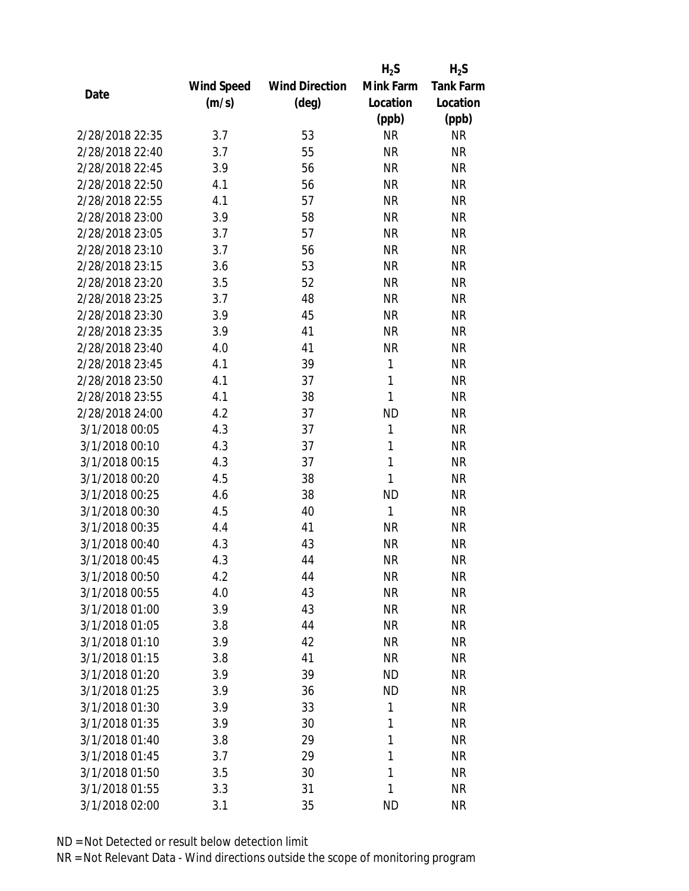| Date | Wind Speed (m/s) | Wind Direction (deg) | $H_2S$ Mink Farm Location (ppb) | $H_2S$ Tank Farm Location (ppb) |
|---|---|---|---|---|
| 2/28/2018 22:35 | 3.7 | 53 | NR | NR |
| 2/28/2018 22:40 | 3.7 | 55 | NR | NR |
| 2/28/2018 22:45 | 3.9 | 56 | NR | NR |
| 2/28/2018 22:50 | 4.1 | 56 | NR | NR |
| 2/28/2018 22:55 | 4.1 | 57 | NR | NR |
| 2/28/2018 23:00 | 3.9 | 58 | NR | NR |
| 2/28/2018 23:05 | 3.7 | 57 | NR | NR |
| 2/28/2018 23:10 | 3.7 | 56 | NR | NR |
| 2/28/2018 23:15 | 3.6 | 53 | NR | NR |
| 2/28/2018 23:20 | 3.5 | 52 | NR | NR |
| 2/28/2018 23:25 | 3.7 | 48 | NR | NR |
| 2/28/2018 23:30 | 3.9 | 45 | NR | NR |
| 2/28/2018 23:35 | 3.9 | 41 | NR | NR |
| 2/28/2018 23:40 | 4.0 | 41 | NR | NR |
| 2/28/2018 23:45 | 4.1 | 39 | 1 | NR |
| 2/28/2018 23:50 | 4.1 | 37 | 1 | NR |
| 2/28/2018 23:55 | 4.1 | 38 | 1 | NR |
| 2/28/2018 24:00 | 4.2 | 37 | ND | NR |
| 3/1/2018 00:05 | 4.3 | 37 | 1 | NR |
| 3/1/2018 00:10 | 4.3 | 37 | 1 | NR |
| 3/1/2018 00:15 | 4.3 | 37 | 1 | NR |
| 3/1/2018 00:20 | 4.5 | 38 | 1 | NR |
| 3/1/2018 00:25 | 4.6 | 38 | ND | NR |
| 3/1/2018 00:30 | 4.5 | 40 | 1 | NR |
| 3/1/2018 00:35 | 4.4 | 41 | NR | NR |
| 3/1/2018 00:40 | 4.3 | 43 | NR | NR |
| 3/1/2018 00:45 | 4.3 | 44 | NR | NR |
| 3/1/2018 00:50 | 4.2 | 44 | NR | NR |
| 3/1/2018 00:55 | 4.0 | 43 | NR | NR |
| 3/1/2018 01:00 | 3.9 | 43 | NR | NR |
| 3/1/2018 01:05 | 3.8 | 44 | NR | NR |
| 3/1/2018 01:10 | 3.9 | 42 | NR | NR |
| 3/1/2018 01:15 | 3.8 | 41 | NR | NR |
| 3/1/2018 01:20 | 3.9 | 39 | ND | NR |
| 3/1/2018 01:25 | 3.9 | 36 | ND | NR |
| 3/1/2018 01:30 | 3.9 | 33 | 1 | NR |
| 3/1/2018 01:35 | 3.9 | 30 | 1 | NR |
| 3/1/2018 01:40 | 3.8 | 29 | 1 | NR |
| 3/1/2018 01:45 | 3.7 | 29 | 1 | NR |
| 3/1/2018 01:50 | 3.5 | 30 | 1 | NR |
| 3/1/2018 01:55 | 3.3 | 31 | 1 | NR |
| 3/1/2018 02:00 | 3.1 | 35 | ND | NR |

ND = Not Detected or result below detection limit

NR = Not Relevant Data - Wind directions outside the scope of monitoring program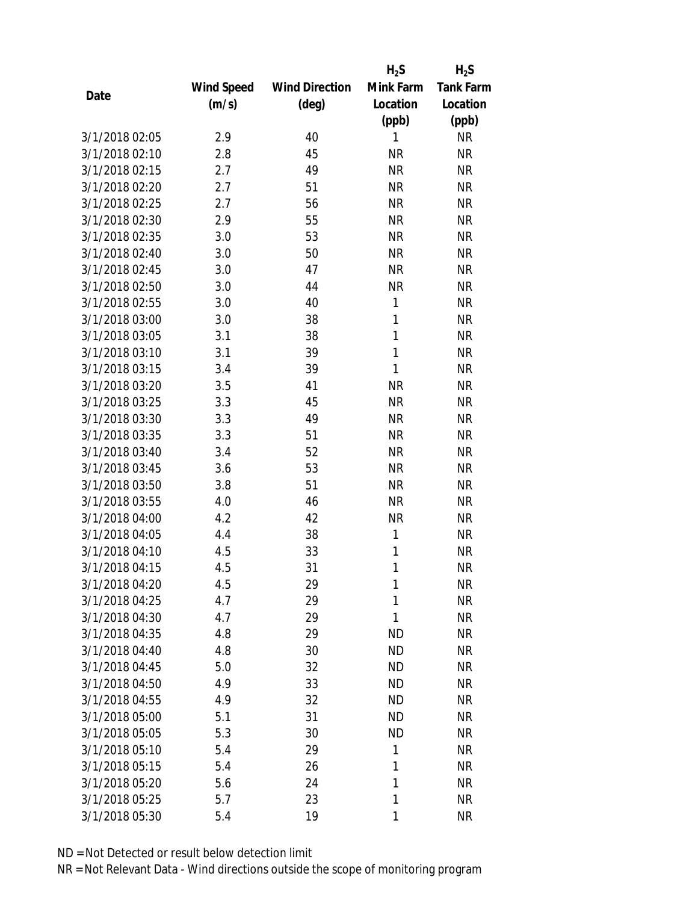| Date | Wind Speed (m/s) | Wind Direction (deg) | $H_2S$ Mink Farm Location (ppb) | $H_2S$ Tank Farm Location (ppb) |
|---|---|---|---|---|
| 3/1/2018 02:05 | 2.9 | 40 | 1 | NR |
| 3/1/2018 02:10 | 2.8 | 45 | NR | NR |
| 3/1/2018 02:15 | 2.7 | 49 | NR | NR |
| 3/1/2018 02:20 | 2.7 | 51 | NR | NR |
| 3/1/2018 02:25 | 2.7 | 56 | NR | NR |
| 3/1/2018 02:30 | 2.9 | 55 | NR | NR |
| 3/1/2018 02:35 | 3.0 | 53 | NR | NR |
| 3/1/2018 02:40 | 3.0 | 50 | NR | NR |
| 3/1/2018 02:45 | 3.0 | 47 | NR | NR |
| 3/1/2018 02:50 | 3.0 | 44 | NR | NR |
| 3/1/2018 02:55 | 3.0 | 40 | 1 | NR |
| 3/1/2018 03:00 | 3.0 | 38 | 1 | NR |
| 3/1/2018 03:05 | 3.1 | 38 | 1 | NR |
| 3/1/2018 03:10 | 3.1 | 39 | 1 | NR |
| 3/1/2018 03:15 | 3.4 | 39 | 1 | NR |
| 3/1/2018 03:20 | 3.5 | 41 | NR | NR |
| 3/1/2018 03:25 | 3.3 | 45 | NR | NR |
| 3/1/2018 03:30 | 3.3 | 49 | NR | NR |
| 3/1/2018 03:35 | 3.3 | 51 | NR | NR |
| 3/1/2018 03:40 | 3.4 | 52 | NR | NR |
| 3/1/2018 03:45 | 3.6 | 53 | NR | NR |
| 3/1/2018 03:50 | 3.8 | 51 | NR | NR |
| 3/1/2018 03:55 | 4.0 | 46 | NR | NR |
| 3/1/2018 04:00 | 4.2 | 42 | NR | NR |
| 3/1/2018 04:05 | 4.4 | 38 | 1 | NR |
| 3/1/2018 04:10 | 4.5 | 33 | 1 | NR |
| 3/1/2018 04:15 | 4.5 | 31 | 1 | NR |
| 3/1/2018 04:20 | 4.5 | 29 | 1 | NR |
| 3/1/2018 04:25 | 4.7 | 29 | 1 | NR |
| 3/1/2018 04:30 | 4.7 | 29 | 1 | NR |
| 3/1/2018 04:35 | 4.8 | 29 | ND | NR |
| 3/1/2018 04:40 | 4.8 | 30 | ND | NR |
| 3/1/2018 04:45 | 5.0 | 32 | ND | NR |
| 3/1/2018 04:50 | 4.9 | 33 | ND | NR |
| 3/1/2018 04:55 | 4.9 | 32 | ND | NR |
| 3/1/2018 05:00 | 5.1 | 31 | ND | NR |
| 3/1/2018 05:05 | 5.3 | 30 | ND | NR |
| 3/1/2018 05:10 | 5.4 | 29 | 1 | NR |
| 3/1/2018 05:15 | 5.4 | 26 | 1 | NR |
| 3/1/2018 05:20 | 5.6 | 24 | 1 | NR |
| 3/1/2018 05:25 | 5.7 | 23 | 1 | NR |
| 3/1/2018 05:30 | 5.4 | 19 | 1 | NR |

ND = Not Detected or result below detection limit
NR = Not Relevant Data - Wind directions outside the scope of monitoring program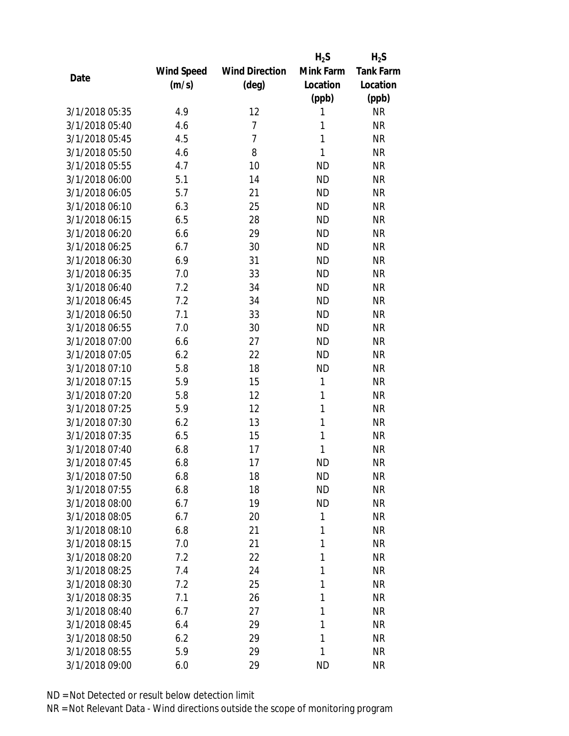| Date | Wind Speed (m/s) | Wind Direction (deg) | $H_2S$ Mink Farm Location (ppb) | $H_2S$ Tank Farm Location (ppb) |
|---|---|---|---|---|
| 3/1/2018 05:35 | 4.9 | 12 | 1 | NR |
| 3/1/2018 05:40 | 4.6 | 7 | 1 | NR |
| 3/1/2018 05:45 | 4.5 | 7 | 1 | NR |
| 3/1/2018 05:50 | 4.6 | 8 | 1 | NR |
| 3/1/2018 05:55 | 4.7 | 10 | ND | NR |
| 3/1/2018 06:00 | 5.1 | 14 | ND | NR |
| 3/1/2018 06:05 | 5.7 | 21 | ND | NR |
| 3/1/2018 06:10 | 6.3 | 25 | ND | NR |
| 3/1/2018 06:15 | 6.5 | 28 | ND | NR |
| 3/1/2018 06:20 | 6.6 | 29 | ND | NR |
| 3/1/2018 06:25 | 6.7 | 30 | ND | NR |
| 3/1/2018 06:30 | 6.9 | 31 | ND | NR |
| 3/1/2018 06:35 | 7.0 | 33 | ND | NR |
| 3/1/2018 06:40 | 7.2 | 34 | ND | NR |
| 3/1/2018 06:45 | 7.2 | 34 | ND | NR |
| 3/1/2018 06:50 | 7.1 | 33 | ND | NR |
| 3/1/2018 06:55 | 7.0 | 30 | ND | NR |
| 3/1/2018 07:00 | 6.6 | 27 | ND | NR |
| 3/1/2018 07:05 | 6.2 | 22 | ND | NR |
| 3/1/2018 07:10 | 5.8 | 18 | ND | NR |
| 3/1/2018 07:15 | 5.9 | 15 | 1 | NR |
| 3/1/2018 07:20 | 5.8 | 12 | 1 | NR |
| 3/1/2018 07:25 | 5.9 | 12 | 1 | NR |
| 3/1/2018 07:30 | 6.2 | 13 | 1 | NR |
| 3/1/2018 07:35 | 6.5 | 15 | 1 | NR |
| 3/1/2018 07:40 | 6.8 | 17 | 1 | NR |
| 3/1/2018 07:45 | 6.8 | 17 | ND | NR |
| 3/1/2018 07:50 | 6.8 | 18 | ND | NR |
| 3/1/2018 07:55 | 6.8 | 18 | ND | NR |
| 3/1/2018 08:00 | 6.7 | 19 | ND | NR |
| 3/1/2018 08:05 | 6.7 | 20 | 1 | NR |
| 3/1/2018 08:10 | 6.8 | 21 | 1 | NR |
| 3/1/2018 08:15 | 7.0 | 21 | 1 | NR |
| 3/1/2018 08:20 | 7.2 | 22 | 1 | NR |
| 3/1/2018 08:25 | 7.4 | 24 | 1 | NR |
| 3/1/2018 08:30 | 7.2 | 25 | 1 | NR |
| 3/1/2018 08:35 | 7.1 | 26 | 1 | NR |
| 3/1/2018 08:40 | 6.7 | 27 | 1 | NR |
| 3/1/2018 08:45 | 6.4 | 29 | 1 | NR |
| 3/1/2018 08:50 | 6.2 | 29 | 1 | NR |
| 3/1/2018 08:55 | 5.9 | 29 | 1 | NR |
| 3/1/2018 09:00 | 6.0 | 29 | ND | NR |

ND = Not Detected or result below detection limit
NR = Not Relevant Data - Wind directions outside the scope of monitoring program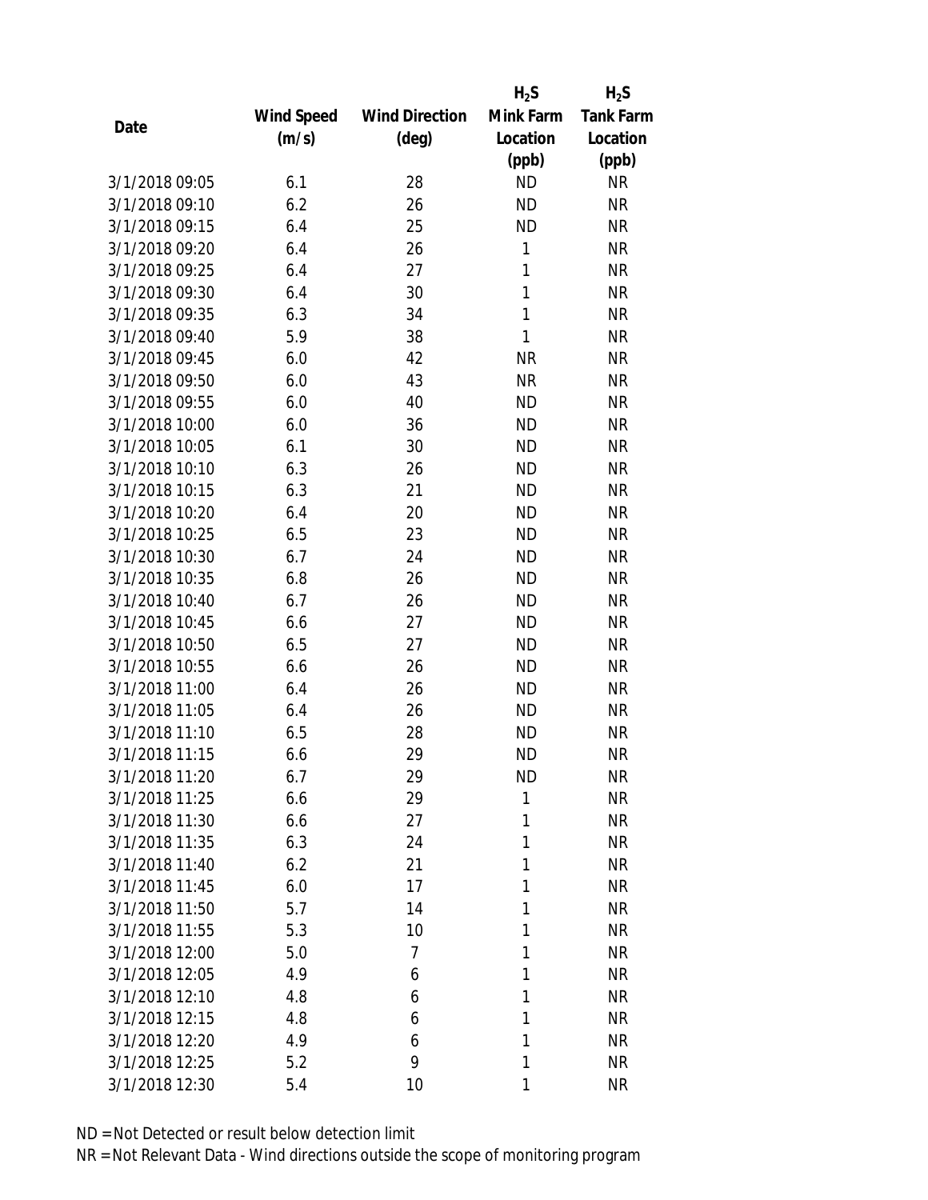| Date | Wind Speed (m/s) | Wind Direction (deg) | $H_2S$ Mink Farm Location (ppb) | $H_2S$ Tank Farm Location (ppb) |
|---|---|---|---|---|
| 3/1/2018 09:05 | 6.1 | 28 | ND | NR |
| 3/1/2018 09:10 | 6.2 | 26 | ND | NR |
| 3/1/2018 09:15 | 6.4 | 25 | ND | NR |
| 3/1/2018 09:20 | 6.4 | 26 | 1 | NR |
| 3/1/2018 09:25 | 6.4 | 27 | 1 | NR |
| 3/1/2018 09:30 | 6.4 | 30 | 1 | NR |
| 3/1/2018 09:35 | 6.3 | 34 | 1 | NR |
| 3/1/2018 09:40 | 5.9 | 38 | 1 | NR |
| 3/1/2018 09:45 | 6.0 | 42 | NR | NR |
| 3/1/2018 09:50 | 6.0 | 43 | NR | NR |
| 3/1/2018 09:55 | 6.0 | 40 | ND | NR |
| 3/1/2018 10:00 | 6.0 | 36 | ND | NR |
| 3/1/2018 10:05 | 6.1 | 30 | ND | NR |
| 3/1/2018 10:10 | 6.3 | 26 | ND | NR |
| 3/1/2018 10:15 | 6.3 | 21 | ND | NR |
| 3/1/2018 10:20 | 6.4 | 20 | ND | NR |
| 3/1/2018 10:25 | 6.5 | 23 | ND | NR |
| 3/1/2018 10:30 | 6.7 | 24 | ND | NR |
| 3/1/2018 10:35 | 6.8 | 26 | ND | NR |
| 3/1/2018 10:40 | 6.7 | 26 | ND | NR |
| 3/1/2018 10:45 | 6.6 | 27 | ND | NR |
| 3/1/2018 10:50 | 6.5 | 27 | ND | NR |
| 3/1/2018 10:55 | 6.6 | 26 | ND | NR |
| 3/1/2018 11:00 | 6.4 | 26 | ND | NR |
| 3/1/2018 11:05 | 6.4 | 26 | ND | NR |
| 3/1/2018 11:10 | 6.5 | 28 | ND | NR |
| 3/1/2018 11:15 | 6.6 | 29 | ND | NR |
| 3/1/2018 11:20 | 6.7 | 29 | ND | NR |
| 3/1/2018 11:25 | 6.6 | 29 | 1 | NR |
| 3/1/2018 11:30 | 6.6 | 27 | 1 | NR |
| 3/1/2018 11:35 | 6.3 | 24 | 1 | NR |
| 3/1/2018 11:40 | 6.2 | 21 | 1 | NR |
| 3/1/2018 11:45 | 6.0 | 17 | 1 | NR |
| 3/1/2018 11:50 | 5.7 | 14 | 1 | NR |
| 3/1/2018 11:55 | 5.3 | 10 | 1 | NR |
| 3/1/2018 12:00 | 5.0 | 7 | 1 | NR |
| 3/1/2018 12:05 | 4.9 | 6 | 1 | NR |
| 3/1/2018 12:10 | 4.8 | 6 | 1 | NR |
| 3/1/2018 12:15 | 4.8 | 6 | 1 | NR |
| 3/1/2018 12:20 | 4.9 | 6 | 1 | NR |
| 3/1/2018 12:25 | 5.2 | 9 | 1 | NR |
| 3/1/2018 12:30 | 5.4 | 10 | 1 | NR |

ND = Not Detected or result below detection limit

NR = Not Relevant Data - Wind directions outside the scope of monitoring program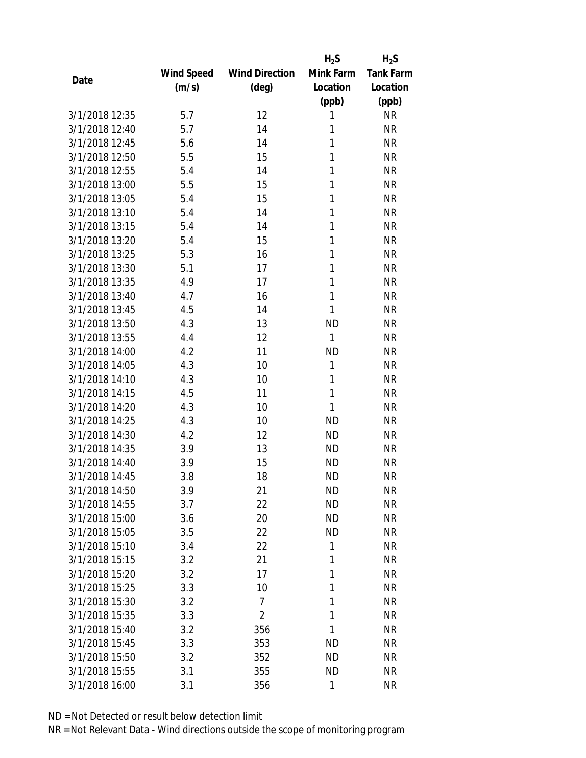| Date | Wind Speed (m/s) | Wind Direction (deg) | $H_2S$ Mink Farm Location (ppb) | $H_2S$ Tank Farm Location (ppb) |
|---|---|---|---|---|
| 3/1/2018 12:35 | 5.7 | 12 | 1 | NR |
| 3/1/2018 12:40 | 5.7 | 14 | 1 | NR |
| 3/1/2018 12:45 | 5.6 | 14 | 1 | NR |
| 3/1/2018 12:50 | 5.5 | 15 | 1 | NR |
| 3/1/2018 12:55 | 5.4 | 14 | 1 | NR |
| 3/1/2018 13:00 | 5.5 | 15 | 1 | NR |
| 3/1/2018 13:05 | 5.4 | 15 | 1 | NR |
| 3/1/2018 13:10 | 5.4 | 14 | 1 | NR |
| 3/1/2018 13:15 | 5.4 | 14 | 1 | NR |
| 3/1/2018 13:20 | 5.4 | 15 | 1 | NR |
| 3/1/2018 13:25 | 5.3 | 16 | 1 | NR |
| 3/1/2018 13:30 | 5.1 | 17 | 1 | NR |
| 3/1/2018 13:35 | 4.9 | 17 | 1 | NR |
| 3/1/2018 13:40 | 4.7 | 16 | 1 | NR |
| 3/1/2018 13:45 | 4.5 | 14 | 1 | NR |
| 3/1/2018 13:50 | 4.3 | 13 | ND | NR |
| 3/1/2018 13:55 | 4.4 | 12 | 1 | NR |
| 3/1/2018 14:00 | 4.2 | 11 | ND | NR |
| 3/1/2018 14:05 | 4.3 | 10 | 1 | NR |
| 3/1/2018 14:10 | 4.3 | 10 | 1 | NR |
| 3/1/2018 14:15 | 4.5 | 11 | 1 | NR |
| 3/1/2018 14:20 | 4.3 | 10 | 1 | NR |
| 3/1/2018 14:25 | 4.3 | 10 | ND | NR |
| 3/1/2018 14:30 | 4.2 | 12 | ND | NR |
| 3/1/2018 14:35 | 3.9 | 13 | ND | NR |
| 3/1/2018 14:40 | 3.9 | 15 | ND | NR |
| 3/1/2018 14:45 | 3.8 | 18 | ND | NR |
| 3/1/2018 14:50 | 3.9 | 21 | ND | NR |
| 3/1/2018 14:55 | 3.7 | 22 | ND | NR |
| 3/1/2018 15:00 | 3.6 | 20 | ND | NR |
| 3/1/2018 15:05 | 3.5 | 22 | ND | NR |
| 3/1/2018 15:10 | 3.4 | 22 | 1 | NR |
| 3/1/2018 15:15 | 3.2 | 21 | 1 | NR |
| 3/1/2018 15:20 | 3.2 | 17 | 1 | NR |
| 3/1/2018 15:25 | 3.3 | 10 | 1 | NR |
| 3/1/2018 15:30 | 3.2 | 7 | 1 | NR |
| 3/1/2018 15:35 | 3.3 | 2 | 1 | NR |
| 3/1/2018 15:40 | 3.2 | 356 | 1 | NR |
| 3/1/2018 15:45 | 3.3 | 353 | ND | NR |
| 3/1/2018 15:50 | 3.2 | 352 | ND | NR |
| 3/1/2018 15:55 | 3.1 | 355 | ND | NR |
| 3/1/2018 16:00 | 3.1 | 356 | 1 | NR |

ND = Not Detected or result below detection limit

NR = Not Relevant Data - Wind directions outside the scope of monitoring program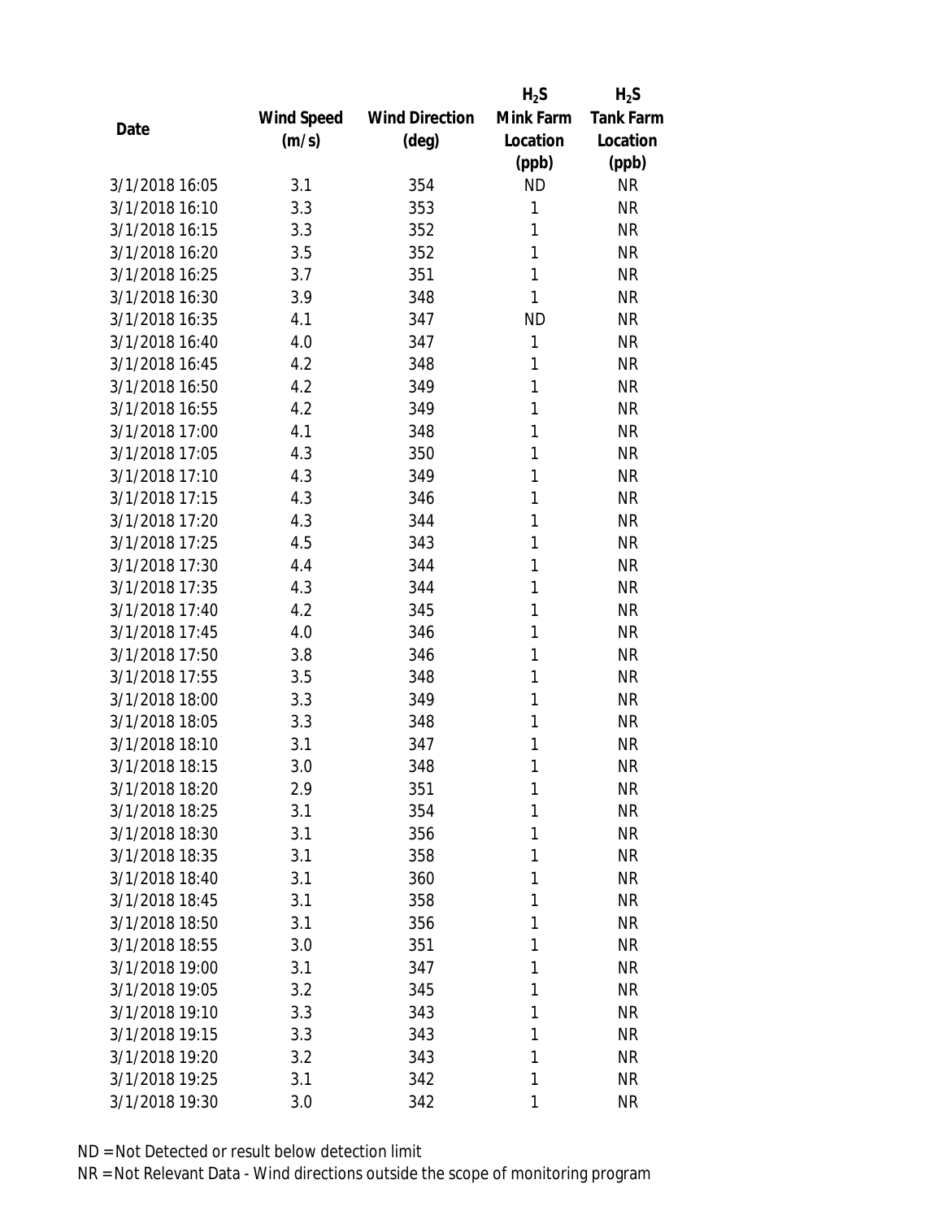| Date | Wind Speed (m/s) | Wind Direction (deg) | $H_2S$ Mink Farm Location (ppb) | $H_2S$ Tank Farm Location (ppb) |
|---|---|---|---|---|
| 3/1/2018 16:05 | 3.1 | 354 | ND | NR |
| 3/1/2018 16:10 | 3.3 | 353 | 1 | NR |
| 3/1/2018 16:15 | 3.3 | 352 | 1 | NR |
| 3/1/2018 16:20 | 3.5 | 352 | 1 | NR |
| 3/1/2018 16:25 | 3.7 | 351 | 1 | NR |
| 3/1/2018 16:30 | 3.9 | 348 | 1 | NR |
| 3/1/2018 16:35 | 4.1 | 347 | ND | NR |
| 3/1/2018 16:40 | 4.0 | 347 | 1 | NR |
| 3/1/2018 16:45 | 4.2 | 348 | 1 | NR |
| 3/1/2018 16:50 | 4.2 | 349 | 1 | NR |
| 3/1/2018 16:55 | 4.2 | 349 | 1 | NR |
| 3/1/2018 17:00 | 4.1 | 348 | 1 | NR |
| 3/1/2018 17:05 | 4.3 | 350 | 1 | NR |
| 3/1/2018 17:10 | 4.3 | 349 | 1 | NR |
| 3/1/2018 17:15 | 4.3 | 346 | 1 | NR |
| 3/1/2018 17:20 | 4.3 | 344 | 1 | NR |
| 3/1/2018 17:25 | 4.5 | 343 | 1 | NR |
| 3/1/2018 17:30 | 4.4 | 344 | 1 | NR |
| 3/1/2018 17:35 | 4.3 | 344 | 1 | NR |
| 3/1/2018 17:40 | 4.2 | 345 | 1 | NR |
| 3/1/2018 17:45 | 4.0 | 346 | 1 | NR |
| 3/1/2018 17:50 | 3.8 | 346 | 1 | NR |
| 3/1/2018 17:55 | 3.5 | 348 | 1 | NR |
| 3/1/2018 18:00 | 3.3 | 349 | 1 | NR |
| 3/1/2018 18:05 | 3.3 | 348 | 1 | NR |
| 3/1/2018 18:10 | 3.1 | 347 | 1 | NR |
| 3/1/2018 18:15 | 3.0 | 348 | 1 | NR |
| 3/1/2018 18:20 | 2.9 | 351 | 1 | NR |
| 3/1/2018 18:25 | 3.1 | 354 | 1 | NR |
| 3/1/2018 18:30 | 3.1 | 356 | 1 | NR |
| 3/1/2018 18:35 | 3.1 | 358 | 1 | NR |
| 3/1/2018 18:40 | 3.1 | 360 | 1 | NR |
| 3/1/2018 18:45 | 3.1 | 358 | 1 | NR |
| 3/1/2018 18:50 | 3.1 | 356 | 1 | NR |
| 3/1/2018 18:55 | 3.0 | 351 | 1 | NR |
| 3/1/2018 19:00 | 3.1 | 347 | 1 | NR |
| 3/1/2018 19:05 | 3.2 | 345 | 1 | NR |
| 3/1/2018 19:10 | 3.3 | 343 | 1 | NR |
| 3/1/2018 19:15 | 3.3 | 343 | 1 | NR |
| 3/1/2018 19:20 | 3.2 | 343 | 1 | NR |
| 3/1/2018 19:25 | 3.1 | 342 | 1 | NR |
| 3/1/2018 19:30 | 3.0 | 342 | 1 | NR |

ND = Not Detected or result below detection limit

NR = Not Relevant Data - Wind directions outside the scope of monitoring program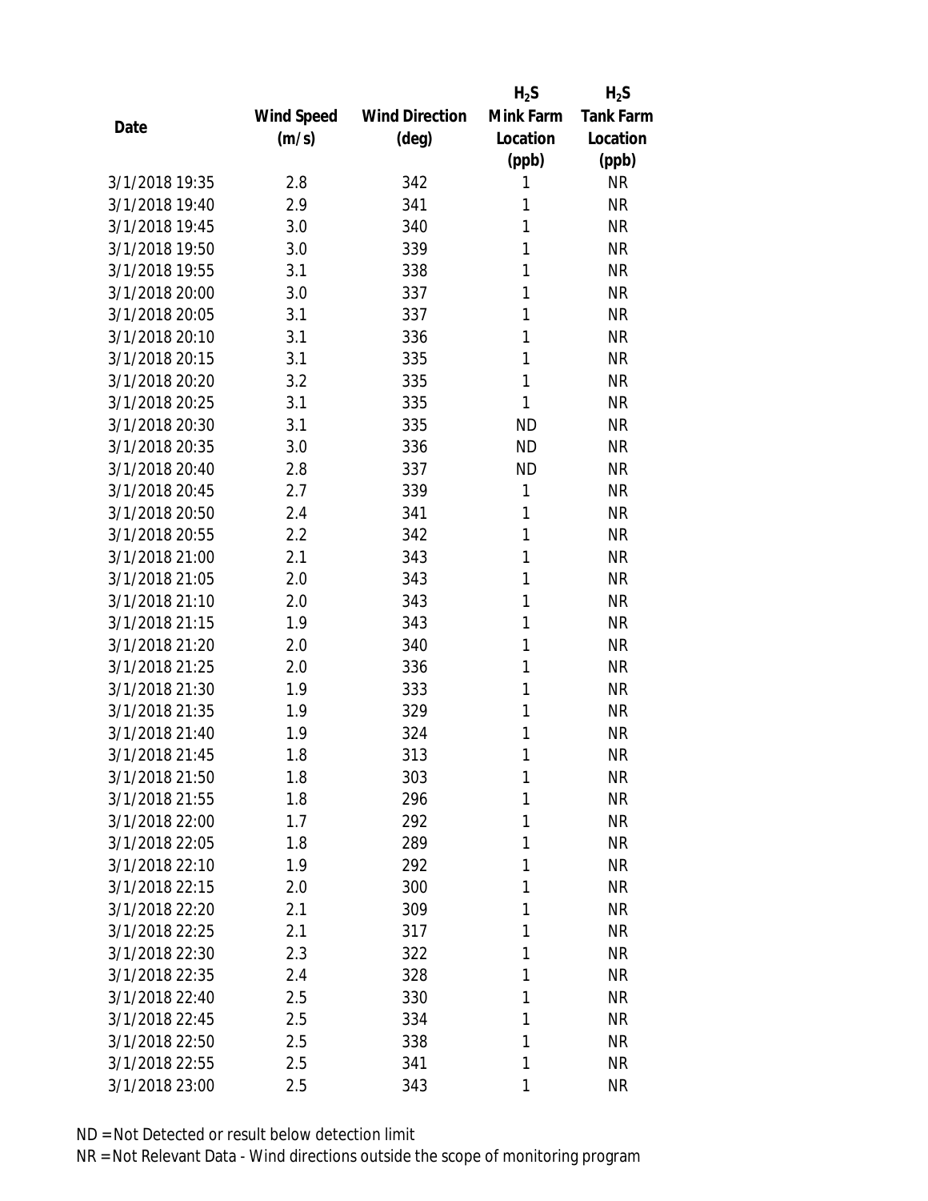| Date | Wind Speed (m/s) | Wind Direction (deg) | $H_2S$ Mink Farm Location (ppb) | $H_2S$ Tank Farm Location (ppb) |
|---|---|---|---|---|
| 3/1/2018 19:35 | 2.8 | 342 | 1 | NR |
| 3/1/2018 19:40 | 2.9 | 341 | 1 | NR |
| 3/1/2018 19:45 | 3.0 | 340 | 1 | NR |
| 3/1/2018 19:50 | 3.0 | 339 | 1 | NR |
| 3/1/2018 19:55 | 3.1 | 338 | 1 | NR |
| 3/1/2018 20:00 | 3.0 | 337 | 1 | NR |
| 3/1/2018 20:05 | 3.1 | 337 | 1 | NR |
| 3/1/2018 20:10 | 3.1 | 336 | 1 | NR |
| 3/1/2018 20:15 | 3.1 | 335 | 1 | NR |
| 3/1/2018 20:20 | 3.2 | 335 | 1 | NR |
| 3/1/2018 20:25 | 3.1 | 335 | 1 | NR |
| 3/1/2018 20:30 | 3.1 | 335 | ND | NR |
| 3/1/2018 20:35 | 3.0 | 336 | ND | NR |
| 3/1/2018 20:40 | 2.8 | 337 | ND | NR |
| 3/1/2018 20:45 | 2.7 | 339 | 1 | NR |
| 3/1/2018 20:50 | 2.4 | 341 | 1 | NR |
| 3/1/2018 20:55 | 2.2 | 342 | 1 | NR |
| 3/1/2018 21:00 | 2.1 | 343 | 1 | NR |
| 3/1/2018 21:05 | 2.0 | 343 | 1 | NR |
| 3/1/2018 21:10 | 2.0 | 343 | 1 | NR |
| 3/1/2018 21:15 | 1.9 | 343 | 1 | NR |
| 3/1/2018 21:20 | 2.0 | 340 | 1 | NR |
| 3/1/2018 21:25 | 2.0 | 336 | 1 | NR |
| 3/1/2018 21:30 | 1.9 | 333 | 1 | NR |
| 3/1/2018 21:35 | 1.9 | 329 | 1 | NR |
| 3/1/2018 21:40 | 1.9 | 324 | 1 | NR |
| 3/1/2018 21:45 | 1.8 | 313 | 1 | NR |
| 3/1/2018 21:50 | 1.8 | 303 | 1 | NR |
| 3/1/2018 21:55 | 1.8 | 296 | 1 | NR |
| 3/1/2018 22:00 | 1.7 | 292 | 1 | NR |
| 3/1/2018 22:05 | 1.8 | 289 | 1 | NR |
| 3/1/2018 22:10 | 1.9 | 292 | 1 | NR |
| 3/1/2018 22:15 | 2.0 | 300 | 1 | NR |
| 3/1/2018 22:20 | 2.1 | 309 | 1 | NR |
| 3/1/2018 22:25 | 2.1 | 317 | 1 | NR |
| 3/1/2018 22:30 | 2.3 | 322 | 1 | NR |
| 3/1/2018 22:35 | 2.4 | 328 | 1 | NR |
| 3/1/2018 22:40 | 2.5 | 330 | 1 | NR |
| 3/1/2018 22:45 | 2.5 | 334 | 1 | NR |
| 3/1/2018 22:50 | 2.5 | 338 | 1 | NR |
| 3/1/2018 22:55 | 2.5 | 341 | 1 | NR |
| 3/1/2018 23:00 | 2.5 | 343 | 1 | NR |

ND = Not Detected or result below detection limit

NR = Not Relevant Data - Wind directions outside the scope of monitoring program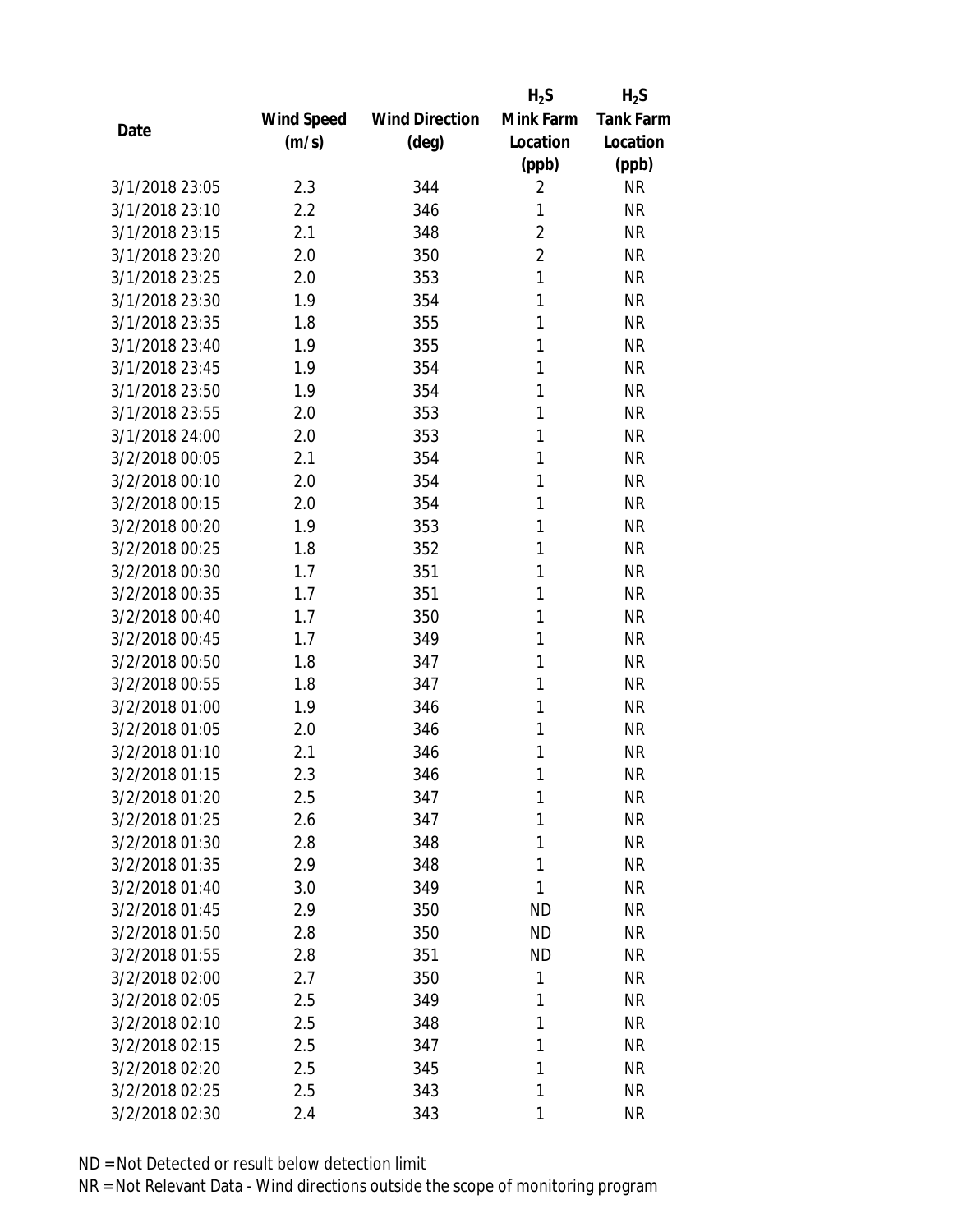| Date | Wind Speed (m/s) | Wind Direction (deg) | $H_2S$ Mink Farm Location (ppb) | $H_2S$ Tank Farm Location (ppb) |
|---|---|---|---|---|
| 3/1/2018 23:05 | 2.3 | 344 | 2 | NR |
| 3/1/2018 23:10 | 2.2 | 346 | 1 | NR |
| 3/1/2018 23:15 | 2.1 | 348 | 2 | NR |
| 3/1/2018 23:20 | 2.0 | 350 | 2 | NR |
| 3/1/2018 23:25 | 2.0 | 353 | 1 | NR |
| 3/1/2018 23:30 | 1.9 | 354 | 1 | NR |
| 3/1/2018 23:35 | 1.8 | 355 | 1 | NR |
| 3/1/2018 23:40 | 1.9 | 355 | 1 | NR |
| 3/1/2018 23:45 | 1.9 | 354 | 1 | NR |
| 3/1/2018 23:50 | 1.9 | 354 | 1 | NR |
| 3/1/2018 23:55 | 2.0 | 353 | 1 | NR |
| 3/1/2018 24:00 | 2.0 | 353 | 1 | NR |
| 3/2/2018 00:05 | 2.1 | 354 | 1 | NR |
| 3/2/2018 00:10 | 2.0 | 354 | 1 | NR |
| 3/2/2018 00:15 | 2.0 | 354 | 1 | NR |
| 3/2/2018 00:20 | 1.9 | 353 | 1 | NR |
| 3/2/2018 00:25 | 1.8 | 352 | 1 | NR |
| 3/2/2018 00:30 | 1.7 | 351 | 1 | NR |
| 3/2/2018 00:35 | 1.7 | 351 | 1 | NR |
| 3/2/2018 00:40 | 1.7 | 350 | 1 | NR |
| 3/2/2018 00:45 | 1.7 | 349 | 1 | NR |
| 3/2/2018 00:50 | 1.8 | 347 | 1 | NR |
| 3/2/2018 00:55 | 1.8 | 347 | 1 | NR |
| 3/2/2018 01:00 | 1.9 | 346 | 1 | NR |
| 3/2/2018 01:05 | 2.0 | 346 | 1 | NR |
| 3/2/2018 01:10 | 2.1 | 346 | 1 | NR |
| 3/2/2018 01:15 | 2.3 | 346 | 1 | NR |
| 3/2/2018 01:20 | 2.5 | 347 | 1 | NR |
| 3/2/2018 01:25 | 2.6 | 347 | 1 | NR |
| 3/2/2018 01:30 | 2.8 | 348 | 1 | NR |
| 3/2/2018 01:35 | 2.9 | 348 | 1 | NR |
| 3/2/2018 01:40 | 3.0 | 349 | 1 | NR |
| 3/2/2018 01:45 | 2.9 | 350 | ND | NR |
| 3/2/2018 01:50 | 2.8 | 350 | ND | NR |
| 3/2/2018 01:55 | 2.8 | 351 | ND | NR |
| 3/2/2018 02:00 | 2.7 | 350 | 1 | NR |
| 3/2/2018 02:05 | 2.5 | 349 | 1 | NR |
| 3/2/2018 02:10 | 2.5 | 348 | 1 | NR |
| 3/2/2018 02:15 | 2.5 | 347 | 1 | NR |
| 3/2/2018 02:20 | 2.5 | 345 | 1 | NR |
| 3/2/2018 02:25 | 2.5 | 343 | 1 | NR |
| 3/2/2018 02:30 | 2.4 | 343 | 1 | NR |

ND = Not Detected or result below detection limit

NR = Not Relevant Data - Wind directions outside the scope of monitoring program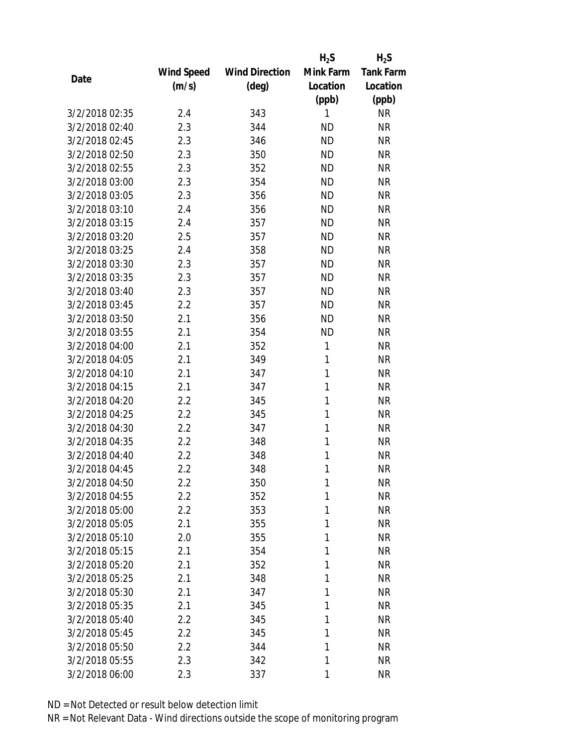| Date | Wind Speed (m/s) | Wind Direction (deg) | $H_2S$ Mink Farm Location (ppb) | $H_2S$ Tank Farm Location (ppb) |
|---|---|---|---|---|
| 3/2/2018 02:35 | 2.4 | 343 | 1 | NR |
| 3/2/2018 02:40 | 2.3 | 344 | ND | NR |
| 3/2/2018 02:45 | 2.3 | 346 | ND | NR |
| 3/2/2018 02:50 | 2.3 | 350 | ND | NR |
| 3/2/2018 02:55 | 2.3 | 352 | ND | NR |
| 3/2/2018 03:00 | 2.3 | 354 | ND | NR |
| 3/2/2018 03:05 | 2.3 | 356 | ND | NR |
| 3/2/2018 03:10 | 2.4 | 356 | ND | NR |
| 3/2/2018 03:15 | 2.4 | 357 | ND | NR |
| 3/2/2018 03:20 | 2.5 | 357 | ND | NR |
| 3/2/2018 03:25 | 2.4 | 358 | ND | NR |
| 3/2/2018 03:30 | 2.3 | 357 | ND | NR |
| 3/2/2018 03:35 | 2.3 | 357 | ND | NR |
| 3/2/2018 03:40 | 2.3 | 357 | ND | NR |
| 3/2/2018 03:45 | 2.2 | 357 | ND | NR |
| 3/2/2018 03:50 | 2.1 | 356 | ND | NR |
| 3/2/2018 03:55 | 2.1 | 354 | ND | NR |
| 3/2/2018 04:00 | 2.1 | 352 | 1 | NR |
| 3/2/2018 04:05 | 2.1 | 349 | 1 | NR |
| 3/2/2018 04:10 | 2.1 | 347 | 1 | NR |
| 3/2/2018 04:15 | 2.1 | 347 | 1 | NR |
| 3/2/2018 04:20 | 2.2 | 345 | 1 | NR |
| 3/2/2018 04:25 | 2.2 | 345 | 1 | NR |
| 3/2/2018 04:30 | 2.2 | 347 | 1 | NR |
| 3/2/2018 04:35 | 2.2 | 348 | 1 | NR |
| 3/2/2018 04:40 | 2.2 | 348 | 1 | NR |
| 3/2/2018 04:45 | 2.2 | 348 | 1 | NR |
| 3/2/2018 04:50 | 2.2 | 350 | 1 | NR |
| 3/2/2018 04:55 | 2.2 | 352 | 1 | NR |
| 3/2/2018 05:00 | 2.2 | 353 | 1 | NR |
| 3/2/2018 05:05 | 2.1 | 355 | 1 | NR |
| 3/2/2018 05:10 | 2.0 | 355 | 1 | NR |
| 3/2/2018 05:15 | 2.1 | 354 | 1 | NR |
| 3/2/2018 05:20 | 2.1 | 352 | 1 | NR |
| 3/2/2018 05:25 | 2.1 | 348 | 1 | NR |
| 3/2/2018 05:30 | 2.1 | 347 | 1 | NR |
| 3/2/2018 05:35 | 2.1 | 345 | 1 | NR |
| 3/2/2018 05:40 | 2.2 | 345 | 1 | NR |
| 3/2/2018 05:45 | 2.2 | 345 | 1 | NR |
| 3/2/2018 05:50 | 2.2 | 344 | 1 | NR |
| 3/2/2018 05:55 | 2.3 | 342 | 1 | NR |
| 3/2/2018 06:00 | 2.3 | 337 | 1 | NR |

ND = Not Detected or result below detection limit

NR = Not Relevant Data - Wind directions outside the scope of monitoring program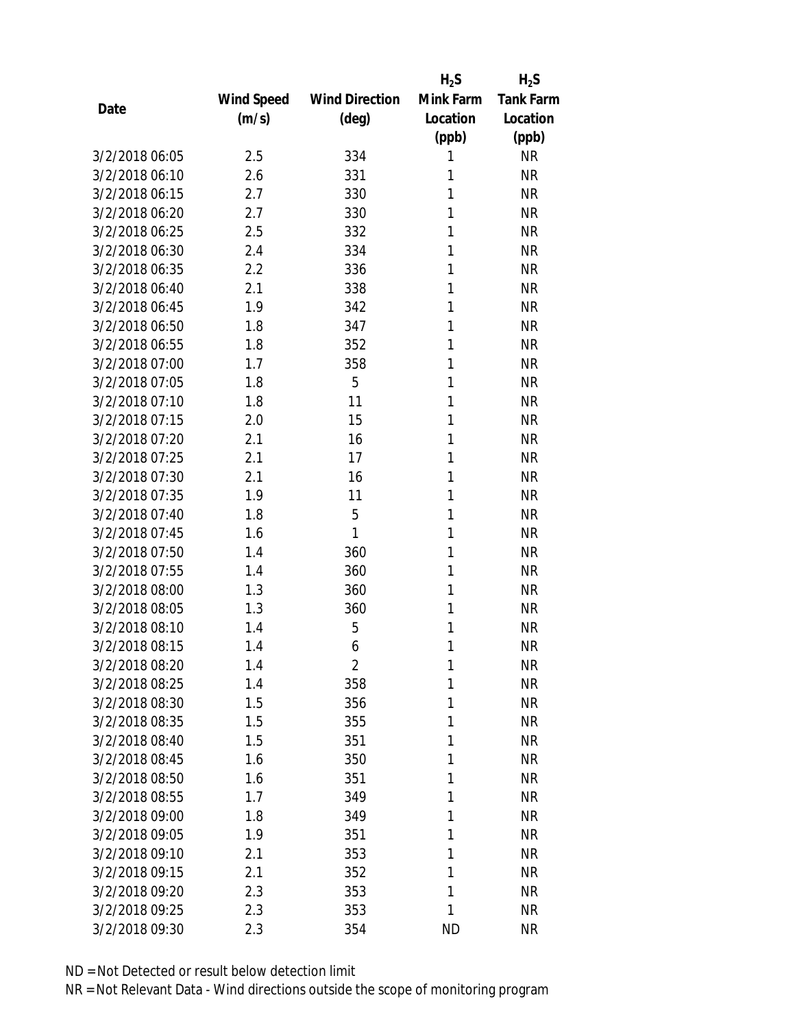| Date | Wind Speed (m/s) | Wind Direction (deg) | $H_2S$ Mink Farm Location (ppb) | $H_2S$ Tank Farm Location (ppb) |
|---|---|---|---|---|
| 3/2/2018 06:05 | 2.5 | 334 | 1 | NR |
| 3/2/2018 06:10 | 2.6 | 331 | 1 | NR |
| 3/2/2018 06:15 | 2.7 | 330 | 1 | NR |
| 3/2/2018 06:20 | 2.7 | 330 | 1 | NR |
| 3/2/2018 06:25 | 2.5 | 332 | 1 | NR |
| 3/2/2018 06:30 | 2.4 | 334 | 1 | NR |
| 3/2/2018 06:35 | 2.2 | 336 | 1 | NR |
| 3/2/2018 06:40 | 2.1 | 338 | 1 | NR |
| 3/2/2018 06:45 | 1.9 | 342 | 1 | NR |
| 3/2/2018 06:50 | 1.8 | 347 | 1 | NR |
| 3/2/2018 06:55 | 1.8 | 352 | 1 | NR |
| 3/2/2018 07:00 | 1.7 | 358 | 1 | NR |
| 3/2/2018 07:05 | 1.8 | 5 | 1 | NR |
| 3/2/2018 07:10 | 1.8 | 11 | 1 | NR |
| 3/2/2018 07:15 | 2.0 | 15 | 1 | NR |
| 3/2/2018 07:20 | 2.1 | 16 | 1 | NR |
| 3/2/2018 07:25 | 2.1 | 17 | 1 | NR |
| 3/2/2018 07:30 | 2.1 | 16 | 1 | NR |
| 3/2/2018 07:35 | 1.9 | 11 | 1 | NR |
| 3/2/2018 07:40 | 1.8 | 5 | 1 | NR |
| 3/2/2018 07:45 | 1.6 | 1 | 1 | NR |
| 3/2/2018 07:50 | 1.4 | 360 | 1 | NR |
| 3/2/2018 07:55 | 1.4 | 360 | 1 | NR |
| 3/2/2018 08:00 | 1.3 | 360 | 1 | NR |
| 3/2/2018 08:05 | 1.3 | 360 | 1 | NR |
| 3/2/2018 08:10 | 1.4 | 5 | 1 | NR |
| 3/2/2018 08:15 | 1.4 | 6 | 1 | NR |
| 3/2/2018 08:20 | 1.4 | 2 | 1 | NR |
| 3/2/2018 08:25 | 1.4 | 358 | 1 | NR |
| 3/2/2018 08:30 | 1.5 | 356 | 1 | NR |
| 3/2/2018 08:35 | 1.5 | 355 | 1 | NR |
| 3/2/2018 08:40 | 1.5 | 351 | 1 | NR |
| 3/2/2018 08:45 | 1.6 | 350 | 1 | NR |
| 3/2/2018 08:50 | 1.6 | 351 | 1 | NR |
| 3/2/2018 08:55 | 1.7 | 349 | 1 | NR |
| 3/2/2018 09:00 | 1.8 | 349 | 1 | NR |
| 3/2/2018 09:05 | 1.9 | 351 | 1 | NR |
| 3/2/2018 09:10 | 2.1 | 353 | 1 | NR |
| 3/2/2018 09:15 | 2.1 | 352 | 1 | NR |
| 3/2/2018 09:20 | 2.3 | 353 | 1 | NR |
| 3/2/2018 09:25 | 2.3 | 353 | 1 | NR |
| 3/2/2018 09:30 | 2.3 | 354 | ND | NR |

ND = Not Detected or result below detection limit

NR = Not Relevant Data - Wind directions outside the scope of monitoring program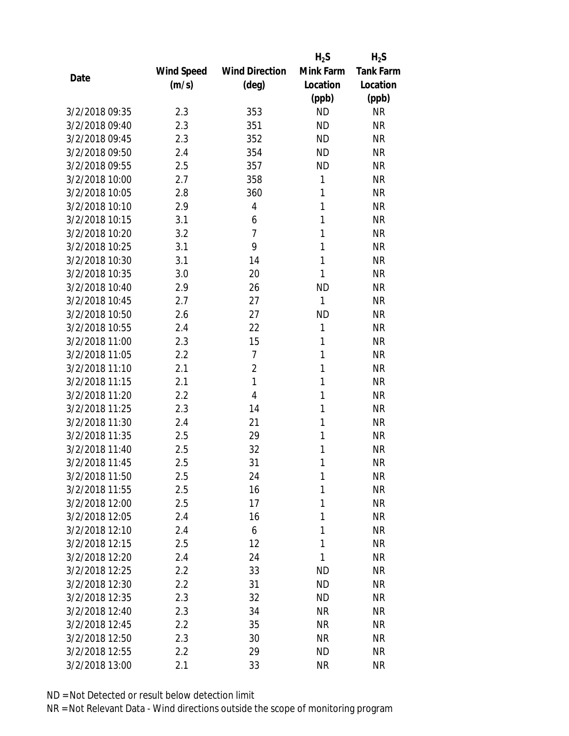| Date | Wind Speed (m/s) | Wind Direction (deg) | $H_2S$ Mink Farm Location (ppb) | $H_2S$ Tank Farm Location (ppb) |
|---|---|---|---|---|
| 3/2/2018 09:35 | 2.3 | 353 | ND | NR |
| 3/2/2018 09:40 | 2.3 | 351 | ND | NR |
| 3/2/2018 09:45 | 2.3 | 352 | ND | NR |
| 3/2/2018 09:50 | 2.4 | 354 | ND | NR |
| 3/2/2018 09:55 | 2.5 | 357 | ND | NR |
| 3/2/2018 10:00 | 2.7 | 358 | 1 | NR |
| 3/2/2018 10:05 | 2.8 | 360 | 1 | NR |
| 3/2/2018 10:10 | 2.9 | 4 | 1 | NR |
| 3/2/2018 10:15 | 3.1 | 6 | 1 | NR |
| 3/2/2018 10:20 | 3.2 | 7 | 1 | NR |
| 3/2/2018 10:25 | 3.1 | 9 | 1 | NR |
| 3/2/2018 10:30 | 3.1 | 14 | 1 | NR |
| 3/2/2018 10:35 | 3.0 | 20 | 1 | NR |
| 3/2/2018 10:40 | 2.9 | 26 | ND | NR |
| 3/2/2018 10:45 | 2.7 | 27 | 1 | NR |
| 3/2/2018 10:50 | 2.6 | 27 | ND | NR |
| 3/2/2018 10:55 | 2.4 | 22 | 1 | NR |
| 3/2/2018 11:00 | 2.3 | 15 | 1 | NR |
| 3/2/2018 11:05 | 2.2 | 7 | 1 | NR |
| 3/2/2018 11:10 | 2.1 | 2 | 1 | NR |
| 3/2/2018 11:15 | 2.1 | 1 | 1 | NR |
| 3/2/2018 11:20 | 2.2 | 4 | 1 | NR |
| 3/2/2018 11:25 | 2.3 | 14 | 1 | NR |
| 3/2/2018 11:30 | 2.4 | 21 | 1 | NR |
| 3/2/2018 11:35 | 2.5 | 29 | 1 | NR |
| 3/2/2018 11:40 | 2.5 | 32 | 1 | NR |
| 3/2/2018 11:45 | 2.5 | 31 | 1 | NR |
| 3/2/2018 11:50 | 2.5 | 24 | 1 | NR |
| 3/2/2018 11:55 | 2.5 | 16 | 1 | NR |
| 3/2/2018 12:00 | 2.5 | 17 | 1 | NR |
| 3/2/2018 12:05 | 2.4 | 16 | 1 | NR |
| 3/2/2018 12:10 | 2.4 | 6 | 1 | NR |
| 3/2/2018 12:15 | 2.5 | 12 | 1 | NR |
| 3/2/2018 12:20 | 2.4 | 24 | 1 | NR |
| 3/2/2018 12:25 | 2.2 | 33 | ND | NR |
| 3/2/2018 12:30 | 2.2 | 31 | ND | NR |
| 3/2/2018 12:35 | 2.3 | 32 | ND | NR |
| 3/2/2018 12:40 | 2.3 | 34 | NR | NR |
| 3/2/2018 12:45 | 2.2 | 35 | NR | NR |
| 3/2/2018 12:50 | 2.3 | 30 | NR | NR |
| 3/2/2018 12:55 | 2.2 | 29 | ND | NR |
| 3/2/2018 13:00 | 2.1 | 33 | NR | NR |

ND = Not Detected or result below detection limit

NR = Not Relevant Data - Wind directions outside the scope of monitoring program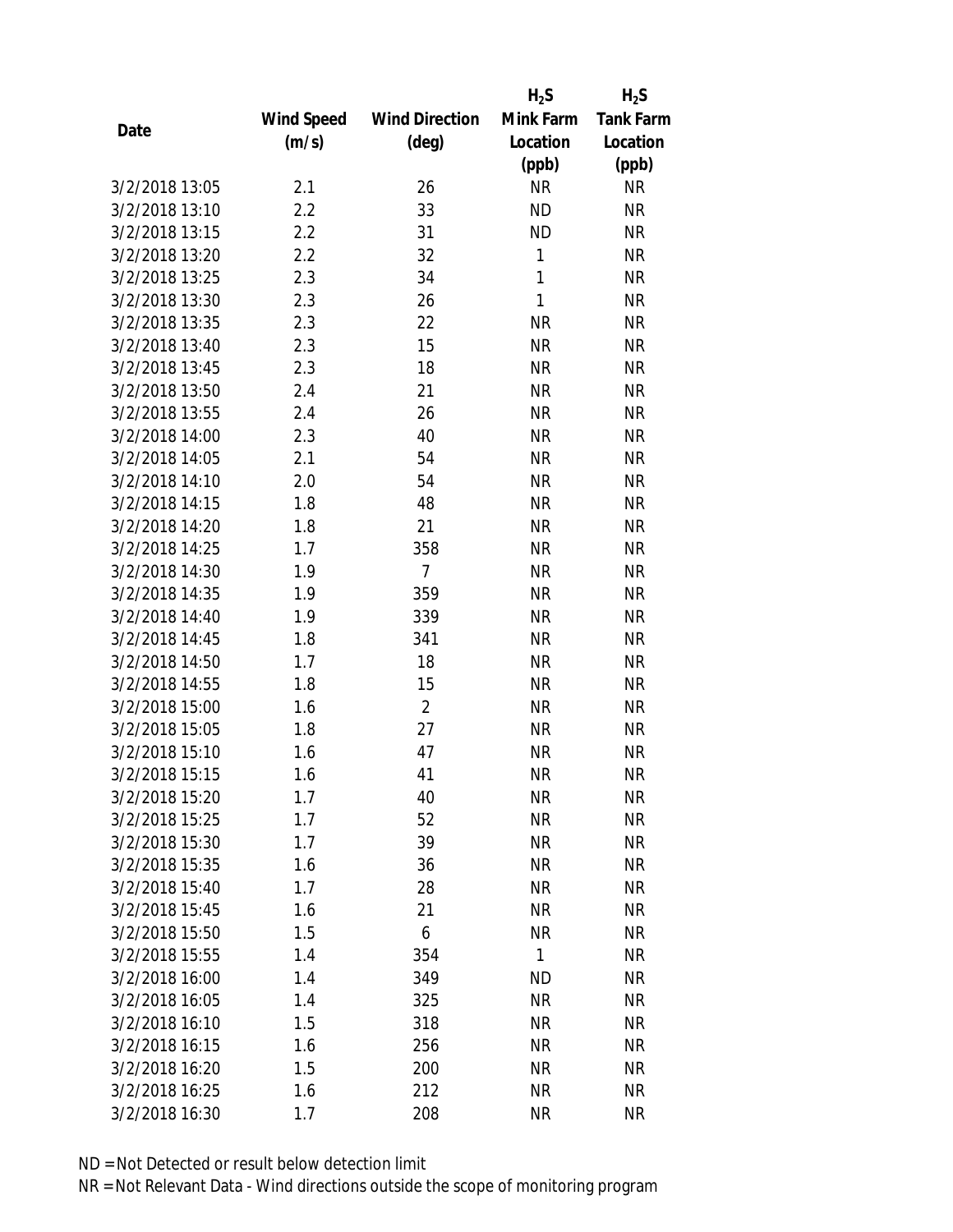| Date | Wind Speed (m/s) | Wind Direction (deg) | $H_2S$ Mink Farm Location (ppb) | $H_2S$ Tank Farm Location (ppb) |
|---|---|---|---|---|
| 3/2/2018 13:05 | 2.1 | 26 | NR | NR |
| 3/2/2018 13:10 | 2.2 | 33 | ND | NR |
| 3/2/2018 13:15 | 2.2 | 31 | ND | NR |
| 3/2/2018 13:20 | 2.2 | 32 | 1 | NR |
| 3/2/2018 13:25 | 2.3 | 34 | 1 | NR |
| 3/2/2018 13:30 | 2.3 | 26 | 1 | NR |
| 3/2/2018 13:35 | 2.3 | 22 | NR | NR |
| 3/2/2018 13:40 | 2.3 | 15 | NR | NR |
| 3/2/2018 13:45 | 2.3 | 18 | NR | NR |
| 3/2/2018 13:50 | 2.4 | 21 | NR | NR |
| 3/2/2018 13:55 | 2.4 | 26 | NR | NR |
| 3/2/2018 14:00 | 2.3 | 40 | NR | NR |
| 3/2/2018 14:05 | 2.1 | 54 | NR | NR |
| 3/2/2018 14:10 | 2.0 | 54 | NR | NR |
| 3/2/2018 14:15 | 1.8 | 48 | NR | NR |
| 3/2/2018 14:20 | 1.8 | 21 | NR | NR |
| 3/2/2018 14:25 | 1.7 | 358 | NR | NR |
| 3/2/2018 14:30 | 1.9 | 7 | NR | NR |
| 3/2/2018 14:35 | 1.9 | 359 | NR | NR |
| 3/2/2018 14:40 | 1.9 | 339 | NR | NR |
| 3/2/2018 14:45 | 1.8 | 341 | NR | NR |
| 3/2/2018 14:50 | 1.7 | 18 | NR | NR |
| 3/2/2018 14:55 | 1.8 | 15 | NR | NR |
| 3/2/2018 15:00 | 1.6 | 2 | NR | NR |
| 3/2/2018 15:05 | 1.8 | 27 | NR | NR |
| 3/2/2018 15:10 | 1.6 | 47 | NR | NR |
| 3/2/2018 15:15 | 1.6 | 41 | NR | NR |
| 3/2/2018 15:20 | 1.7 | 40 | NR | NR |
| 3/2/2018 15:25 | 1.7 | 52 | NR | NR |
| 3/2/2018 15:30 | 1.7 | 39 | NR | NR |
| 3/2/2018 15:35 | 1.6 | 36 | NR | NR |
| 3/2/2018 15:40 | 1.7 | 28 | NR | NR |
| 3/2/2018 15:45 | 1.6 | 21 | NR | NR |
| 3/2/2018 15:50 | 1.5 | 6 | NR | NR |
| 3/2/2018 15:55 | 1.4 | 354 | 1 | NR |
| 3/2/2018 16:00 | 1.4 | 349 | ND | NR |
| 3/2/2018 16:05 | 1.4 | 325 | NR | NR |
| 3/2/2018 16:10 | 1.5 | 318 | NR | NR |
| 3/2/2018 16:15 | 1.6 | 256 | NR | NR |
| 3/2/2018 16:20 | 1.5 | 200 | NR | NR |
| 3/2/2018 16:25 | 1.6 | 212 | NR | NR |
| 3/2/2018 16:30 | 1.7 | 208 | NR | NR |

ND = Not Detected or result below detection limit

NR = Not Relevant Data - Wind directions outside the scope of monitoring program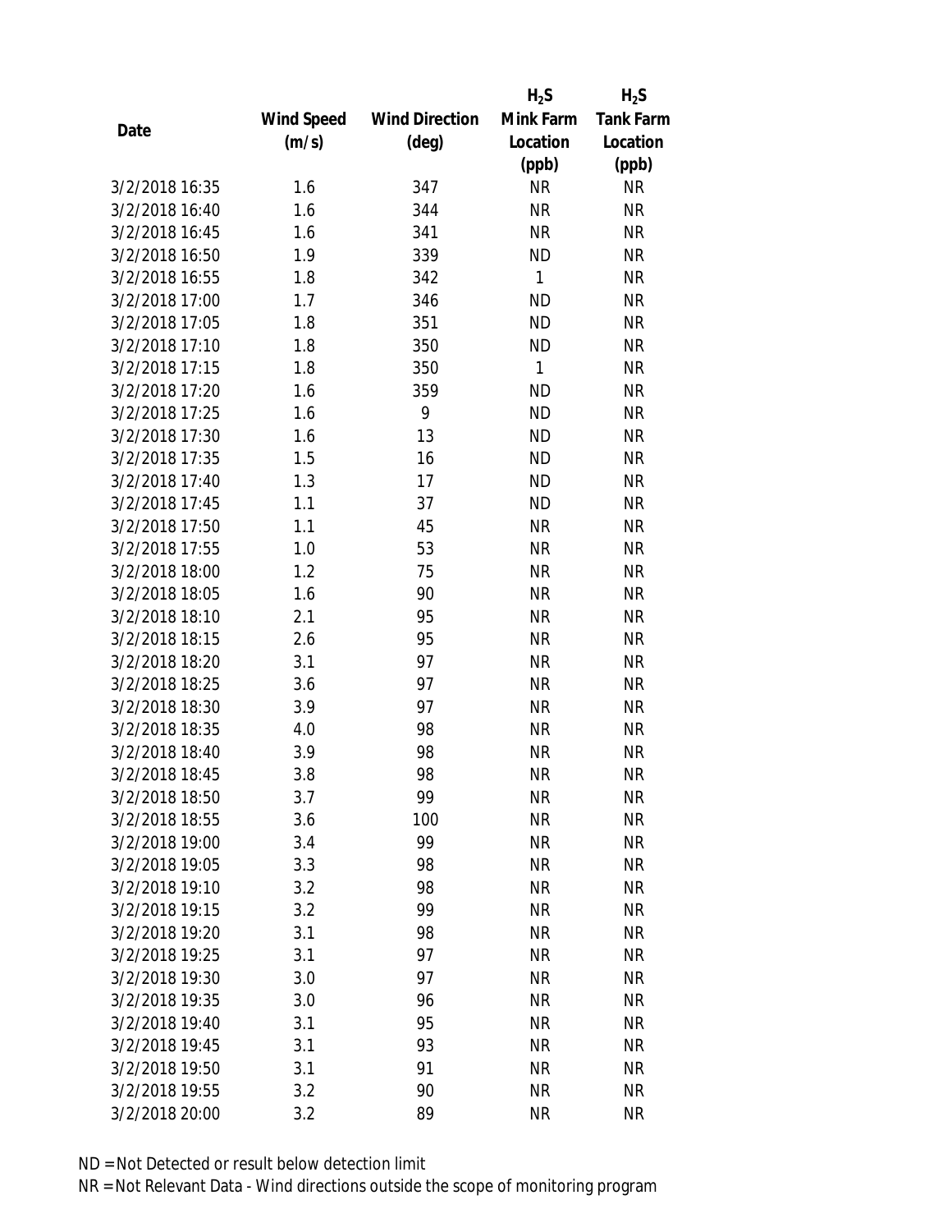| Date | Wind Speed (m/s) | Wind Direction (deg) | $H_2S$ Mink Farm Location (ppb) | $H_2S$ Tank Farm Location (ppb) |
|---|---|---|---|---|
| 3/2/2018 16:35 | 1.6 | 347 | NR | NR |
| 3/2/2018 16:40 | 1.6 | 344 | NR | NR |
| 3/2/2018 16:45 | 1.6 | 341 | NR | NR |
| 3/2/2018 16:50 | 1.9 | 339 | ND | NR |
| 3/2/2018 16:55 | 1.8 | 342 | 1 | NR |
| 3/2/2018 17:00 | 1.7 | 346 | ND | NR |
| 3/2/2018 17:05 | 1.8 | 351 | ND | NR |
| 3/2/2018 17:10 | 1.8 | 350 | ND | NR |
| 3/2/2018 17:15 | 1.8 | 350 | 1 | NR |
| 3/2/2018 17:20 | 1.6 | 359 | ND | NR |
| 3/2/2018 17:25 | 1.6 | 9 | ND | NR |
| 3/2/2018 17:30 | 1.6 | 13 | ND | NR |
| 3/2/2018 17:35 | 1.5 | 16 | ND | NR |
| 3/2/2018 17:40 | 1.3 | 17 | ND | NR |
| 3/2/2018 17:45 | 1.1 | 37 | ND | NR |
| 3/2/2018 17:50 | 1.1 | 45 | NR | NR |
| 3/2/2018 17:55 | 1.0 | 53 | NR | NR |
| 3/2/2018 18:00 | 1.2 | 75 | NR | NR |
| 3/2/2018 18:05 | 1.6 | 90 | NR | NR |
| 3/2/2018 18:10 | 2.1 | 95 | NR | NR |
| 3/2/2018 18:15 | 2.6 | 95 | NR | NR |
| 3/2/2018 18:20 | 3.1 | 97 | NR | NR |
| 3/2/2018 18:25 | 3.6 | 97 | NR | NR |
| 3/2/2018 18:30 | 3.9 | 97 | NR | NR |
| 3/2/2018 18:35 | 4.0 | 98 | NR | NR |
| 3/2/2018 18:40 | 3.9 | 98 | NR | NR |
| 3/2/2018 18:45 | 3.8 | 98 | NR | NR |
| 3/2/2018 18:50 | 3.7 | 99 | NR | NR |
| 3/2/2018 18:55 | 3.6 | 100 | NR | NR |
| 3/2/2018 19:00 | 3.4 | 99 | NR | NR |
| 3/2/2018 19:05 | 3.3 | 98 | NR | NR |
| 3/2/2018 19:10 | 3.2 | 98 | NR | NR |
| 3/2/2018 19:15 | 3.2 | 99 | NR | NR |
| 3/2/2018 19:20 | 3.1 | 98 | NR | NR |
| 3/2/2018 19:25 | 3.1 | 97 | NR | NR |
| 3/2/2018 19:30 | 3.0 | 97 | NR | NR |
| 3/2/2018 19:35 | 3.0 | 96 | NR | NR |
| 3/2/2018 19:40 | 3.1 | 95 | NR | NR |
| 3/2/2018 19:45 | 3.1 | 93 | NR | NR |
| 3/2/2018 19:50 | 3.1 | 91 | NR | NR |
| 3/2/2018 19:55 | 3.2 | 90 | NR | NR |
| 3/2/2018 20:00 | 3.2 | 89 | NR | NR |

ND = Not Detected or result below detection limit

NR = Not Relevant Data - Wind directions outside the scope of monitoring program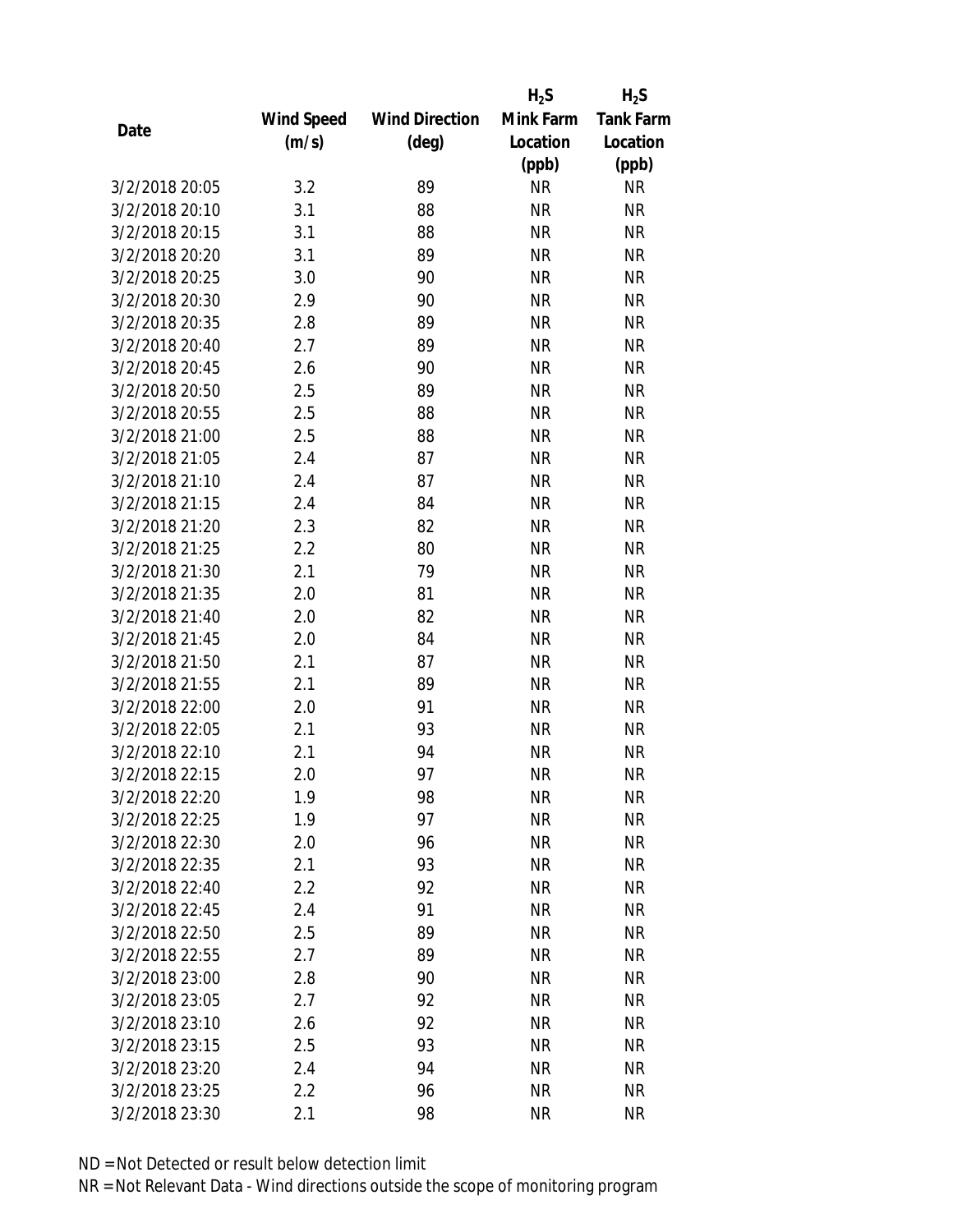| Date | Wind Speed (m/s) | Wind Direction (deg) | $H_2S$ Mink Farm Location (ppb) | $H_2S$ Tank Farm Location (ppb) |
|---|---|---|---|---|
| 3/2/2018 20:05 | 3.2 | 89 | NR | NR |
| 3/2/2018 20:10 | 3.1 | 88 | NR | NR |
| 3/2/2018 20:15 | 3.1 | 88 | NR | NR |
| 3/2/2018 20:20 | 3.1 | 89 | NR | NR |
| 3/2/2018 20:25 | 3.0 | 90 | NR | NR |
| 3/2/2018 20:30 | 2.9 | 90 | NR | NR |
| 3/2/2018 20:35 | 2.8 | 89 | NR | NR |
| 3/2/2018 20:40 | 2.7 | 89 | NR | NR |
| 3/2/2018 20:45 | 2.6 | 90 | NR | NR |
| 3/2/2018 20:50 | 2.5 | 89 | NR | NR |
| 3/2/2018 20:55 | 2.5 | 88 | NR | NR |
| 3/2/2018 21:00 | 2.5 | 88 | NR | NR |
| 3/2/2018 21:05 | 2.4 | 87 | NR | NR |
| 3/2/2018 21:10 | 2.4 | 87 | NR | NR |
| 3/2/2018 21:15 | 2.4 | 84 | NR | NR |
| 3/2/2018 21:20 | 2.3 | 82 | NR | NR |
| 3/2/2018 21:25 | 2.2 | 80 | NR | NR |
| 3/2/2018 21:30 | 2.1 | 79 | NR | NR |
| 3/2/2018 21:35 | 2.0 | 81 | NR | NR |
| 3/2/2018 21:40 | 2.0 | 82 | NR | NR |
| 3/2/2018 21:45 | 2.0 | 84 | NR | NR |
| 3/2/2018 21:50 | 2.1 | 87 | NR | NR |
| 3/2/2018 21:55 | 2.1 | 89 | NR | NR |
| 3/2/2018 22:00 | 2.0 | 91 | NR | NR |
| 3/2/2018 22:05 | 2.1 | 93 | NR | NR |
| 3/2/2018 22:10 | 2.1 | 94 | NR | NR |
| 3/2/2018 22:15 | 2.0 | 97 | NR | NR |
| 3/2/2018 22:20 | 1.9 | 98 | NR | NR |
| 3/2/2018 22:25 | 1.9 | 97 | NR | NR |
| 3/2/2018 22:30 | 2.0 | 96 | NR | NR |
| 3/2/2018 22:35 | 2.1 | 93 | NR | NR |
| 3/2/2018 22:40 | 2.2 | 92 | NR | NR |
| 3/2/2018 22:45 | 2.4 | 91 | NR | NR |
| 3/2/2018 22:50 | 2.5 | 89 | NR | NR |
| 3/2/2018 22:55 | 2.7 | 89 | NR | NR |
| 3/2/2018 23:00 | 2.8 | 90 | NR | NR |
| 3/2/2018 23:05 | 2.7 | 92 | NR | NR |
| 3/2/2018 23:10 | 2.6 | 92 | NR | NR |
| 3/2/2018 23:15 | 2.5 | 93 | NR | NR |
| 3/2/2018 23:20 | 2.4 | 94 | NR | NR |
| 3/2/2018 23:25 | 2.2 | 96 | NR | NR |
| 3/2/2018 23:30 | 2.1 | 98 | NR | NR |

ND = Not Detected or result below detection limit

NR = Not Relevant Data - Wind directions outside the scope of monitoring program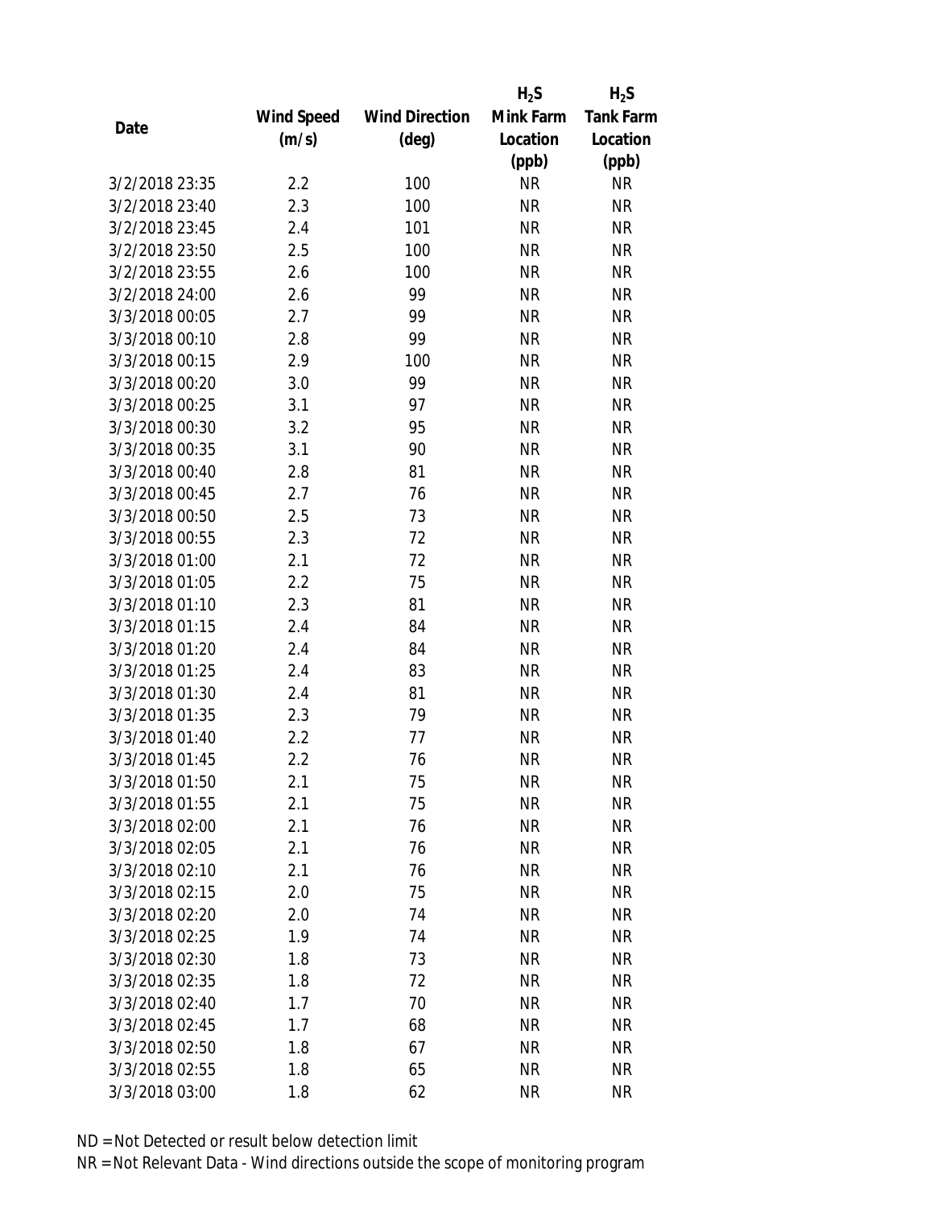| Date | Wind Speed (m/s) | Wind Direction (deg) | $H_2S$ Mink Farm Location (ppb) | $H_2S$ Tank Farm Location (ppb) |
|---|---|---|---|---|
| 3/2/2018 23:35 | 2.2 | 100 | NR | NR |
| 3/2/2018 23:40 | 2.3 | 100 | NR | NR |
| 3/2/2018 23:45 | 2.4 | 101 | NR | NR |
| 3/2/2018 23:50 | 2.5 | 100 | NR | NR |
| 3/2/2018 23:55 | 2.6 | 100 | NR | NR |
| 3/2/2018 24:00 | 2.6 | 99 | NR | NR |
| 3/3/2018 00:05 | 2.7 | 99 | NR | NR |
| 3/3/2018 00:10 | 2.8 | 99 | NR | NR |
| 3/3/2018 00:15 | 2.9 | 100 | NR | NR |
| 3/3/2018 00:20 | 3.0 | 99 | NR | NR |
| 3/3/2018 00:25 | 3.1 | 97 | NR | NR |
| 3/3/2018 00:30 | 3.2 | 95 | NR | NR |
| 3/3/2018 00:35 | 3.1 | 90 | NR | NR |
| 3/3/2018 00:40 | 2.8 | 81 | NR | NR |
| 3/3/2018 00:45 | 2.7 | 76 | NR | NR |
| 3/3/2018 00:50 | 2.5 | 73 | NR | NR |
| 3/3/2018 00:55 | 2.3 | 72 | NR | NR |
| 3/3/2018 01:00 | 2.1 | 72 | NR | NR |
| 3/3/2018 01:05 | 2.2 | 75 | NR | NR |
| 3/3/2018 01:10 | 2.3 | 81 | NR | NR |
| 3/3/2018 01:15 | 2.4 | 84 | NR | NR |
| 3/3/2018 01:20 | 2.4 | 84 | NR | NR |
| 3/3/2018 01:25 | 2.4 | 83 | NR | NR |
| 3/3/2018 01:30 | 2.4 | 81 | NR | NR |
| 3/3/2018 01:35 | 2.3 | 79 | NR | NR |
| 3/3/2018 01:40 | 2.2 | 77 | NR | NR |
| 3/3/2018 01:45 | 2.2 | 76 | NR | NR |
| 3/3/2018 01:50 | 2.1 | 75 | NR | NR |
| 3/3/2018 01:55 | 2.1 | 75 | NR | NR |
| 3/3/2018 02:00 | 2.1 | 76 | NR | NR |
| 3/3/2018 02:05 | 2.1 | 76 | NR | NR |
| 3/3/2018 02:10 | 2.1 | 76 | NR | NR |
| 3/3/2018 02:15 | 2.0 | 75 | NR | NR |
| 3/3/2018 02:20 | 2.0 | 74 | NR | NR |
| 3/3/2018 02:25 | 1.9 | 74 | NR | NR |
| 3/3/2018 02:30 | 1.8 | 73 | NR | NR |
| 3/3/2018 02:35 | 1.8 | 72 | NR | NR |
| 3/3/2018 02:40 | 1.7 | 70 | NR | NR |
| 3/3/2018 02:45 | 1.7 | 68 | NR | NR |
| 3/3/2018 02:50 | 1.8 | 67 | NR | NR |
| 3/3/2018 02:55 | 1.8 | 65 | NR | NR |
| 3/3/2018 03:00 | 1.8 | 62 | NR | NR |

ND = Not Detected or result below detection limit

NR = Not Relevant Data - Wind directions outside the scope of monitoring program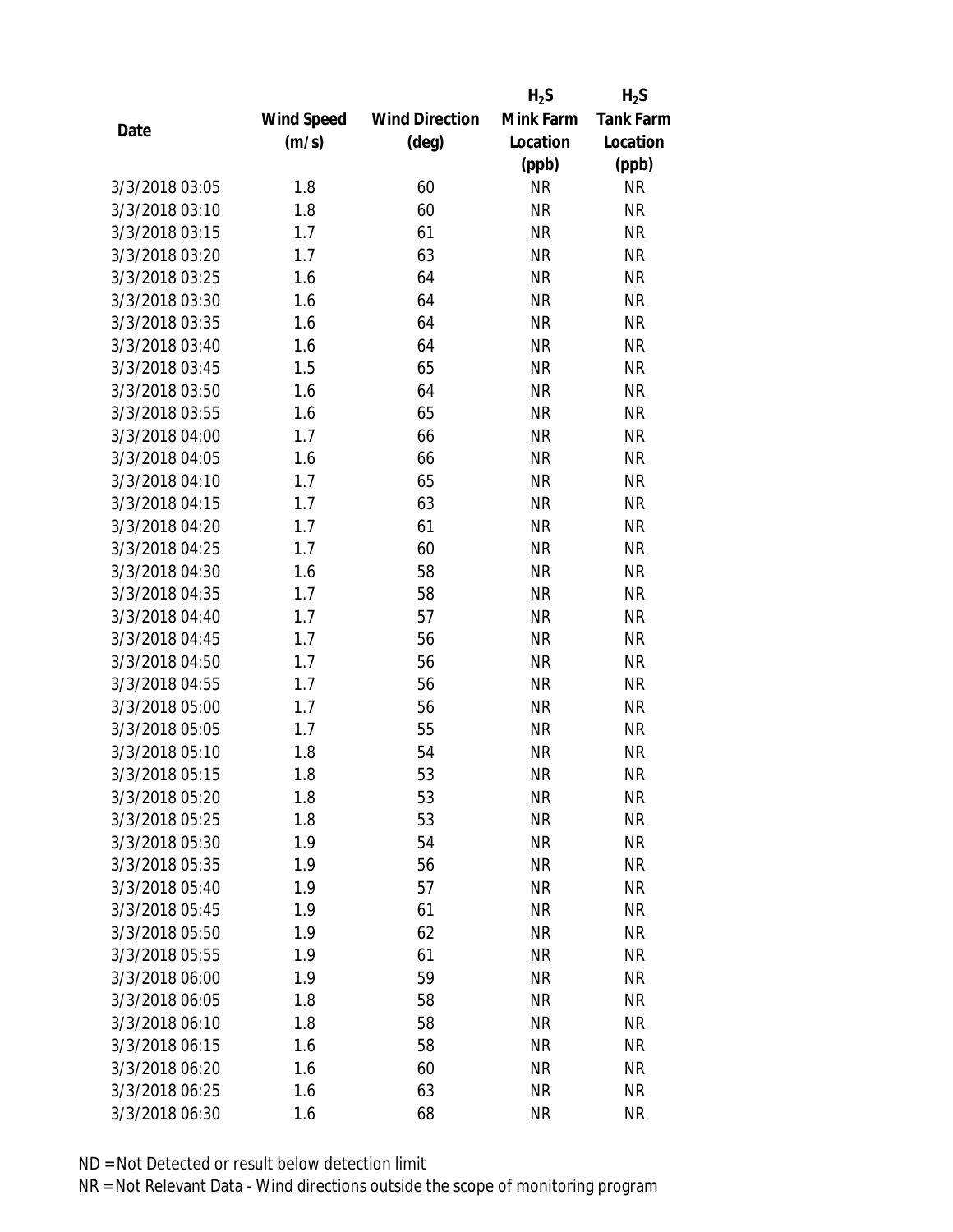| Date | Wind Speed (m/s) | Wind Direction (deg) | $H_2S$ Mink Farm Location (ppb) | $H_2S$ Tank Farm Location (ppb) |
|---|---|---|---|---|
| 3/3/2018 03:05 | 1.8 | 60 | NR | NR |
| 3/3/2018 03:10 | 1.8 | 60 | NR | NR |
| 3/3/2018 03:15 | 1.7 | 61 | NR | NR |
| 3/3/2018 03:20 | 1.7 | 63 | NR | NR |
| 3/3/2018 03:25 | 1.6 | 64 | NR | NR |
| 3/3/2018 03:30 | 1.6 | 64 | NR | NR |
| 3/3/2018 03:35 | 1.6 | 64 | NR | NR |
| 3/3/2018 03:40 | 1.6 | 64 | NR | NR |
| 3/3/2018 03:45 | 1.5 | 65 | NR | NR |
| 3/3/2018 03:50 | 1.6 | 64 | NR | NR |
| 3/3/2018 03:55 | 1.6 | 65 | NR | NR |
| 3/3/2018 04:00 | 1.7 | 66 | NR | NR |
| 3/3/2018 04:05 | 1.6 | 66 | NR | NR |
| 3/3/2018 04:10 | 1.7 | 65 | NR | NR |
| 3/3/2018 04:15 | 1.7 | 63 | NR | NR |
| 3/3/2018 04:20 | 1.7 | 61 | NR | NR |
| 3/3/2018 04:25 | 1.7 | 60 | NR | NR |
| 3/3/2018 04:30 | 1.6 | 58 | NR | NR |
| 3/3/2018 04:35 | 1.7 | 58 | NR | NR |
| 3/3/2018 04:40 | 1.7 | 57 | NR | NR |
| 3/3/2018 04:45 | 1.7 | 56 | NR | NR |
| 3/3/2018 04:50 | 1.7 | 56 | NR | NR |
| 3/3/2018 04:55 | 1.7 | 56 | NR | NR |
| 3/3/2018 05:00 | 1.7 | 56 | NR | NR |
| 3/3/2018 05:05 | 1.7 | 55 | NR | NR |
| 3/3/2018 05:10 | 1.8 | 54 | NR | NR |
| 3/3/2018 05:15 | 1.8 | 53 | NR | NR |
| 3/3/2018 05:20 | 1.8 | 53 | NR | NR |
| 3/3/2018 05:25 | 1.8 | 53 | NR | NR |
| 3/3/2018 05:30 | 1.9 | 54 | NR | NR |
| 3/3/2018 05:35 | 1.9 | 56 | NR | NR |
| 3/3/2018 05:40 | 1.9 | 57 | NR | NR |
| 3/3/2018 05:45 | 1.9 | 61 | NR | NR |
| 3/3/2018 05:50 | 1.9 | 62 | NR | NR |
| 3/3/2018 05:55 | 1.9 | 61 | NR | NR |
| 3/3/2018 06:00 | 1.9 | 59 | NR | NR |
| 3/3/2018 06:05 | 1.8 | 58 | NR | NR |
| 3/3/2018 06:10 | 1.8 | 58 | NR | NR |
| 3/3/2018 06:15 | 1.6 | 58 | NR | NR |
| 3/3/2018 06:20 | 1.6 | 60 | NR | NR |
| 3/3/2018 06:25 | 1.6 | 63 | NR | NR |
| 3/3/2018 06:30 | 1.6 | 68 | NR | NR |

ND = Not Detected or result below detection limit

NR = Not Relevant Data - Wind directions outside the scope of monitoring program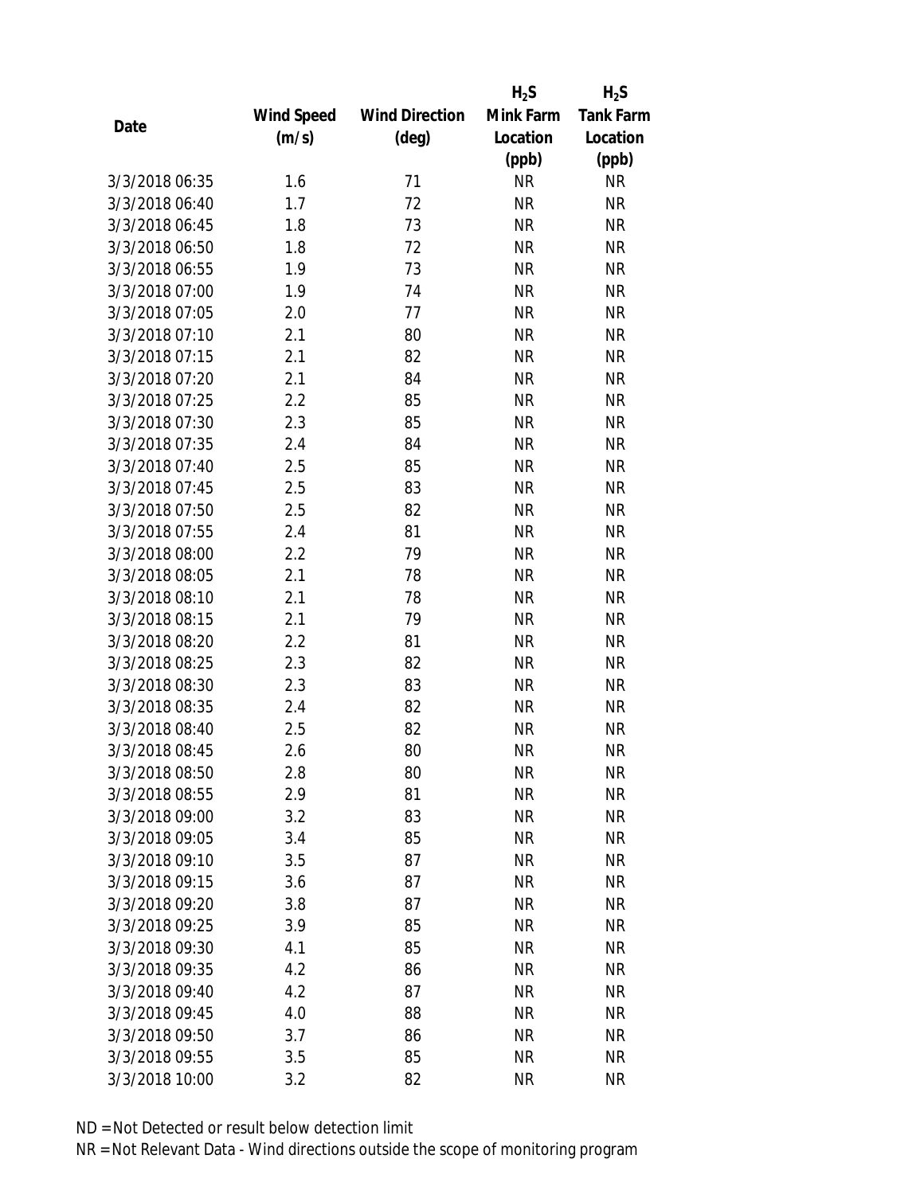| Date | Wind Speed (m/s) | Wind Direction (deg) | $H_2S$ Mink Farm Location (ppb) | $H_2S$ Tank Farm Location (ppb) |
|---|---|---|---|---|
| 3/3/2018 06:35 | 1.6 | 71 | NR | NR |
| 3/3/2018 06:40 | 1.7 | 72 | NR | NR |
| 3/3/2018 06:45 | 1.8 | 73 | NR | NR |
| 3/3/2018 06:50 | 1.8 | 72 | NR | NR |
| 3/3/2018 06:55 | 1.9 | 73 | NR | NR |
| 3/3/2018 07:00 | 1.9 | 74 | NR | NR |
| 3/3/2018 07:05 | 2.0 | 77 | NR | NR |
| 3/3/2018 07:10 | 2.1 | 80 | NR | NR |
| 3/3/2018 07:15 | 2.1 | 82 | NR | NR |
| 3/3/2018 07:20 | 2.1 | 84 | NR | NR |
| 3/3/2018 07:25 | 2.2 | 85 | NR | NR |
| 3/3/2018 07:30 | 2.3 | 85 | NR | NR |
| 3/3/2018 07:35 | 2.4 | 84 | NR | NR |
| 3/3/2018 07:40 | 2.5 | 85 | NR | NR |
| 3/3/2018 07:45 | 2.5 | 83 | NR | NR |
| 3/3/2018 07:50 | 2.5 | 82 | NR | NR |
| 3/3/2018 07:55 | 2.4 | 81 | NR | NR |
| 3/3/2018 08:00 | 2.2 | 79 | NR | NR |
| 3/3/2018 08:05 | 2.1 | 78 | NR | NR |
| 3/3/2018 08:10 | 2.1 | 78 | NR | NR |
| 3/3/2018 08:15 | 2.1 | 79 | NR | NR |
| 3/3/2018 08:20 | 2.2 | 81 | NR | NR |
| 3/3/2018 08:25 | 2.3 | 82 | NR | NR |
| 3/3/2018 08:30 | 2.3 | 83 | NR | NR |
| 3/3/2018 08:35 | 2.4 | 82 | NR | NR |
| 3/3/2018 08:40 | 2.5 | 82 | NR | NR |
| 3/3/2018 08:45 | 2.6 | 80 | NR | NR |
| 3/3/2018 08:50 | 2.8 | 80 | NR | NR |
| 3/3/2018 08:55 | 2.9 | 81 | NR | NR |
| 3/3/2018 09:00 | 3.2 | 83 | NR | NR |
| 3/3/2018 09:05 | 3.4 | 85 | NR | NR |
| 3/3/2018 09:10 | 3.5 | 87 | NR | NR |
| 3/3/2018 09:15 | 3.6 | 87 | NR | NR |
| 3/3/2018 09:20 | 3.8 | 87 | NR | NR |
| 3/3/2018 09:25 | 3.9 | 85 | NR | NR |
| 3/3/2018 09:30 | 4.1 | 85 | NR | NR |
| 3/3/2018 09:35 | 4.2 | 86 | NR | NR |
| 3/3/2018 09:40 | 4.2 | 87 | NR | NR |
| 3/3/2018 09:45 | 4.0 | 88 | NR | NR |
| 3/3/2018 09:50 | 3.7 | 86 | NR | NR |
| 3/3/2018 09:55 | 3.5 | 85 | NR | NR |
| 3/3/2018 10:00 | 3.2 | 82 | NR | NR |

ND = Not Detected or result below detection limit
NR = Not Relevant Data - Wind directions outside the scope of monitoring program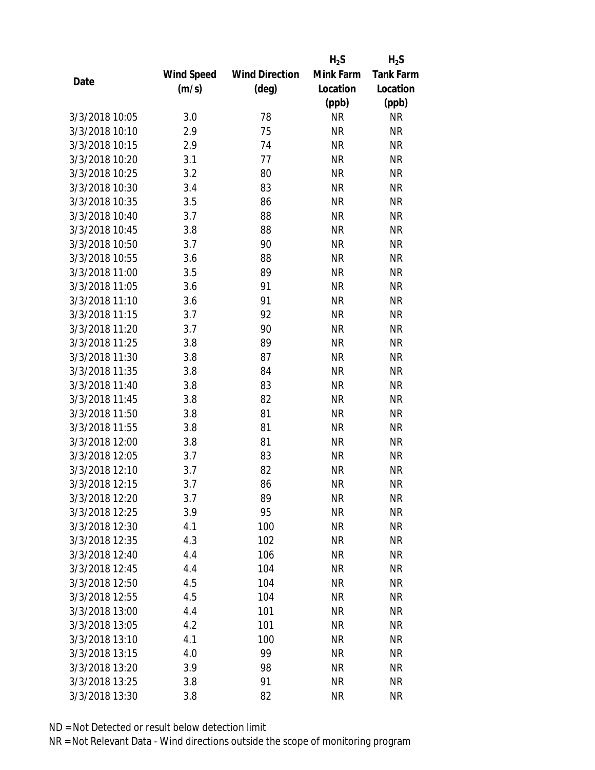| Date | Wind Speed (m/s) | Wind Direction (deg) | $H_2S$ Mink Farm Location (ppb) | $H_2S$ Tank Farm Location (ppb) |
|---|---|---|---|---|
| 3/3/2018 10:05 | 3.0 | 78 | NR | NR |
| 3/3/2018 10:10 | 2.9 | 75 | NR | NR |
| 3/3/2018 10:15 | 2.9 | 74 | NR | NR |
| 3/3/2018 10:20 | 3.1 | 77 | NR | NR |
| 3/3/2018 10:25 | 3.2 | 80 | NR | NR |
| 3/3/2018 10:30 | 3.4 | 83 | NR | NR |
| 3/3/2018 10:35 | 3.5 | 86 | NR | NR |
| 3/3/2018 10:40 | 3.7 | 88 | NR | NR |
| 3/3/2018 10:45 | 3.8 | 88 | NR | NR |
| 3/3/2018 10:50 | 3.7 | 90 | NR | NR |
| 3/3/2018 10:55 | 3.6 | 88 | NR | NR |
| 3/3/2018 11:00 | 3.5 | 89 | NR | NR |
| 3/3/2018 11:05 | 3.6 | 91 | NR | NR |
| 3/3/2018 11:10 | 3.6 | 91 | NR | NR |
| 3/3/2018 11:15 | 3.7 | 92 | NR | NR |
| 3/3/2018 11:20 | 3.7 | 90 | NR | NR |
| 3/3/2018 11:25 | 3.8 | 89 | NR | NR |
| 3/3/2018 11:30 | 3.8 | 87 | NR | NR |
| 3/3/2018 11:35 | 3.8 | 84 | NR | NR |
| 3/3/2018 11:40 | 3.8 | 83 | NR | NR |
| 3/3/2018 11:45 | 3.8 | 82 | NR | NR |
| 3/3/2018 11:50 | 3.8 | 81 | NR | NR |
| 3/3/2018 11:55 | 3.8 | 81 | NR | NR |
| 3/3/2018 12:00 | 3.8 | 81 | NR | NR |
| 3/3/2018 12:05 | 3.7 | 83 | NR | NR |
| 3/3/2018 12:10 | 3.7 | 82 | NR | NR |
| 3/3/2018 12:15 | 3.7 | 86 | NR | NR |
| 3/3/2018 12:20 | 3.7 | 89 | NR | NR |
| 3/3/2018 12:25 | 3.9 | 95 | NR | NR |
| 3/3/2018 12:30 | 4.1 | 100 | NR | NR |
| 3/3/2018 12:35 | 4.3 | 102 | NR | NR |
| 3/3/2018 12:40 | 4.4 | 106 | NR | NR |
| 3/3/2018 12:45 | 4.4 | 104 | NR | NR |
| 3/3/2018 12:50 | 4.5 | 104 | NR | NR |
| 3/3/2018 12:55 | 4.5 | 104 | NR | NR |
| 3/3/2018 13:00 | 4.4 | 101 | NR | NR |
| 3/3/2018 13:05 | 4.2 | 101 | NR | NR |
| 3/3/2018 13:10 | 4.1 | 100 | NR | NR |
| 3/3/2018 13:15 | 4.0 | 99 | NR | NR |
| 3/3/2018 13:20 | 3.9 | 98 | NR | NR |
| 3/3/2018 13:25 | 3.8 | 91 | NR | NR |
| 3/3/2018 13:30 | 3.8 | 82 | NR | NR |

ND = Not Detected or result below detection limit

NR = Not Relevant Data - Wind directions outside the scope of monitoring program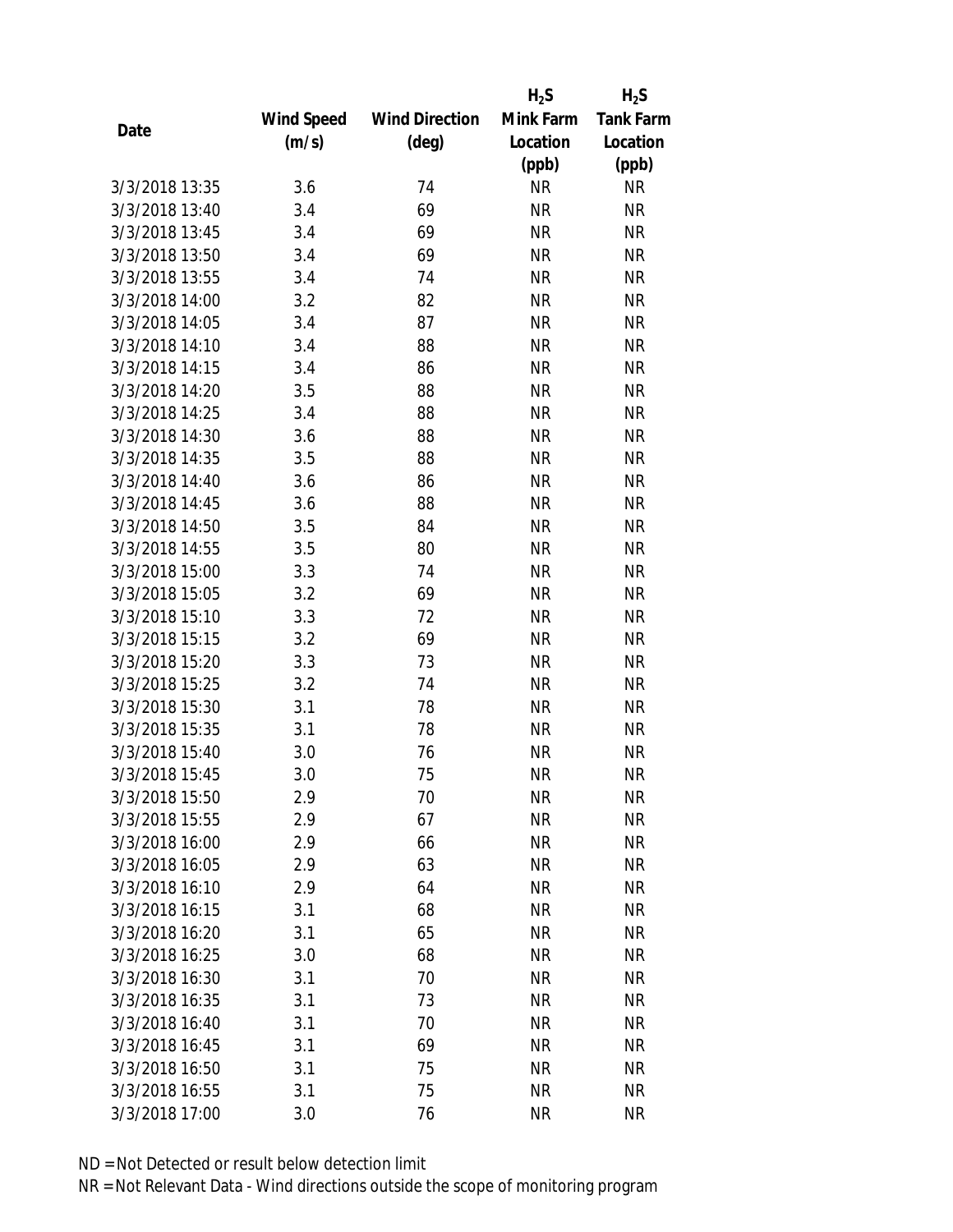| Date | Wind Speed (m/s) | Wind Direction (deg) | $H_2S$ Mink Farm Location (ppb) | $H_2S$ Tank Farm Location (ppb) |
|---|---|---|---|---|
| 3/3/2018 13:35 | 3.6 | 74 | NR | NR |
| 3/3/2018 13:40 | 3.4 | 69 | NR | NR |
| 3/3/2018 13:45 | 3.4 | 69 | NR | NR |
| 3/3/2018 13:50 | 3.4 | 69 | NR | NR |
| 3/3/2018 13:55 | 3.4 | 74 | NR | NR |
| 3/3/2018 14:00 | 3.2 | 82 | NR | NR |
| 3/3/2018 14:05 | 3.4 | 87 | NR | NR |
| 3/3/2018 14:10 | 3.4 | 88 | NR | NR |
| 3/3/2018 14:15 | 3.4 | 86 | NR | NR |
| 3/3/2018 14:20 | 3.5 | 88 | NR | NR |
| 3/3/2018 14:25 | 3.4 | 88 | NR | NR |
| 3/3/2018 14:30 | 3.6 | 88 | NR | NR |
| 3/3/2018 14:35 | 3.5 | 88 | NR | NR |
| 3/3/2018 14:40 | 3.6 | 86 | NR | NR |
| 3/3/2018 14:45 | 3.6 | 88 | NR | NR |
| 3/3/2018 14:50 | 3.5 | 84 | NR | NR |
| 3/3/2018 14:55 | 3.5 | 80 | NR | NR |
| 3/3/2018 15:00 | 3.3 | 74 | NR | NR |
| 3/3/2018 15:05 | 3.2 | 69 | NR | NR |
| 3/3/2018 15:10 | 3.3 | 72 | NR | NR |
| 3/3/2018 15:15 | 3.2 | 69 | NR | NR |
| 3/3/2018 15:20 | 3.3 | 73 | NR | NR |
| 3/3/2018 15:25 | 3.2 | 74 | NR | NR |
| 3/3/2018 15:30 | 3.1 | 78 | NR | NR |
| 3/3/2018 15:35 | 3.1 | 78 | NR | NR |
| 3/3/2018 15:40 | 3.0 | 76 | NR | NR |
| 3/3/2018 15:45 | 3.0 | 75 | NR | NR |
| 3/3/2018 15:50 | 2.9 | 70 | NR | NR |
| 3/3/2018 15:55 | 2.9 | 67 | NR | NR |
| 3/3/2018 16:00 | 2.9 | 66 | NR | NR |
| 3/3/2018 16:05 | 2.9 | 63 | NR | NR |
| 3/3/2018 16:10 | 2.9 | 64 | NR | NR |
| 3/3/2018 16:15 | 3.1 | 68 | NR | NR |
| 3/3/2018 16:20 | 3.1 | 65 | NR | NR |
| 3/3/2018 16:25 | 3.0 | 68 | NR | NR |
| 3/3/2018 16:30 | 3.1 | 70 | NR | NR |
| 3/3/2018 16:35 | 3.1 | 73 | NR | NR |
| 3/3/2018 16:40 | 3.1 | 70 | NR | NR |
| 3/3/2018 16:45 | 3.1 | 69 | NR | NR |
| 3/3/2018 16:50 | 3.1 | 75 | NR | NR |
| 3/3/2018 16:55 | 3.1 | 75 | NR | NR |
| 3/3/2018 17:00 | 3.0 | 76 | NR | NR |

ND = Not Detected or result below detection limit

NR = Not Relevant Data - Wind directions outside the scope of monitoring program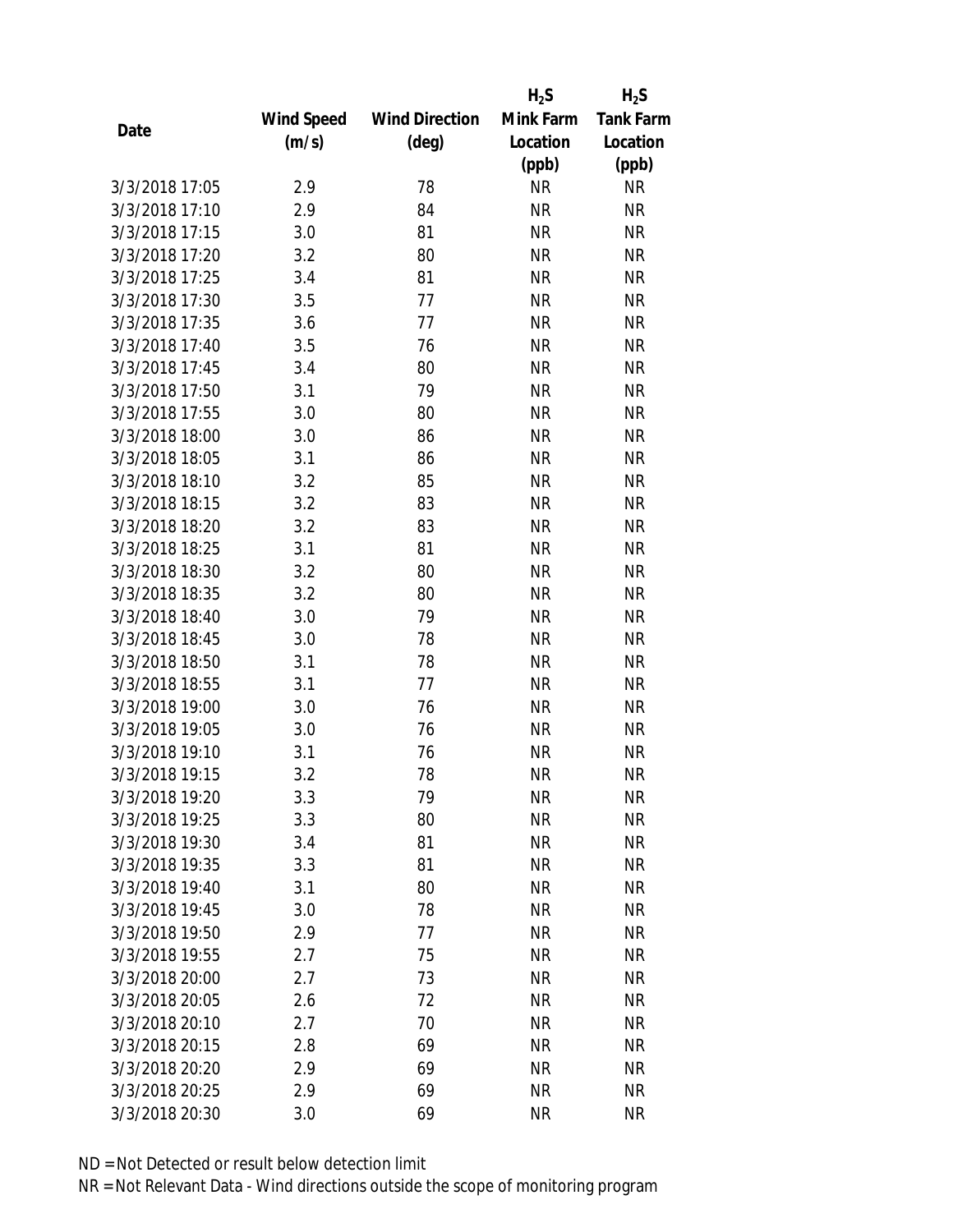| Date | Wind Speed (m/s) | Wind Direction (deg) | $H_2S$ Mink Farm Location (ppb) | $H_2S$ Tank Farm Location (ppb) |
|---|---|---|---|---|
| 3/3/2018 17:05 | 2.9 | 78 | NR | NR |
| 3/3/2018 17:10 | 2.9 | 84 | NR | NR |
| 3/3/2018 17:15 | 3.0 | 81 | NR | NR |
| 3/3/2018 17:20 | 3.2 | 80 | NR | NR |
| 3/3/2018 17:25 | 3.4 | 81 | NR | NR |
| 3/3/2018 17:30 | 3.5 | 77 | NR | NR |
| 3/3/2018 17:35 | 3.6 | 77 | NR | NR |
| 3/3/2018 17:40 | 3.5 | 76 | NR | NR |
| 3/3/2018 17:45 | 3.4 | 80 | NR | NR |
| 3/3/2018 17:50 | 3.1 | 79 | NR | NR |
| 3/3/2018 17:55 | 3.0 | 80 | NR | NR |
| 3/3/2018 18:00 | 3.0 | 86 | NR | NR |
| 3/3/2018 18:05 | 3.1 | 86 | NR | NR |
| 3/3/2018 18:10 | 3.2 | 85 | NR | NR |
| 3/3/2018 18:15 | 3.2 | 83 | NR | NR |
| 3/3/2018 18:20 | 3.2 | 83 | NR | NR |
| 3/3/2018 18:25 | 3.1 | 81 | NR | NR |
| 3/3/2018 18:30 | 3.2 | 80 | NR | NR |
| 3/3/2018 18:35 | 3.2 | 80 | NR | NR |
| 3/3/2018 18:40 | 3.0 | 79 | NR | NR |
| 3/3/2018 18:45 | 3.0 | 78 | NR | NR |
| 3/3/2018 18:50 | 3.1 | 78 | NR | NR |
| 3/3/2018 18:55 | 3.1 | 77 | NR | NR |
| 3/3/2018 19:00 | 3.0 | 76 | NR | NR |
| 3/3/2018 19:05 | 3.0 | 76 | NR | NR |
| 3/3/2018 19:10 | 3.1 | 76 | NR | NR |
| 3/3/2018 19:15 | 3.2 | 78 | NR | NR |
| 3/3/2018 19:20 | 3.3 | 79 | NR | NR |
| 3/3/2018 19:25 | 3.3 | 80 | NR | NR |
| 3/3/2018 19:30 | 3.4 | 81 | NR | NR |
| 3/3/2018 19:35 | 3.3 | 81 | NR | NR |
| 3/3/2018 19:40 | 3.1 | 80 | NR | NR |
| 3/3/2018 19:45 | 3.0 | 78 | NR | NR |
| 3/3/2018 19:50 | 2.9 | 77 | NR | NR |
| 3/3/2018 19:55 | 2.7 | 75 | NR | NR |
| 3/3/2018 20:00 | 2.7 | 73 | NR | NR |
| 3/3/2018 20:05 | 2.6 | 72 | NR | NR |
| 3/3/2018 20:10 | 2.7 | 70 | NR | NR |
| 3/3/2018 20:15 | 2.8 | 69 | NR | NR |
| 3/3/2018 20:20 | 2.9 | 69 | NR | NR |
| 3/3/2018 20:25 | 2.9 | 69 | NR | NR |
| 3/3/2018 20:30 | 3.0 | 69 | NR | NR |

ND = Not Detected or result below detection limit

NR = Not Relevant Data - Wind directions outside the scope of monitoring program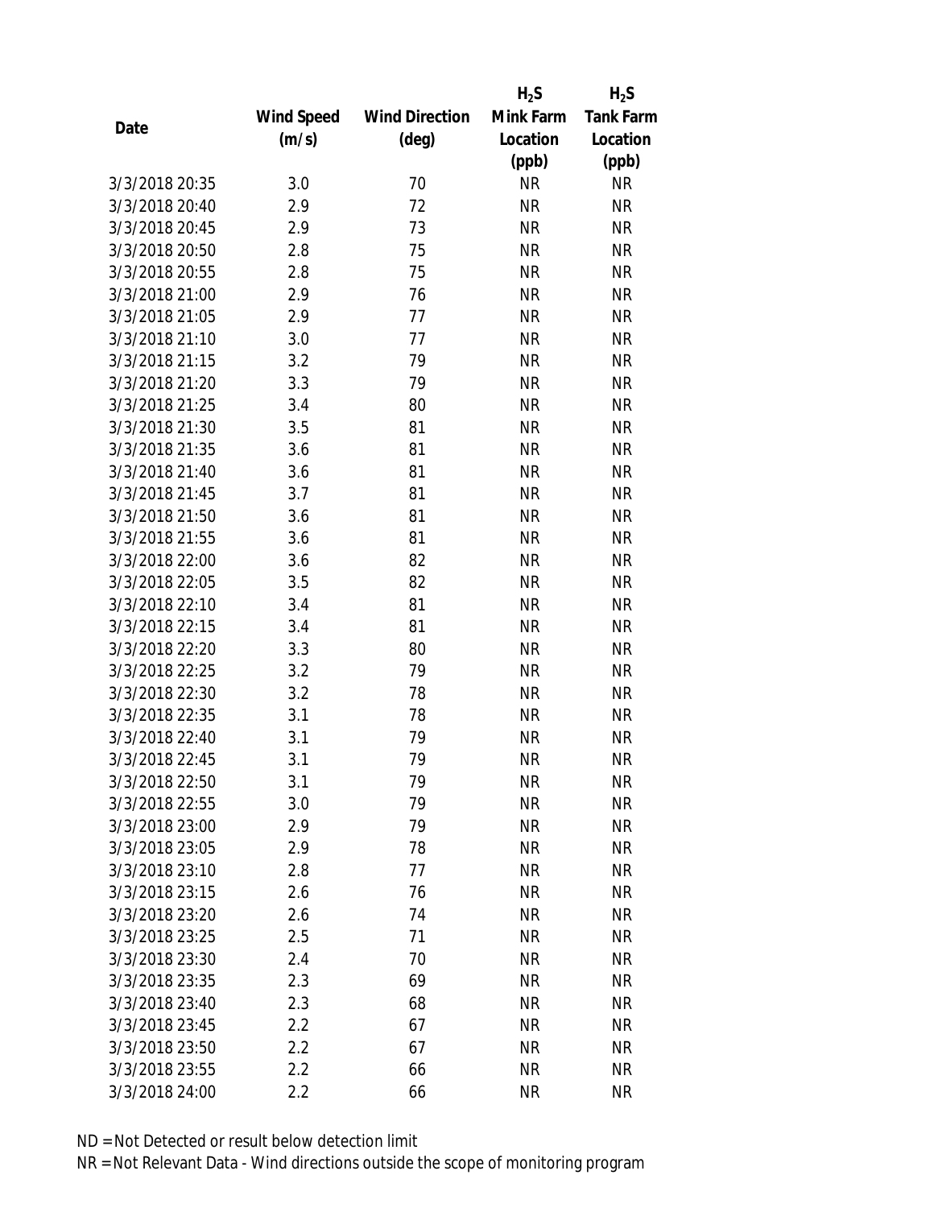| Date | Wind Speed (m/s) | Wind Direction (deg) | $H_2S$ Mink Farm Location (ppb) | $H_2S$ Tank Farm Location (ppb) |
|---|---|---|---|---|
| 3/3/2018 20:35 | 3.0 | 70 | NR | NR |
| 3/3/2018 20:40 | 2.9 | 72 | NR | NR |
| 3/3/2018 20:45 | 2.9 | 73 | NR | NR |
| 3/3/2018 20:50 | 2.8 | 75 | NR | NR |
| 3/3/2018 20:55 | 2.8 | 75 | NR | NR |
| 3/3/2018 21:00 | 2.9 | 76 | NR | NR |
| 3/3/2018 21:05 | 2.9 | 77 | NR | NR |
| 3/3/2018 21:10 | 3.0 | 77 | NR | NR |
| 3/3/2018 21:15 | 3.2 | 79 | NR | NR |
| 3/3/2018 21:20 | 3.3 | 79 | NR | NR |
| 3/3/2018 21:25 | 3.4 | 80 | NR | NR |
| 3/3/2018 21:30 | 3.5 | 81 | NR | NR |
| 3/3/2018 21:35 | 3.6 | 81 | NR | NR |
| 3/3/2018 21:40 | 3.6 | 81 | NR | NR |
| 3/3/2018 21:45 | 3.7 | 81 | NR | NR |
| 3/3/2018 21:50 | 3.6 | 81 | NR | NR |
| 3/3/2018 21:55 | 3.6 | 81 | NR | NR |
| 3/3/2018 22:00 | 3.6 | 82 | NR | NR |
| 3/3/2018 22:05 | 3.5 | 82 | NR | NR |
| 3/3/2018 22:10 | 3.4 | 81 | NR | NR |
| 3/3/2018 22:15 | 3.4 | 81 | NR | NR |
| 3/3/2018 22:20 | 3.3 | 80 | NR | NR |
| 3/3/2018 22:25 | 3.2 | 79 | NR | NR |
| 3/3/2018 22:30 | 3.2 | 78 | NR | NR |
| 3/3/2018 22:35 | 3.1 | 78 | NR | NR |
| 3/3/2018 22:40 | 3.1 | 79 | NR | NR |
| 3/3/2018 22:45 | 3.1 | 79 | NR | NR |
| 3/3/2018 22:50 | 3.1 | 79 | NR | NR |
| 3/3/2018 22:55 | 3.0 | 79 | NR | NR |
| 3/3/2018 23:00 | 2.9 | 79 | NR | NR |
| 3/3/2018 23:05 | 2.9 | 78 | NR | NR |
| 3/3/2018 23:10 | 2.8 | 77 | NR | NR |
| 3/3/2018 23:15 | 2.6 | 76 | NR | NR |
| 3/3/2018 23:20 | 2.6 | 74 | NR | NR |
| 3/3/2018 23:25 | 2.5 | 71 | NR | NR |
| 3/3/2018 23:30 | 2.4 | 70 | NR | NR |
| 3/3/2018 23:35 | 2.3 | 69 | NR | NR |
| 3/3/2018 23:40 | 2.3 | 68 | NR | NR |
| 3/3/2018 23:45 | 2.2 | 67 | NR | NR |
| 3/3/2018 23:50 | 2.2 | 67 | NR | NR |
| 3/3/2018 23:55 | 2.2 | 66 | NR | NR |
| 3/3/2018 24:00 | 2.2 | 66 | NR | NR |

ND = Not Detected or result below detection limit

NR = Not Relevant Data - Wind directions outside the scope of monitoring program